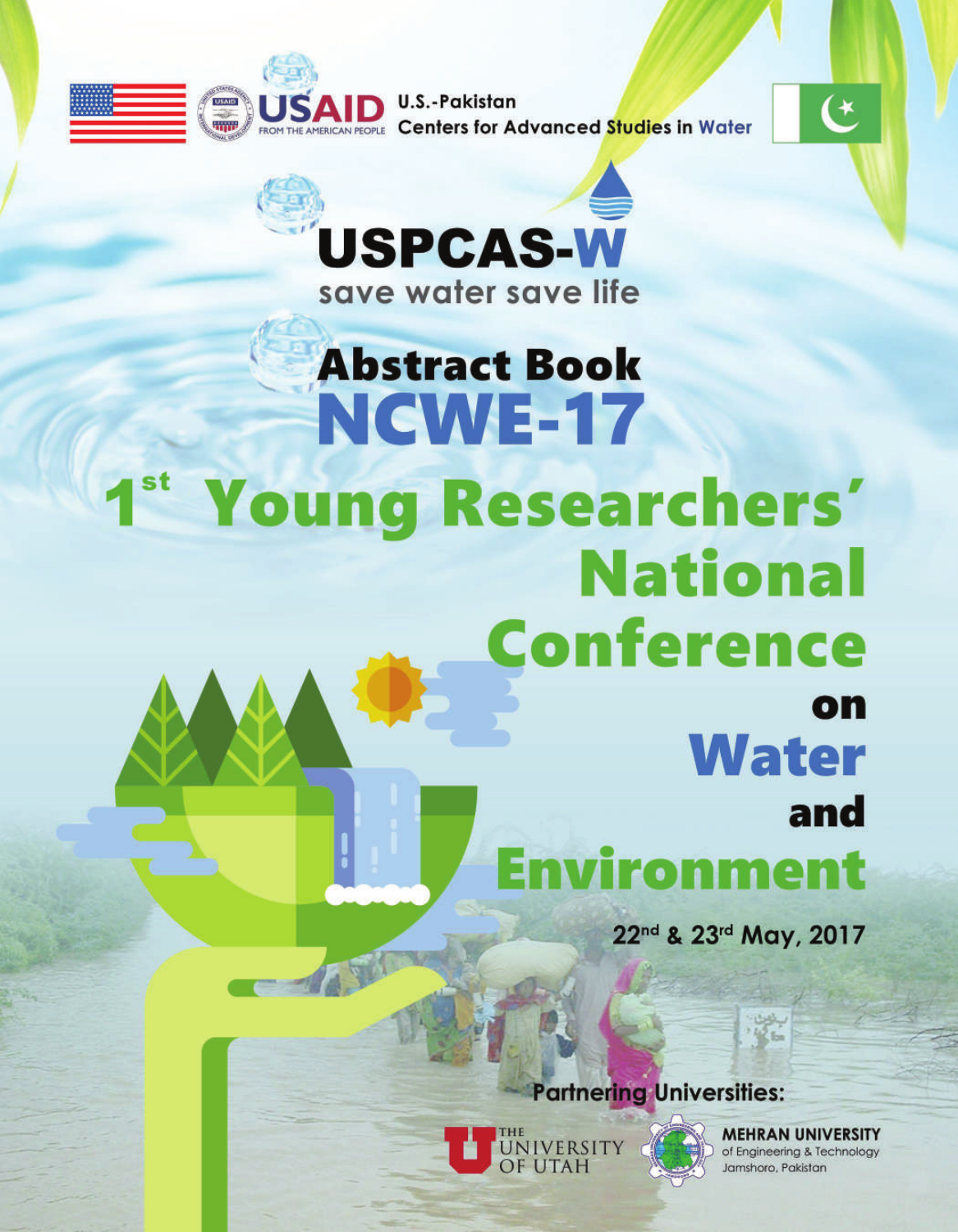USAID FROM THE AMERICAN PEOPLE

U.S.-Pakistan Centers for Advanced Studies in Water

# USPCAS-W

save water save life

# Abstract Book NCWE-17

# 1st Young Researchers' National Conference on Water and Environment

22nd & 23rd May, 2017

**Partnering Universities:**

THE UNIVERSITY OF UTAH

MEHRAN UNIVERSITY of Engineering & Technology Jamshoro, Pakistan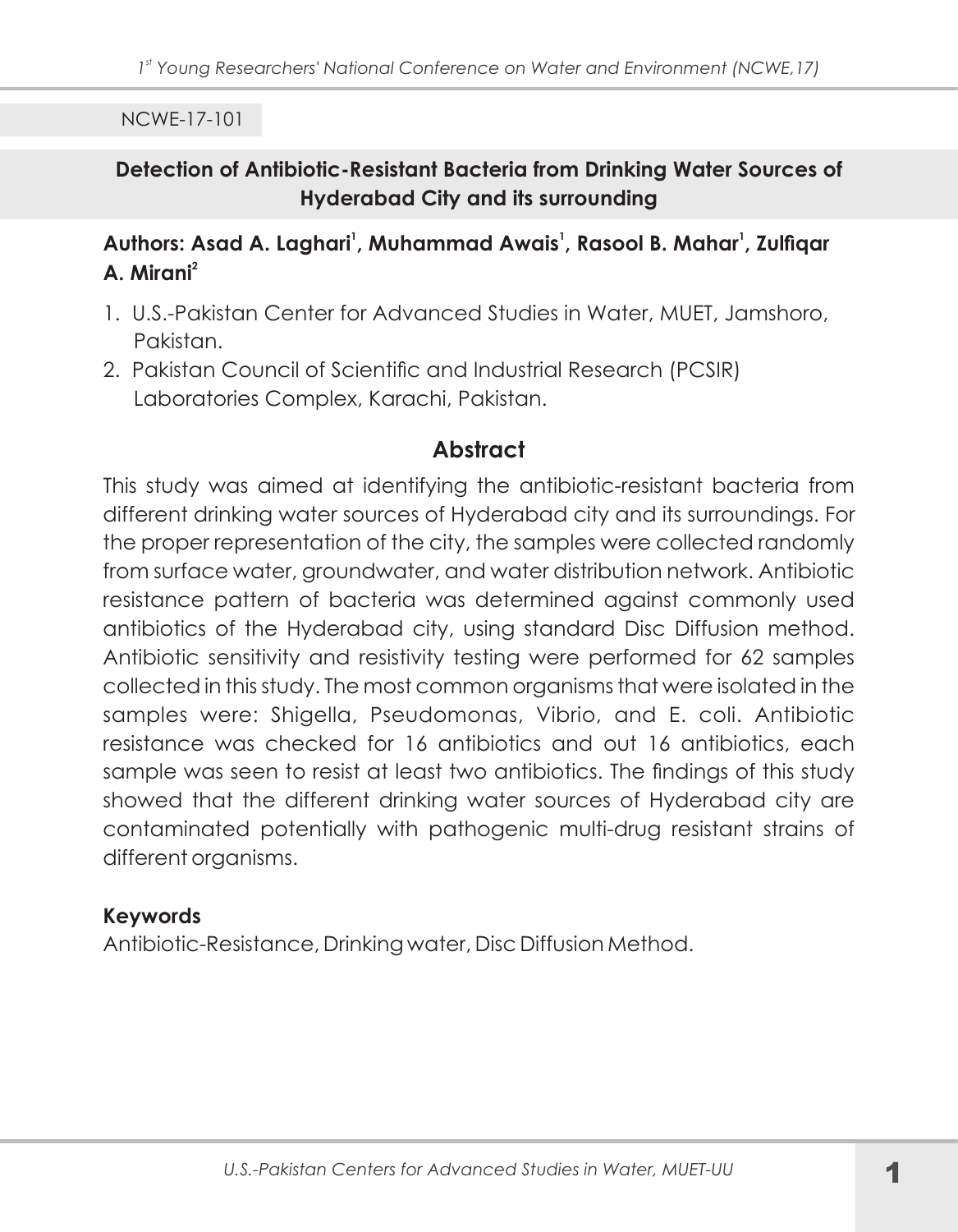NCWE-17-101

## Detection of Antibiotic-Resistant Bacteria from Drinking Water Sources of Hyderabad City and its surrounding

**Authors: Asad A. Laghari[1], Muhammad Awais[1], Rasool B. Mahar[1], Zulfiqar A. Mirani[2]**

1. U.S.-Pakistan Center for Advanced Studies in Water, MUET, Jamshoro, Pakistan.
2. Pakistan Council of Scientific and Industrial Research (PCSIR) Laboratories Complex, Karachi, Pakistan.

### Abstract

This study was aimed at identifying the antibiotic-resistant bacteria from different drinking water sources of Hyderabad city and its surroundings. For the proper representation of the city, the samples were collected randomly from surface water, groundwater, and water distribution network. Antibiotic resistance pattern of bacteria was determined against commonly used antibiotics of the Hyderabad city, using standard Disc Diffusion method. Antibiotic sensitivity and resistivity testing were performed for 62 samples collected in this study. The most common organisms that were isolated in the samples were: Shigella, Pseudomonas, Vibrio, and E. coli. Antibiotic resistance was checked for 16 antibiotics and out 16 antibiotics, each sample was seen to resist at least two antibiotics. The findings of this study showed that the different drinking water sources of Hyderabad city are contaminated potentially with pathogenic multi-drug resistant strains of different organisms.

**Keywords**

Antibiotic-Resistance, Drinking water, Disc Diffusion Method.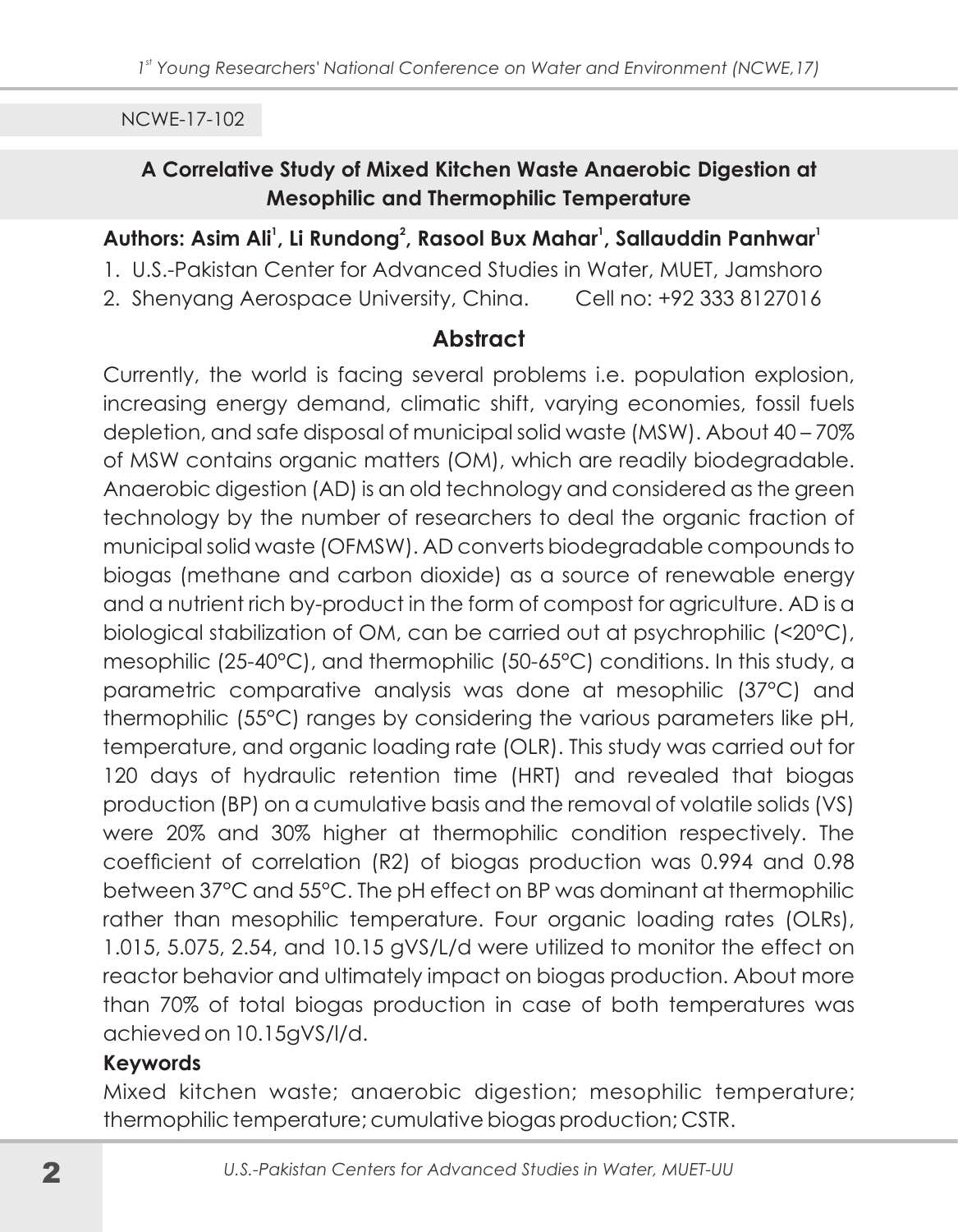NCWE-17-102

## A Correlative Study of Mixed Kitchen Waste Anaerobic Digestion at Mesophilic and Thermophilic Temperature

**Authors: Asim Ali[1], Li Rundong[2], Rasool Bux Mahar[1], Sallauddin Panhwar[1]**

1. U.S.-Pakistan Center for Advanced Studies in Water, MUET, Jamshoro
2. Shenyang Aerospace University, China. Cell no: +92 333 8127016

### Abstract

Currently, the world is facing several problems i.e. population explosion, increasing energy demand, climatic shift, varying economies, fossil fuels depletion, and safe disposal of municipal solid waste (MSW). About 40 – 70% of MSW contains organic matters (OM), which are readily biodegradable. Anaerobic digestion (AD) is an old technology and considered as the green technology by the number of researchers to deal the organic fraction of municipal solid waste (OFMSW). AD converts biodegradable compounds to biogas (methane and carbon dioxide) as a source of renewable energy and a nutrient rich by-product in the form of compost for agriculture. AD is a biological stabilization of OM, can be carried out at psychrophilic (<20°C), mesophilic (25-40°C), and thermophilic (50-65°C) conditions. In this study, a parametric comparative analysis was done at mesophilic (37°C) and thermophilic (55°C) ranges by considering the various parameters like pH, temperature, and organic loading rate (OLR). This study was carried out for 120 days of hydraulic retention time (HRT) and revealed that biogas production (BP) on a cumulative basis and the removal of volatile solids (VS) were 20% and 30% higher at thermophilic condition respectively. The coefficient of correlation (R2) of biogas production was 0.994 and 0.98 between 37°C and 55°C. The pH effect on BP was dominant at thermophilic rather than mesophilic temperature. Four organic loading rates (OLRs), 1.015, 5.075, 2.54, and 10.15 gVS/L/d were utilized to monitor the effect on reactor behavior and ultimately impact on biogas production. About more than 70% of total biogas production in case of both temperatures was achieved on 10.15gVS/l/d.

**Keywords**

Mixed kitchen waste; anaerobic digestion; mesophilic temperature; thermophilic temperature; cumulative biogas production; CSTR.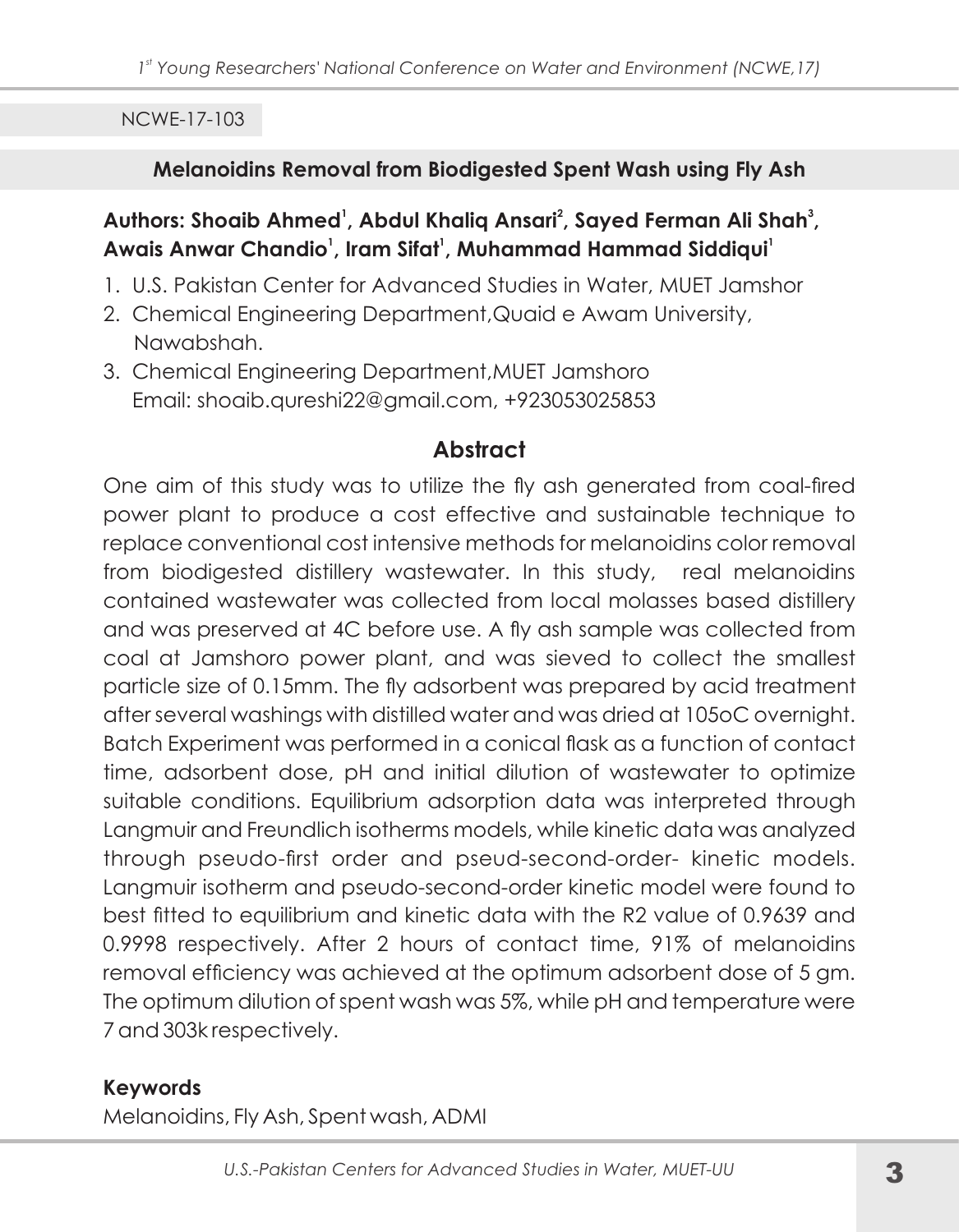NCWE-17-103

## Melanoidins Removal from Biodigested Spent Wash using Fly Ash

**Authors: Shoaib Ahmed[1], Abdul Khaliq Ansari[2], Sayed Ferman Ali Shah[3], Awais Anwar Chandio[1], Iram Sifat[1], Muhammad Hammad Siddiqui[1]**

1. U.S. Pakistan Center for Advanced Studies in Water, MUET Jamshor
2. Chemical Engineering Department,Quaid e Awam University, Nawabshah.
3. Chemical Engineering Department,MUET Jamshoro  
   Email: shoaib.qureshi22@gmail.com, +923053025853

### Abstract

One aim of this study was to utilize the fly ash generated from coal-fired power plant to produce a cost effective and sustainable technique to replace conventional cost intensive methods for melanoidins color removal from biodigested distillery wastewater. In this study, real melanoidins contained wastewater was collected from local molasses based distillery and was preserved at 4C before use. A fly ash sample was collected from coal at Jamshoro power plant, and was sieved to collect the smallest particle size of 0.15mm. The fly adsorbent was prepared by acid treatment after several washings with distilled water and was dried at 105oC overnight. Batch Experiment was performed in a conical flask as a function of contact time, adsorbent dose, pH and initial dilution of wastewater to optimize suitable conditions. Equilibrium adsorption data was interpreted through Langmuir and Freundlich isotherms models, while kinetic data was analyzed through pseudo-first order and pseud-second-order- kinetic models. Langmuir isotherm and pseudo-second-order kinetic model were found to best fitted to equilibrium and kinetic data with the R2 value of 0.9639 and 0.9998 respectively. After 2 hours of contact time, 91% of melanoidins removal efficiency was achieved at the optimum adsorbent dose of 5 gm. The optimum dilution of spent wash was 5%, while pH and temperature were 7 and 303k respectively.

**Keywords**

Melanoidins, Fly Ash, Spent wash, ADMI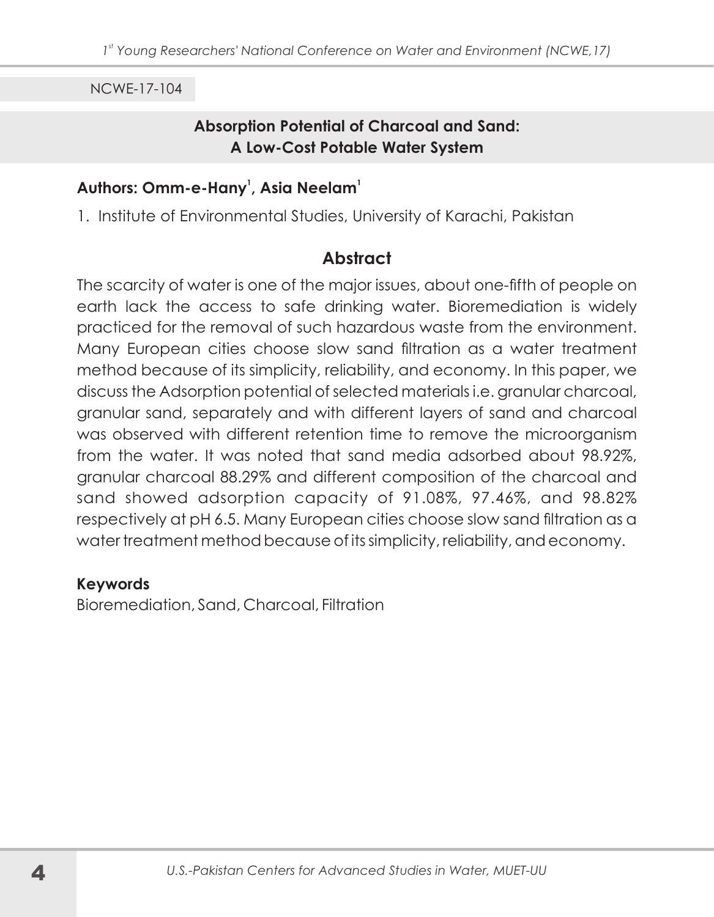NCWE-17-104

## Absorption Potential of Charcoal and Sand: A Low-Cost Potable Water System

**Authors: Omm-e-Hany[1], Asia Neelam[1]**

1. Institute of Environmental Studies, University of Karachi, Pakistan

### Abstract

The scarcity of water is one of the major issues, about one-fifth of people on earth lack the access to safe drinking water. Bioremediation is widely practiced for the removal of such hazardous waste from the environment. Many European cities choose slow sand filtration as a water treatment method because of its simplicity, reliability, and economy. In this paper, we discuss the Adsorption potential of selected materials i.e. granular charcoal, granular sand, separately and with different layers of sand and charcoal was observed with different retention time to remove the microorganism from the water. It was noted that sand media adsorbed about 98.92%, granular charcoal 88.29% and different composition of the charcoal and sand showed adsorption capacity of 91.08%, 97.46%, and 98.82% respectively at pH 6.5. Many European cities choose slow sand filtration as a water treatment method because of its simplicity, reliability, and economy.

**Keywords**

Bioremediation, Sand, Charcoal, Filtration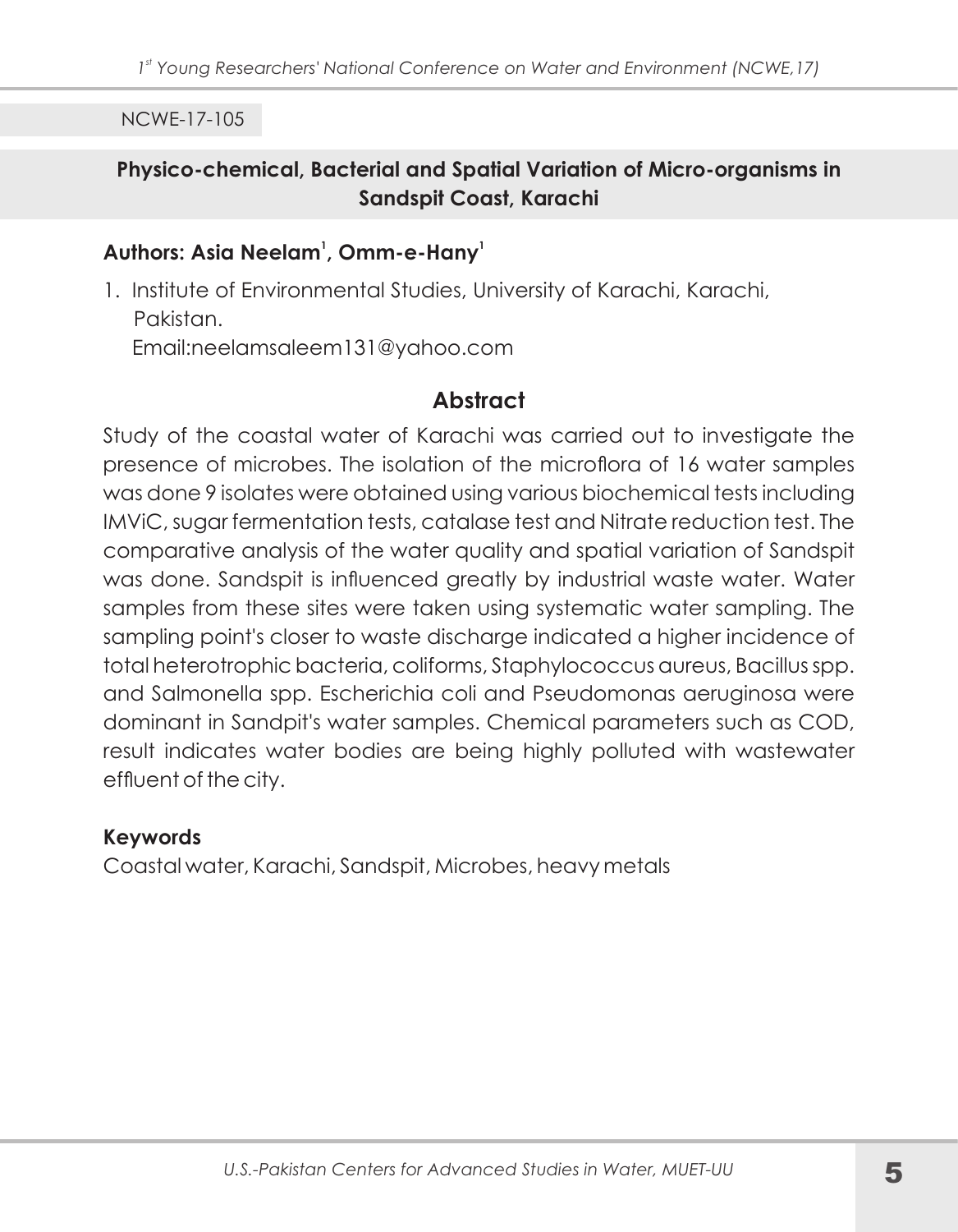NCWE-17-105

## Physico-chemical, Bacterial and Spatial Variation of Micro-organisms in Sandspit Coast, Karachi

**Authors: Asia Neelam[1], Omm-e-Hany[1]**

1. Institute of Environmental Studies, University of Karachi, Karachi, Pakistan.
   Email:neelamsaleem131@yahoo.com

### Abstract

Study of the coastal water of Karachi was carried out to investigate the presence of microbes. The isolation of the microflora of 16 water samples was done 9 isolates were obtained using various biochemical tests including IMViC, sugar fermentation tests, catalase test and Nitrate reduction test. The comparative analysis of the water quality and spatial variation of Sandspit was done. Sandspit is influenced greatly by industrial waste water. Water samples from these sites were taken using systematic water sampling. The sampling point's closer to waste discharge indicated a higher incidence of total heterotrophic bacteria, coliforms, Staphylococcus aureus, Bacillus spp. and Salmonella spp. Escherichia coli and Pseudomonas aeruginosa were dominant in Sandpit's water samples. Chemical parameters such as COD, result indicates water bodies are being highly polluted with wastewater effluent of the city.

**Keywords**

Coastal water, Karachi, Sandspit, Microbes, heavy metals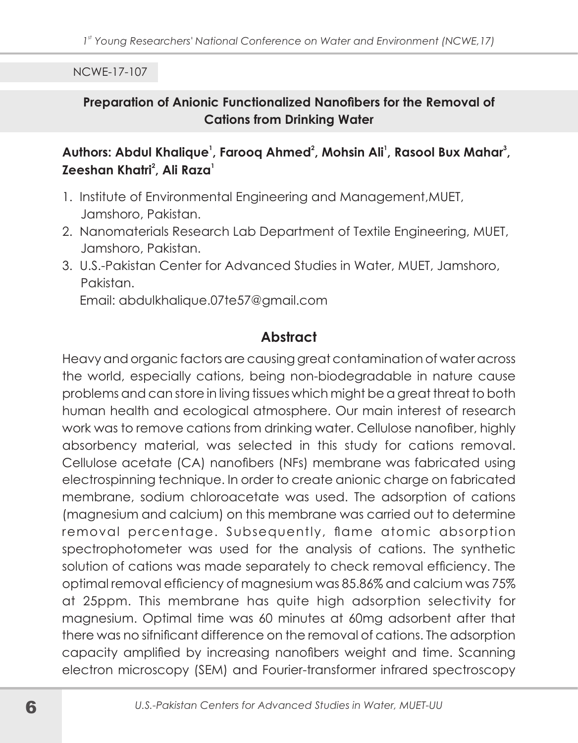NCWE-17-107

## Preparation of Anionic Functionalized Nanofibers for the Removal of Cations from Drinking Water

**Authors: Abdul Khalique[1], Farooq Ahmed[2], Mohsin Ali[1], Rasool Bux Mahar[3], Zeeshan Khatri[2], Ali Raza[1]**

1. Institute of Environmental Engineering and Management,MUET, Jamshoro, Pakistan.
2. Nanomaterials Research Lab Department of Textile Engineering, MUET, Jamshoro, Pakistan.
3. U.S.-Pakistan Center for Advanced Studies in Water, MUET, Jamshoro, Pakistan.

Email: abdulkhalique.07te57@gmail.com

### Abstract

Heavy and organic factors are causing great contamination of water across the world, especially cations, being non-biodegradable in nature cause problems and can store in living tissues which might be a great threat to both human health and ecological atmosphere. Our main interest of research work was to remove cations from drinking water. Cellulose nanofiber, highly absorbency material, was selected in this study for cations removal. Cellulose acetate (CA) nanofibers (NFs) membrane was fabricated using electrospinning technique. In order to create anionic charge on fabricated membrane, sodium chloroacetate was used. The adsorption of cations (magnesium and calcium) on this membrane was carried out to determine removal percentage. Subsequently, flame atomic absorption spectrophotometer was used for the analysis of cations. The synthetic solution of cations was made separately to check removal efficiency. The optimal removal efficiency of magnesium was 85.86% and calcium was 75% at 25ppm. This membrane has quite high adsorption selectivity for magnesium. Optimal time was 60 minutes at 60mg adsorbent after that there was no sifnificant difference on the removal of cations. The adsorption capacity amplified by increasing nanofibers weight and time. Scanning electron microscopy (SEM) and Fourier-transformer infrared spectroscopy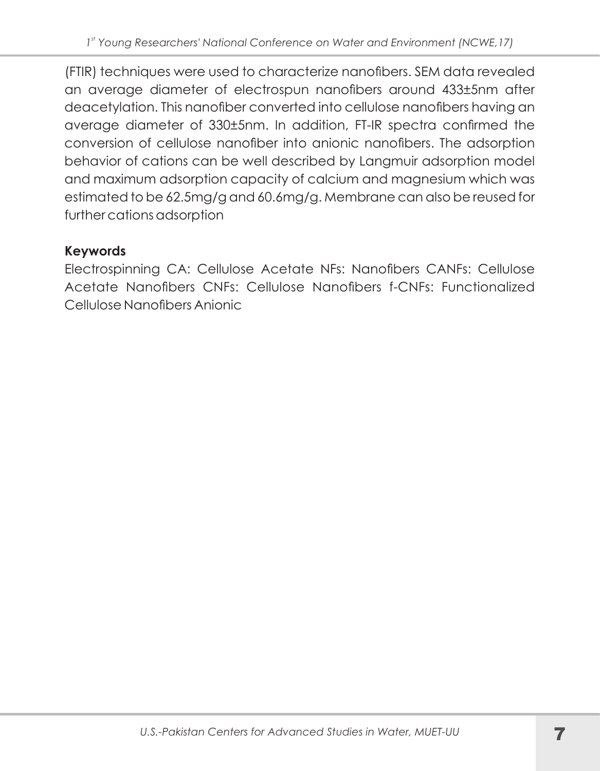(FTIR) techniques were used to characterize nanofibers. SEM data revealed an average diameter of electrospun nanofibers around 433±5nm after deacetylation. This nanofiber converted into cellulose nanofibers having an average diameter of 330±5nm. In addition, FT-IR spectra confirmed the conversion of cellulose nanofiber into anionic nanofibers. The adsorption behavior of cations can be well described by Langmuir adsorption model and maximum adsorption capacity of calcium and magnesium which was estimated to be 62.5mg/g and 60.6mg/g. Membrane can also be reused for further cations adsorption

### Keywords

Electrospinning CA: Cellulose Acetate NFs: Nanofibers CANFs: Cellulose Acetate Nanofibers CNFs: Cellulose Nanofibers f-CNFs: Functionalized Cellulose Nanofibers Anionic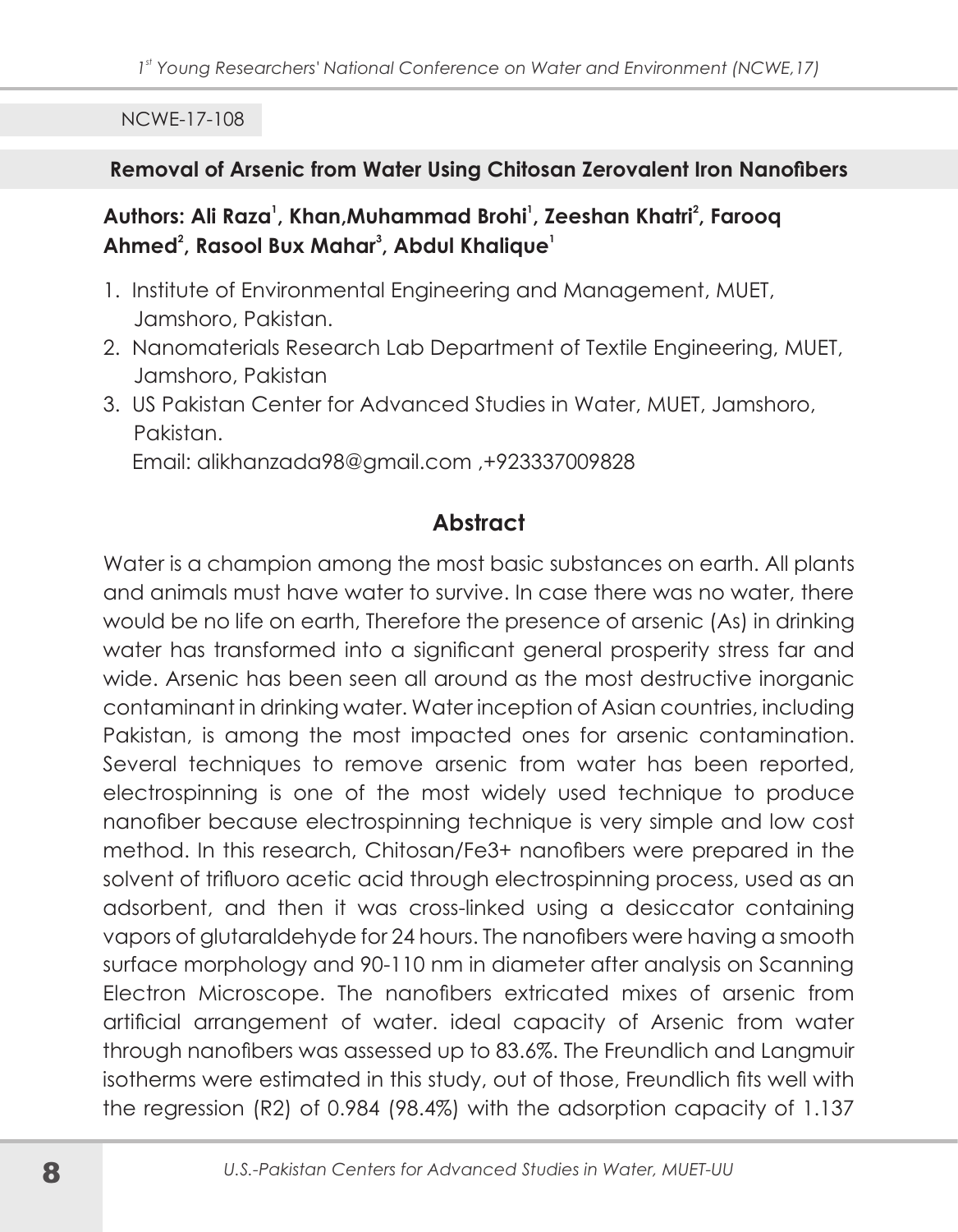NCWE-17-108

## Removal of Arsenic from Water Using Chitosan Zerovalent Iron Nanofibers

**Authors: Ali Raza[1], Khan,Muhammad Brohi[1], Zeeshan Khatri[2], Farooq Ahmed[2], Rasool Bux Mahar[3], Abdul Khalique[1]**

1. Institute of Environmental Engineering and Management, MUET, Jamshoro, Pakistan.
2. Nanomaterials Research Lab Department of Textile Engineering, MUET, Jamshoro, Pakistan
3. US Pakistan Center for Advanced Studies in Water, MUET, Jamshoro, Pakistan.

Email: alikhanzada98@gmail.com ,+923337009828

### Abstract

Water is a champion among the most basic substances on earth. All plants and animals must have water to survive. In case there was no water, there would be no life on earth, Therefore the presence of arsenic (As) in drinking water has transformed into a significant general prosperity stress far and wide. Arsenic has been seen all around as the most destructive inorganic contaminant in drinking water. Water inception of Asian countries, including Pakistan, is among the most impacted ones for arsenic contamination. Several techniques to remove arsenic from water has been reported, electrospinning is one of the most widely used technique to produce nanofiber because electrospinning technique is very simple and low cost method. In this research, Chitosan/$Fe^{3+}$ nanofibers were prepared in the solvent of trifluoro acetic acid through electrospinning process, used as an adsorbent, and then it was cross-linked using a desiccator containing vapors of glutaraldehyde for 24 hours. The nanofibers were having a smooth surface morphology and 90-110 nm in diameter after analysis on Scanning Electron Microscope. The nanofibers extricated mixes of arsenic from artificial arrangement of water. ideal capacity of Arsenic from water through nanofibers was assessed up to 83.6%. The Freundlich and Langmuir isotherms were estimated in this study, out of those, Freundlich fits well with the regression ($R2$) of 0.984 (98.4%) with the adsorption capacity of 1.137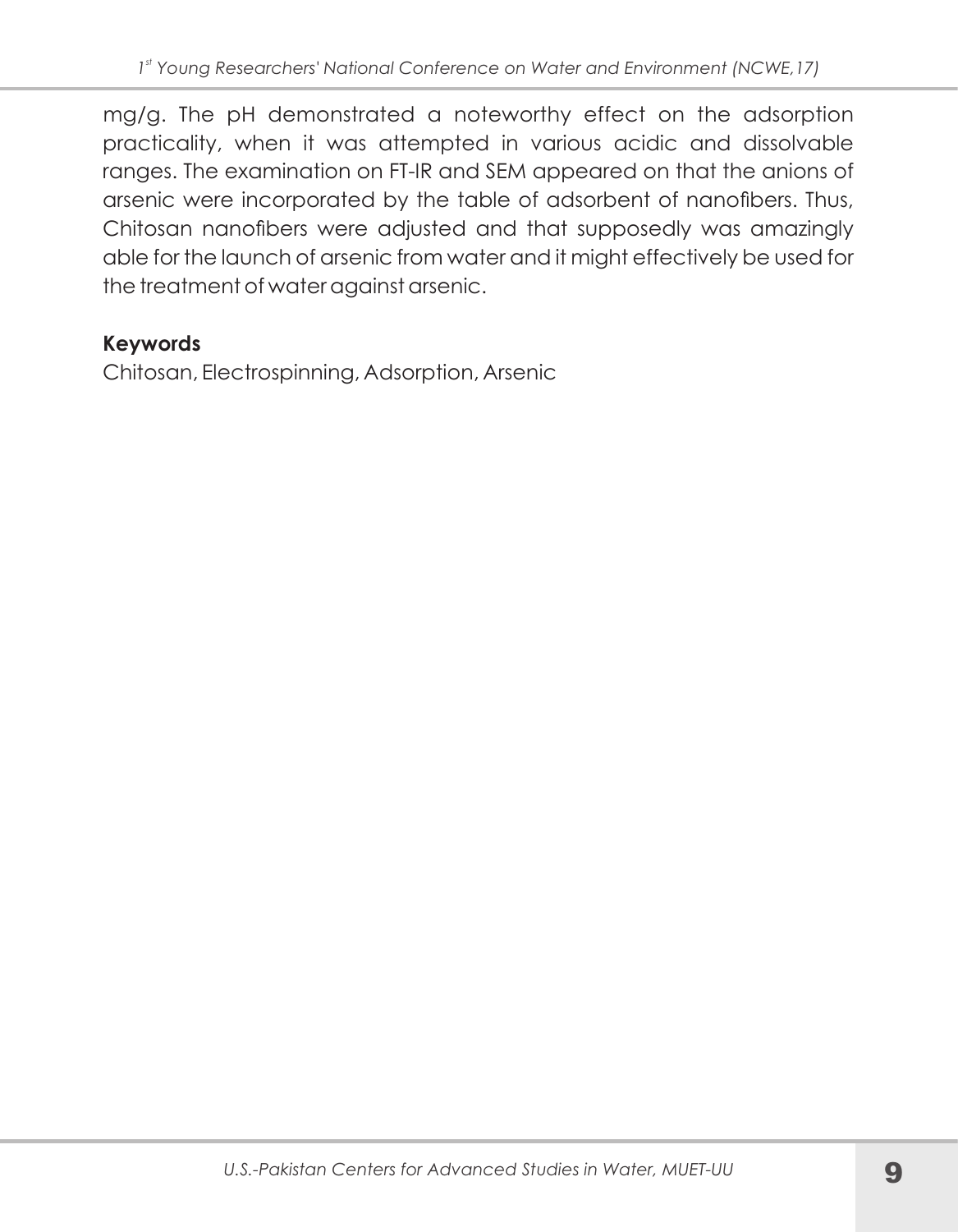mg/g. The pH demonstrated a noteworthy effect on the adsorption practicality, when it was attempted in various acidic and dissolvable ranges. The examination on FT-IR and SEM appeared on that the anions of arsenic were incorporated by the table of adsorbent of nanofibers. Thus, Chitosan nanofibers were adjusted and that supposedly was amazingly able for the launch of arsenic from water and it might effectively be used for the treatment of water against arsenic.

**Keywords**

Chitosan, Electrospinning, Adsorption, Arsenic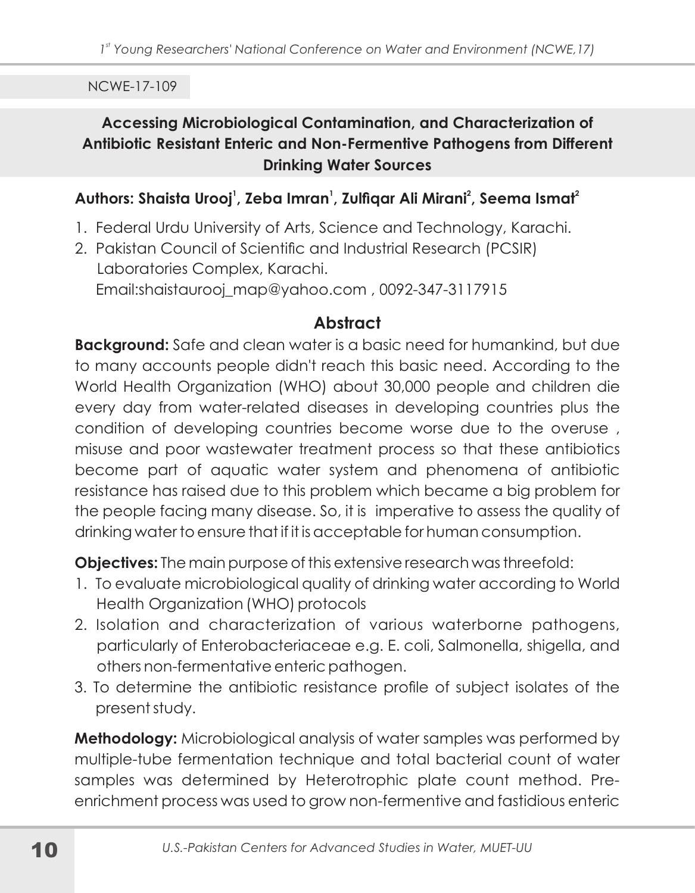NCWE-17-109

## Accessing Microbiological Contamination, and Characterization of Antibiotic Resistant Enteric and Non-Fermentive Pathogens from Different Drinking Water Sources

**Authors: Shaista Urooj[1], Zeba Imran[1], Zulfiqar Ali Mirani[2], Seema Ismat[2]**

1. Federal Urdu University of Arts, Science and Technology, Karachi.
2. Pakistan Council of Scientific and Industrial Research (PCSIR) Laboratories Complex, Karachi.
   Email:shaistaurooj_map@yahoo.com , 0092-347-3117915

### Abstract

**Background:** Safe and clean water is a basic need for humankind, but due to many accounts people didn't reach this basic need. According to the World Health Organization (WHO) about 30,000 people and children die every day from water-related diseases in developing countries plus the condition of developing countries become worse due to the overuse , misuse and poor wastewater treatment process so that these antibiotics become part of aquatic water system and phenomena of antibiotic resistance has raised due to this problem which became a big problem for the people facing many disease. So, it is imperative to assess the quality of drinking water to ensure that if it is acceptable for human consumption.

**Objectives:** The main purpose of this extensive research was threefold:

1. To evaluate microbiological quality of drinking water according to World Health Organization (WHO) protocols
2. Isolation and characterization of various waterborne pathogens, particularly of Enterobacteriaceae e.g. E. coli, Salmonella, shigella, and others non-fermentative enteric pathogen.
3. To determine the antibiotic resistance profile of subject isolates of the present study.

**Methodology:** Microbiological analysis of water samples was performed by multiple-tube fermentation technique and total bacterial count of water samples was determined by Heterotrophic plate count method. Pre-enrichment process was used to grow non-fermentive and fastidious enteric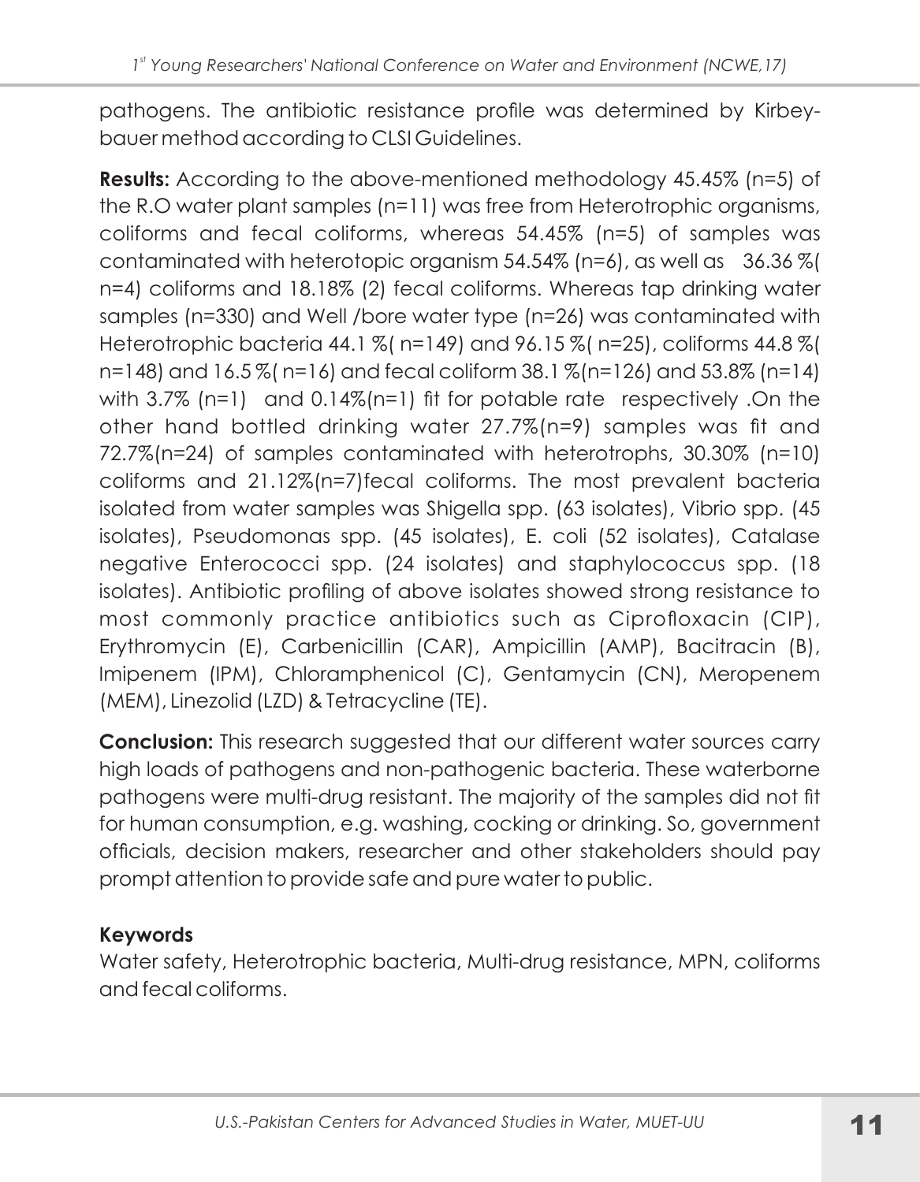pathogens. The antibiotic resistance profile was determined by Kirbey-bauer method according to CLSI Guidelines.

**Results:** According to the above-mentioned methodology 45.45% (n=5) of the R.O water plant samples (n=11) was free from Heterotrophic organisms, coliforms and fecal coliforms, whereas 54.45% (n=5) of samples was contaminated with heterotopic organism 54.54% (n=6), as well as 36.36 %( n=4) coliforms and 18.18% (2) fecal coliforms. Whereas tap drinking water samples (n=330) and Well /bore water type (n=26) was contaminated with Heterotrophic bacteria 44.1 %( n=149) and 96.15 %( n=25), coliforms 44.8 %( n=148) and 16.5 %( n=16) and fecal coliform 38.1 %(n=126) and 53.8% (n=14) with 3.7% (n=1) and 0.14%(n=1) fit for potable rate respectively .On the other hand bottled drinking water 27.7%(n=9) samples was fit and 72.7%(n=24) of samples contaminated with heterotrophs, 30.30% (n=10) coliforms and 21.12%(n=7)fecal coliforms. The most prevalent bacteria isolated from water samples was Shigella spp. (63 isolates), Vibrio spp. (45 isolates), Pseudomonas spp. (45 isolates), E. coli (52 isolates), Catalase negative Enterococci spp. (24 isolates) and staphylococcus spp. (18 isolates). Antibiotic profiling of above isolates showed strong resistance to most commonly practice antibiotics such as Ciprofloxacin (CIP), Erythromycin (E), Carbenicillin (CAR), Ampicillin (AMP), Bacitracin (B), Imipenem (IPM), Chloramphenicol (C), Gentamycin (CN), Meropenem (MEM), Linezolid (LZD) & Tetracycline (TE).

**Conclusion:** This research suggested that our different water sources carry high loads of pathogens and non-pathogenic bacteria. These waterborne pathogens were multi-drug resistant. The majority of the samples did not fit for human consumption, e.g. washing, cocking or drinking. So, government officials, decision makers, researcher and other stakeholders should pay prompt attention to provide safe and pure water to public.

**Keywords**

Water safety, Heterotrophic bacteria, Multi-drug resistance, MPN, coliforms and fecal coliforms.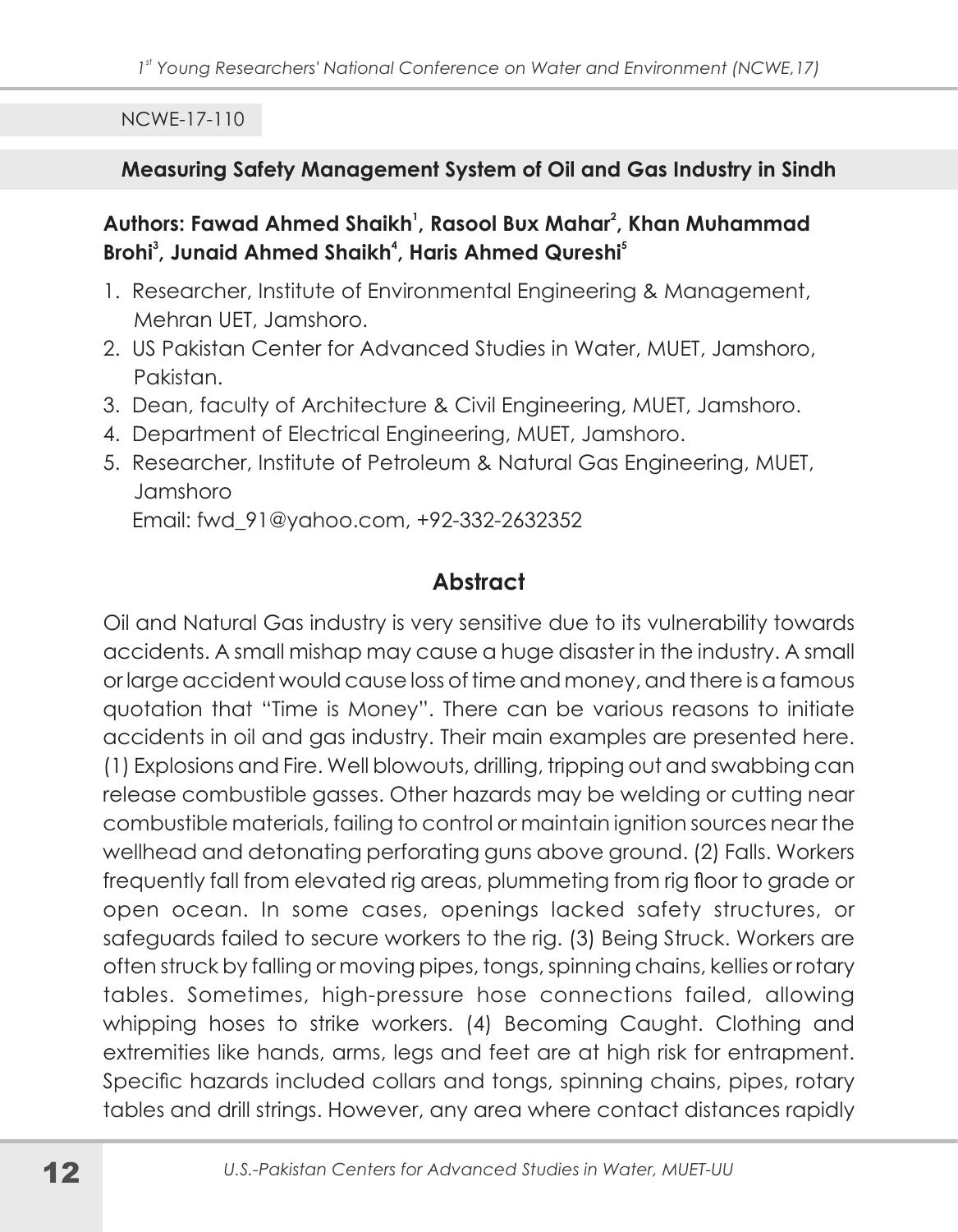NCWE-17-110

## Measuring Safety Management System of Oil and Gas Industry in Sindh

**Authors: Fawad Ahmed Shaikh[1], Rasool Bux Mahar[2], Khan Muhammad Brohi[3], Junaid Ahmed Shaikh[4], Haris Ahmed Qureshi[5]**

1. Researcher, Institute of Environmental Engineering & Management, Mehran UET, Jamshoro.
2. US Pakistan Center for Advanced Studies in Water, MUET, Jamshoro, Pakistan.
3. Dean, faculty of Architecture & Civil Engineering, MUET, Jamshoro.
4. Department of Electrical Engineering, MUET, Jamshoro.
5. Researcher, Institute of Petroleum & Natural Gas Engineering, MUET, Jamshoro

Email: fwd_91@yahoo.com, +92-332-2632352

### Abstract

Oil and Natural Gas industry is very sensitive due to its vulnerability towards accidents. A small mishap may cause a huge disaster in the industry. A small or large accident would cause loss of time and money, and there is a famous quotation that "Time is Money". There can be various reasons to initiate accidents in oil and gas industry. Their main examples are presented here. (1) Explosions and Fire. Well blowouts, drilling, tripping out and swabbing can release combustible gasses. Other hazards may be welding or cutting near combustible materials, failing to control or maintain ignition sources near the wellhead and detonating perforating guns above ground. (2) Falls. Workers frequently fall from elevated rig areas, plummeting from rig floor to grade or open ocean. In some cases, openings lacked safety structures, or safeguards failed to secure workers to the rig. (3) Being Struck. Workers are often struck by falling or moving pipes, tongs, spinning chains, kellies or rotary tables. Sometimes, high-pressure hose connections failed, allowing whipping hoses to strike workers. (4) Becoming Caught. Clothing and extremities like hands, arms, legs and feet are at high risk for entrapment. Specific hazards included collars and tongs, spinning chains, pipes, rotary tables and drill strings. However, any area where contact distances rapidly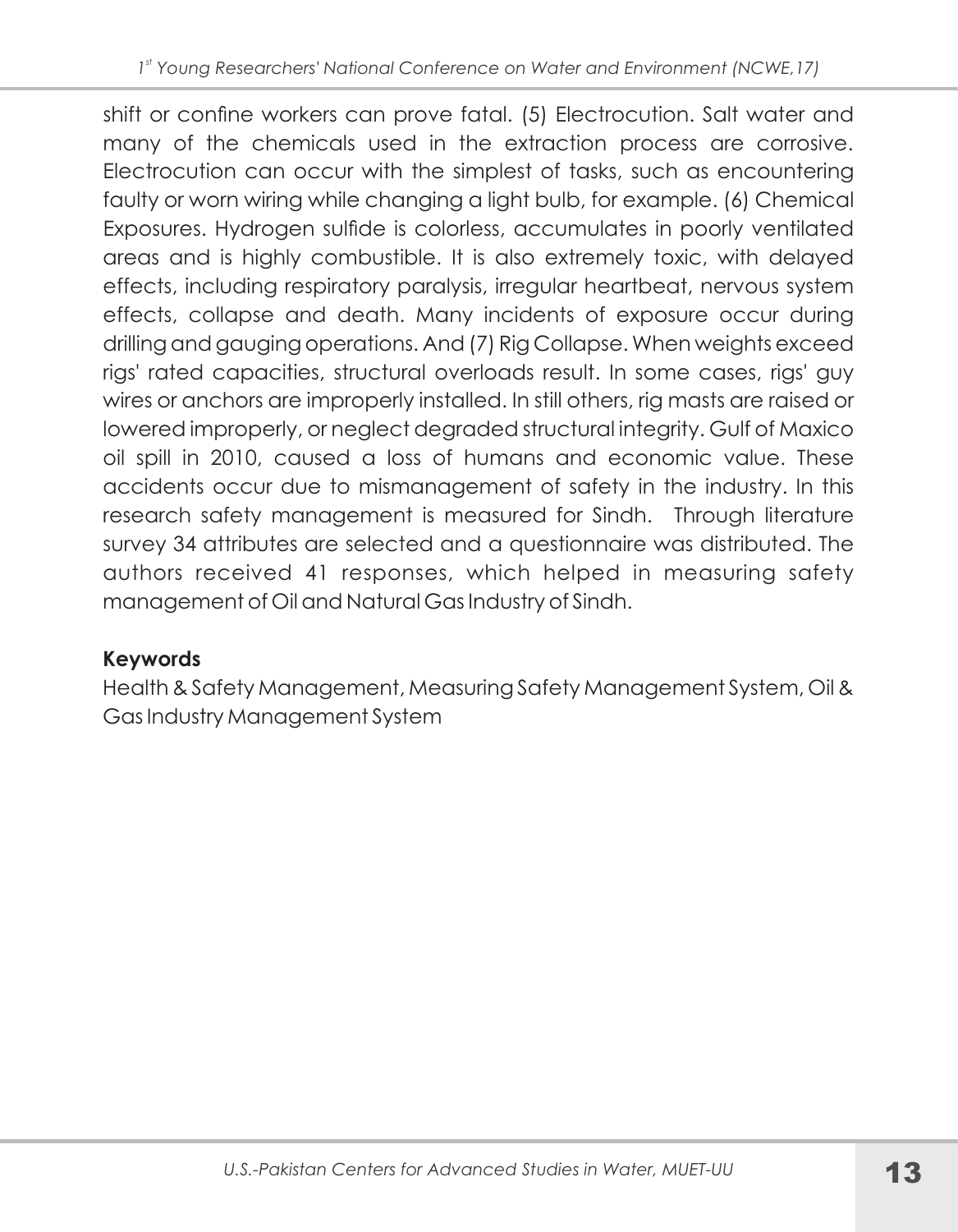shift or confine workers can prove fatal. (5) Electrocution. Salt water and many of the chemicals used in the extraction process are corrosive. Electrocution can occur with the simplest of tasks, such as encountering faulty or worn wiring while changing a light bulb, for example. (6) Chemical Exposures. Hydrogen sulfide is colorless, accumulates in poorly ventilated areas and is highly combustible. It is also extremely toxic, with delayed effects, including respiratory paralysis, irregular heartbeat, nervous system effects, collapse and death. Many incidents of exposure occur during drilling and gauging operations. And (7) Rig Collapse. When weights exceed rigs' rated capacities, structural overloads result. In some cases, rigs' guy wires or anchors are improperly installed. In still others, rig masts are raised or lowered improperly, or neglect degraded structural integrity. Gulf of Maxico oil spill in 2010, caused a loss of humans and economic value. These accidents occur due to mismanagement of safety in the industry. In this research safety management is measured for Sindh. Through literature survey 34 attributes are selected and a questionnaire was distributed. The authors received 41 responses, which helped in measuring safety management of Oil and Natural Gas Industry of Sindh.

**Keywords**

Health & Safety Management, Measuring Safety Management System, Oil & Gas Industry Management System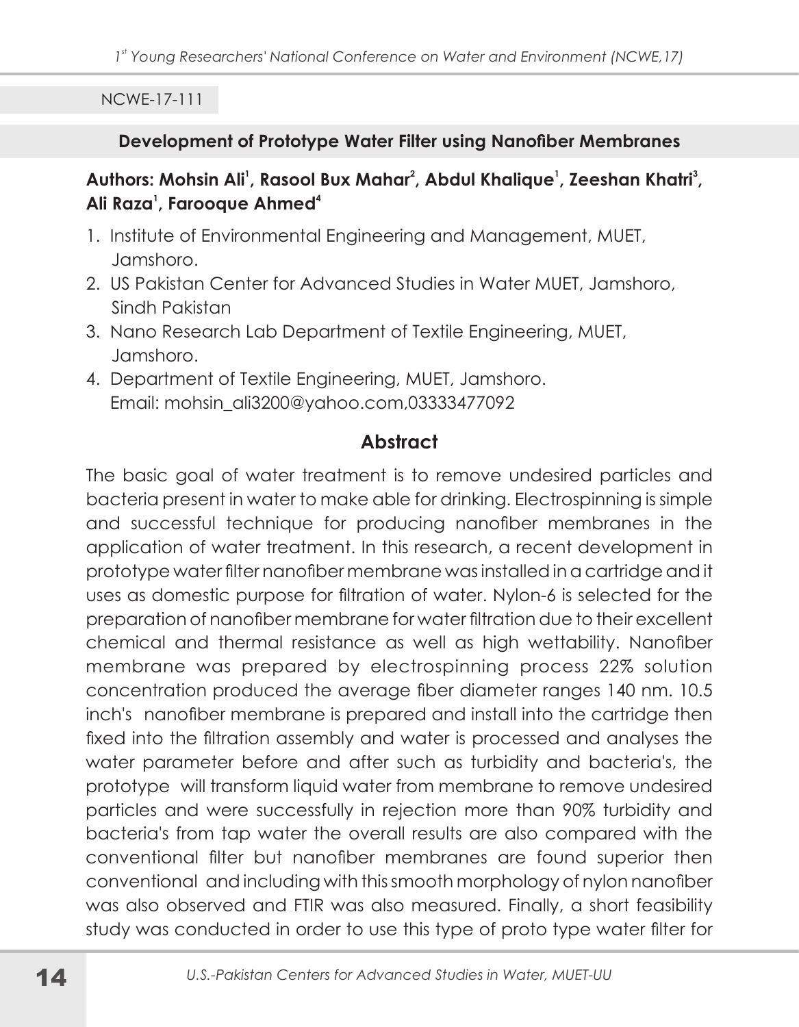NCWE-17-111

## Development of Prototype Water Filter using Nanofiber Membranes

**Authors: Mohsin Ali[1], Rasool Bux Mahar[2], Abdul Khalique[1], Zeeshan Khatri[3], Ali Raza[1], Farooque Ahmed[4]**

1. Institute of Environmental Engineering and Management, MUET, Jamshoro.
2. US Pakistan Center for Advanced Studies in Water MUET, Jamshoro, Sindh Pakistan
3. Nano Research Lab Department of Textile Engineering, MUET, Jamshoro.
4. Department of Textile Engineering, MUET, Jamshoro.
   Email: mohsin_ali3200@yahoo.com,03333477092

### Abstract

The basic goal of water treatment is to remove undesired particles and bacteria present in water to make able for drinking. Electrospinning is simple and successful technique for producing nanofiber membranes in the application of water treatment. In this research, a recent development in prototype water filter nanofiber membrane was installed in a cartridge and it uses as domestic purpose for filtration of water. Nylon-6 is selected for the preparation of nanofiber membrane for water filtration due to their excellent chemical and thermal resistance as well as high wettability. Nanofiber membrane was prepared by electrospinning process 22% solution concentration produced the average fiber diameter ranges 140 nm. 10.5 inch's nanofiber membrane is prepared and install into the cartridge then fixed into the filtration assembly and water is processed and analyses the water parameter before and after such as turbidity and bacteria's, the prototype will transform liquid water from membrane to remove undesired particles and were successfully in rejection more than 90% turbidity and bacteria's from tap water the overall results are also compared with the conventional filter but nanofiber membranes are found superior then conventional and including with this smooth morphology of nylon nanofiber was also observed and FTIR was also measured. Finally, a short feasibility study was conducted in order to use this type of proto type water filter for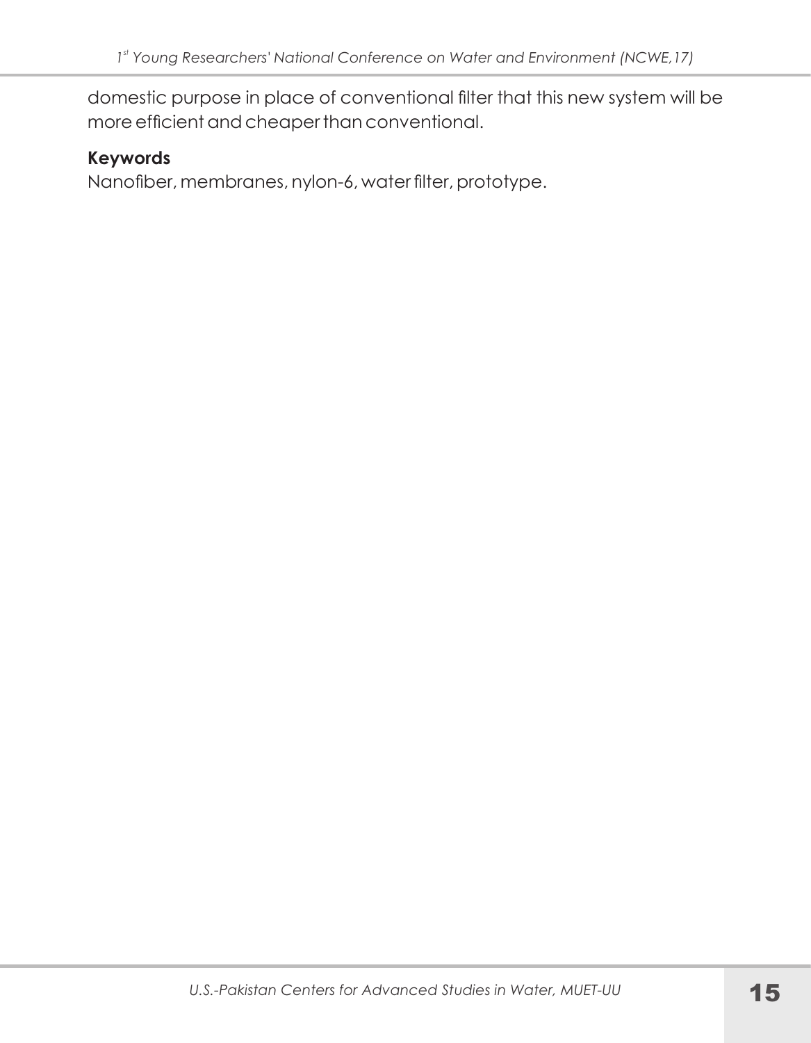domestic purpose in place of conventional filter that this new system will be more efficient and cheaper than conventional.

**Keywords**

Nanofiber, membranes, nylon-6, water filter, prototype.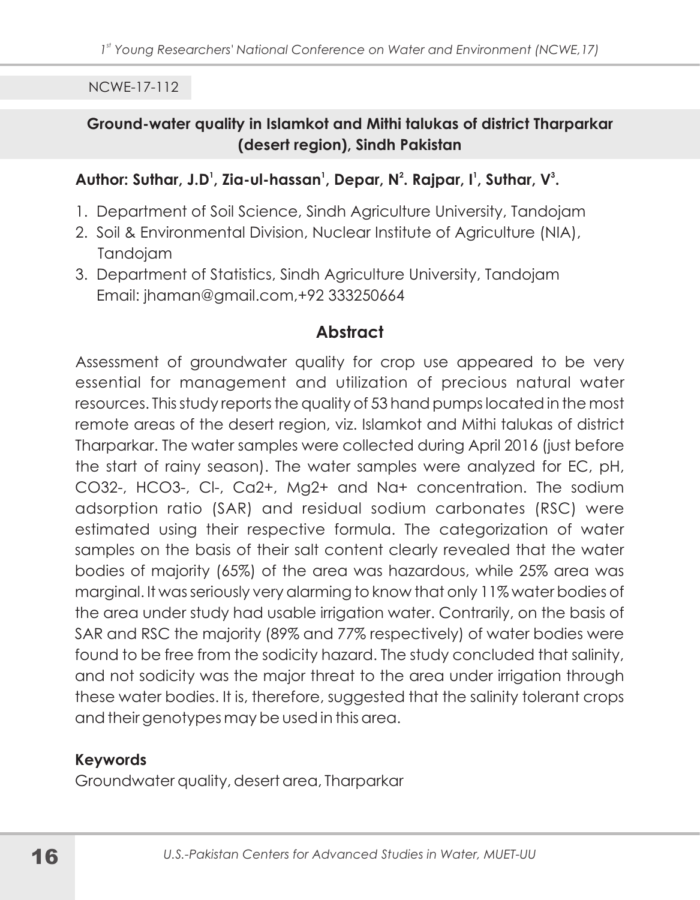NCWE-17-112

## Ground-water quality in Islamkot and Mithi talukas of district Tharparkar (desert region), Sindh Pakistan

**Author: Suthar, J.D[1], Zia-ul-hassan[1], Depar, N[2]. Rajpar, I[1], Suthar, V[3].**

1. Department of Soil Science, Sindh Agriculture University, Tandojam
2. Soil & Environmental Division, Nuclear Institute of Agriculture (NIA), Tandojam
3. Department of Statistics, Sindh Agriculture University, Tandojam
   Email: jhaman@gmail.com,+92 333250664

### Abstract

Assessment of groundwater quality for crop use appeared to be very essential for management and utilization of precious natural water resources. This study reports the quality of 53 hand pumps located in the most remote areas of the desert region, viz. Islamkot and Mithi talukas of district Tharparkar. The water samples were collected during April 2016 (just before the start of rainy season). The water samples were analyzed for EC, pH, $CO_3^{2-}$, $HCO_3^-$, $Cl^-$, $Ca^{2+}$, $Mg^{2+}$ and $Na^+$ concentration. The sodium adsorption ratio (SAR) and residual sodium carbonates (RSC) were estimated using their respective formula. The categorization of water samples on the basis of their salt content clearly revealed that the water bodies of majority (65%) of the area was hazardous, while 25% area was marginal. It was seriously very alarming to know that only 11% water bodies of the area under study had usable irrigation water. Contrarily, on the basis of SAR and RSC the majority (89% and 77% respectively) of water bodies were found to be free from the sodicity hazard. The study concluded that salinity, and not sodicity was the major threat to the area under irrigation through these water bodies. It is, therefore, suggested that the salinity tolerant crops and their genotypes may be used in this area.

### Keywords

Groundwater quality, desert area, Tharparkar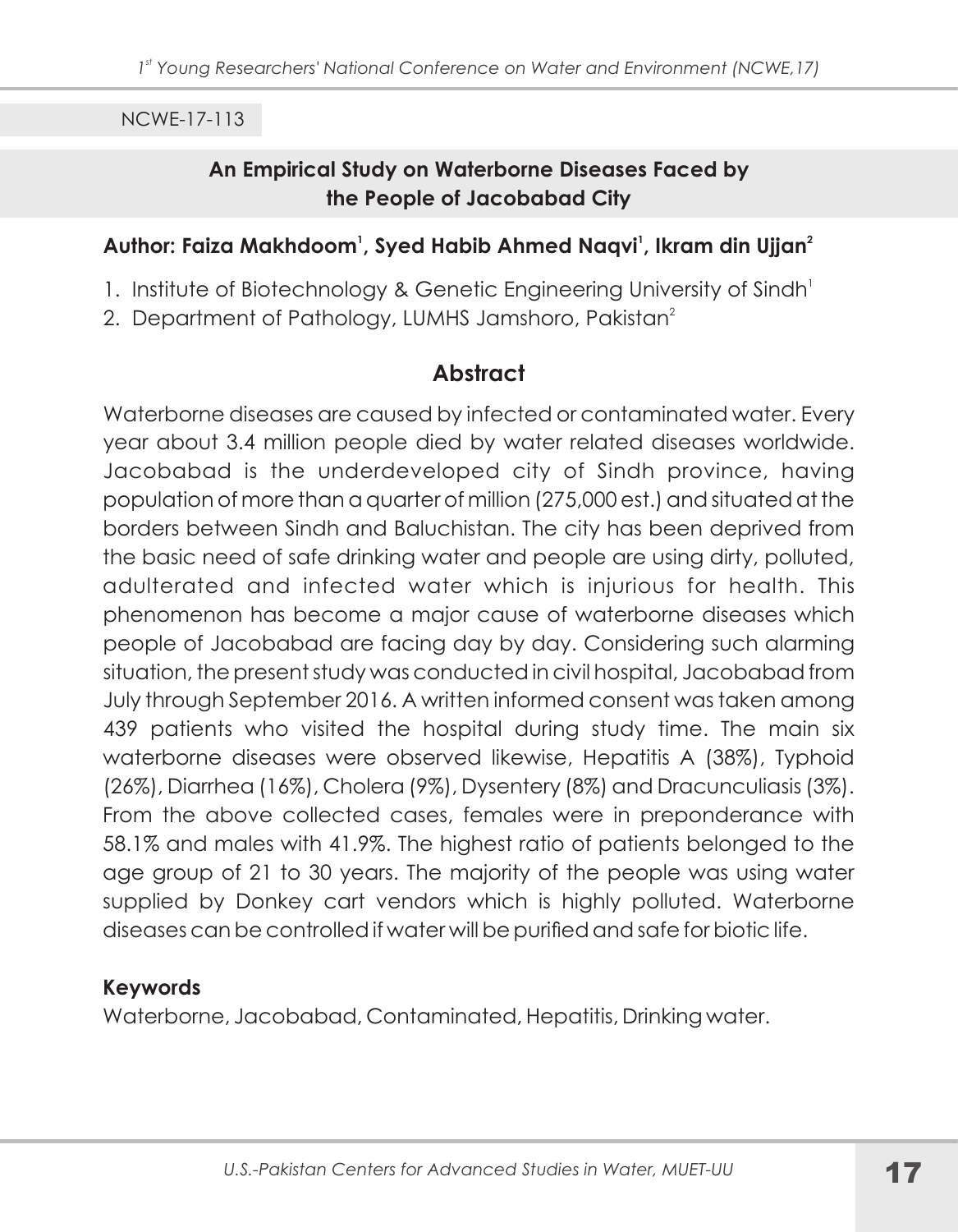NCWE-17-113

## An Empirical Study on Waterborne Diseases Faced by the People of Jacobabad City

**Author: Faiza Makhdoom[1], Syed Habib Ahmed Naqvi[1], Ikram din Ujjan[2]**

1. Institute of Biotechnology & Genetic Engineering University of Sindh[1]
2. Department of Pathology, LUMHS Jamshoro, Pakistan[2]

### Abstract

Waterborne diseases are caused by infected or contaminated water. Every year about 3.4 million people died by water related diseases worldwide. Jacobabad is the underdeveloped city of Sindh province, having population of more than a quarter of million (275,000 est.) and situated at the borders between Sindh and Baluchistan. The city has been deprived from the basic need of safe drinking water and people are using dirty, polluted, adulterated and infected water which is injurious for health. This phenomenon has become a major cause of waterborne diseases which people of Jacobabad are facing day by day. Considering such alarming situation, the present study was conducted in civil hospital, Jacobabad from July through September 2016. A written informed consent was taken among 439 patients who visited the hospital during study time. The main six waterborne diseases were observed likewise, Hepatitis A (38%), Typhoid (26%), Diarrhea (16%), Cholera (9%), Dysentery (8%) and Dracunculiasis (3%). From the above collected cases, females were in preponderance with 58.1% and males with 41.9%. The highest ratio of patients belonged to the age group of 21 to 30 years. The majority of the people was using water supplied by Donkey cart vendors which is highly polluted. Waterborne diseases can be controlled if water will be purified and safe for biotic life.

**Keywords**

Waterborne, Jacobabad, Contaminated, Hepatitis, Drinking water.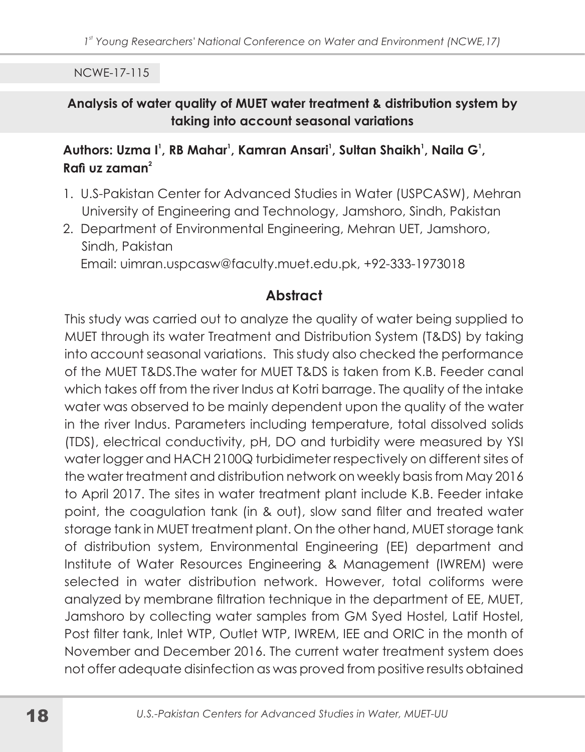NCWE-17-115

## Analysis of water quality of MUET water treatment & distribution system by taking into account seasonal variations

**Authors: Uzma I[1], RB Mahar[1], Kamran Ansari[1], Sultan Shaikh[1], Naila G[1], Rafi uz zaman[2]**

1. U.S-Pakistan Center for Advanced Studies in Water (USPCASW), Mehran University of Engineering and Technology, Jamshoro, Sindh, Pakistan
2. Department of Environmental Engineering, Mehran UET, Jamshoro, Sindh, Pakistan

   Email: uimran.uspcasw@faculty.muet.edu.pk, +92-333-1973018

### Abstract

This study was carried out to analyze the quality of water being supplied to MUET through its water Treatment and Distribution System (T&DS) by taking into account seasonal variations. This study also checked the performance of the MUET T&DS.The water for MUET T&DS is taken from K.B. Feeder canal which takes off from the river Indus at Kotri barrage. The quality of the intake water was observed to be mainly dependent upon the quality of the water in the river Indus. Parameters including temperature, total dissolved solids (TDS), electrical conductivity, pH, DO and turbidity were measured by YSI water logger and HACH 2100Q turbidimeter respectively on different sites of the water treatment and distribution network on weekly basis from May 2016 to April 2017. The sites in water treatment plant include K.B. Feeder intake point, the coagulation tank (in & out), slow sand filter and treated water storage tank in MUET treatment plant. On the other hand, MUET storage tank of distribution system, Environmental Engineering (EE) department and Institute of Water Resources Engineering & Management (IWREM) were selected in water distribution network. However, total coliforms were analyzed by membrane filtration technique in the department of EE, MUET, Jamshoro by collecting water samples from GM Syed Hostel, Latif Hostel, Post filter tank, Inlet WTP, Outlet WTP, IWREM, IEE and ORIC in the month of November and December 2016. The current water treatment system does not offer adequate disinfection as was proved from positive results obtained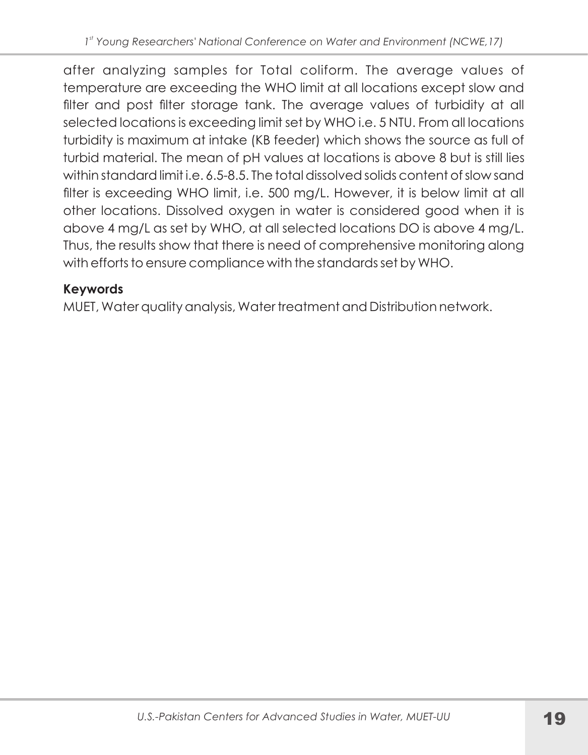after analyzing samples for Total coliform. The average values of temperature are exceeding the WHO limit at all locations except slow and filter and post filter storage tank. The average values of turbidity at all selected locations is exceeding limit set by WHO i.e. 5 NTU. From all locations turbidity is maximum at intake (KB feeder) which shows the source as full of turbid material. The mean of pH values at locations is above 8 but is still lies within standard limit i.e. 6.5-8.5. The total dissolved solids content of slow sand filter is exceeding WHO limit, i.e. 500 mg/L. However, it is below limit at all other locations. Dissolved oxygen in water is considered good when it is above 4 mg/L as set by WHO, at all selected locations DO is above 4 mg/L. Thus, the results show that there is need of comprehensive monitoring along with efforts to ensure compliance with the standards set by WHO.

**Keywords**

MUET, Water quality analysis, Water treatment and Distribution network.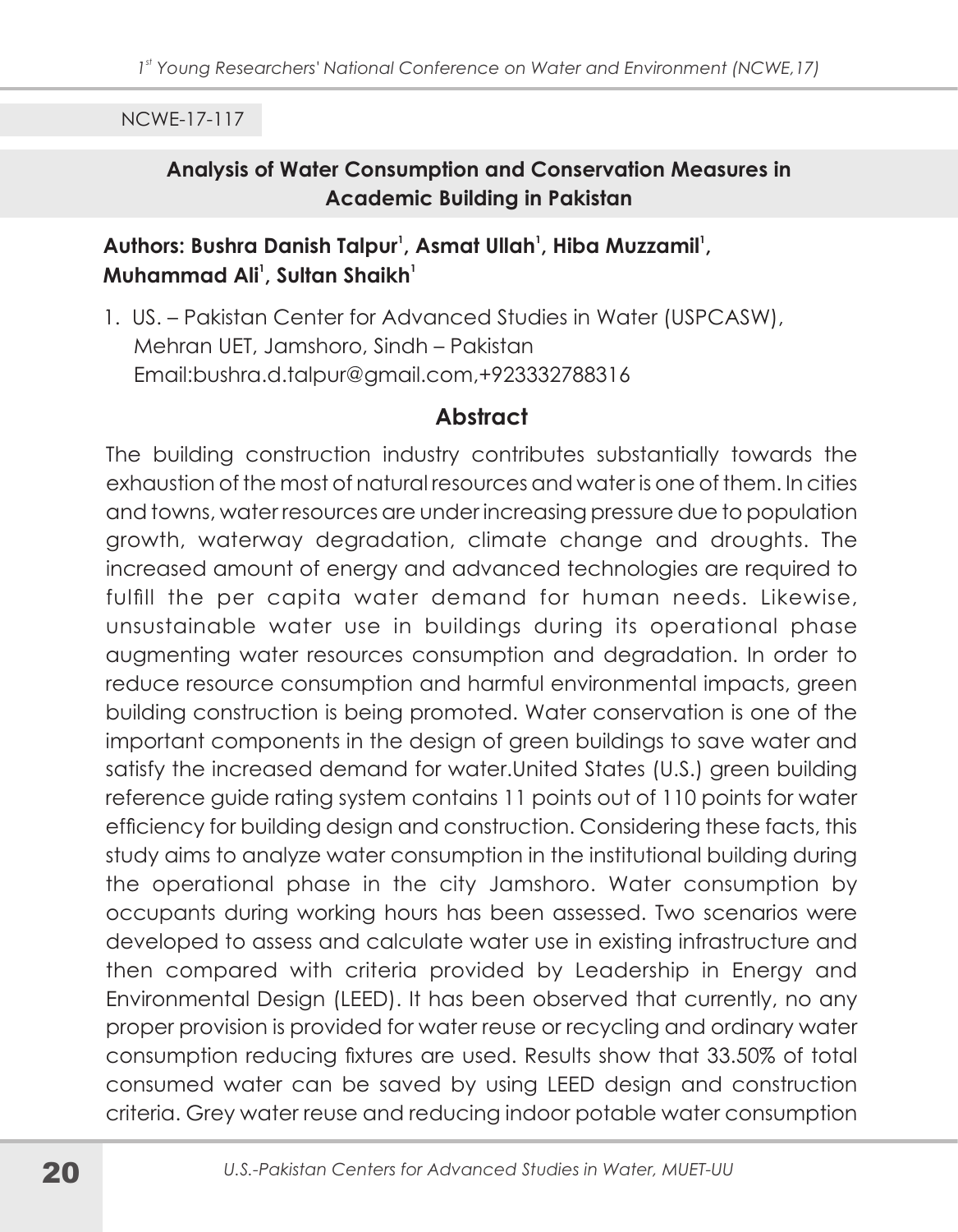NCWE-17-117

## Analysis of Water Consumption and Conservation Measures in Academic Building in Pakistan

**Authors: Bushra Danish Talpur[1], Asmat Ullah[1], Hiba Muzzamil[1], Muhammad Ali[1], Sultan Shaikh[1]**

1. US. – Pakistan Center for Advanced Studies in Water (USPCASW), Mehran UET, Jamshoro, Sindh – Pakistan
   Email:bushra.d.talpur@gmail.com,+923332788316

### Abstract

The building construction industry contributes substantially towards the exhaustion of the most of natural resources and water is one of them. In cities and towns, water resources are under increasing pressure due to population growth, waterway degradation, climate change and droughts. The increased amount of energy and advanced technologies are required to fulfill the per capita water demand for human needs. Likewise, unsustainable water use in buildings during its operational phase augmenting water resources consumption and degradation. In order to reduce resource consumption and harmful environmental impacts, green building construction is being promoted. Water conservation is one of the important components in the design of green buildings to save water and satisfy the increased demand for water.United States (U.S.) green building reference guide rating system contains 11 points out of 110 points for water efficiency for building design and construction. Considering these facts, this study aims to analyze water consumption in the institutional building during the operational phase in the city Jamshoro. Water consumption by occupants during working hours has been assessed. Two scenarios were developed to assess and calculate water use in existing infrastructure and then compared with criteria provided by Leadership in Energy and Environmental Design (LEED). It has been observed that currently, no any proper provision is provided for water reuse or recycling and ordinary water consumption reducing fixtures are used. Results show that 33.50% of total consumed water can be saved by using LEED design and construction criteria. Grey water reuse and reducing indoor potable water consumption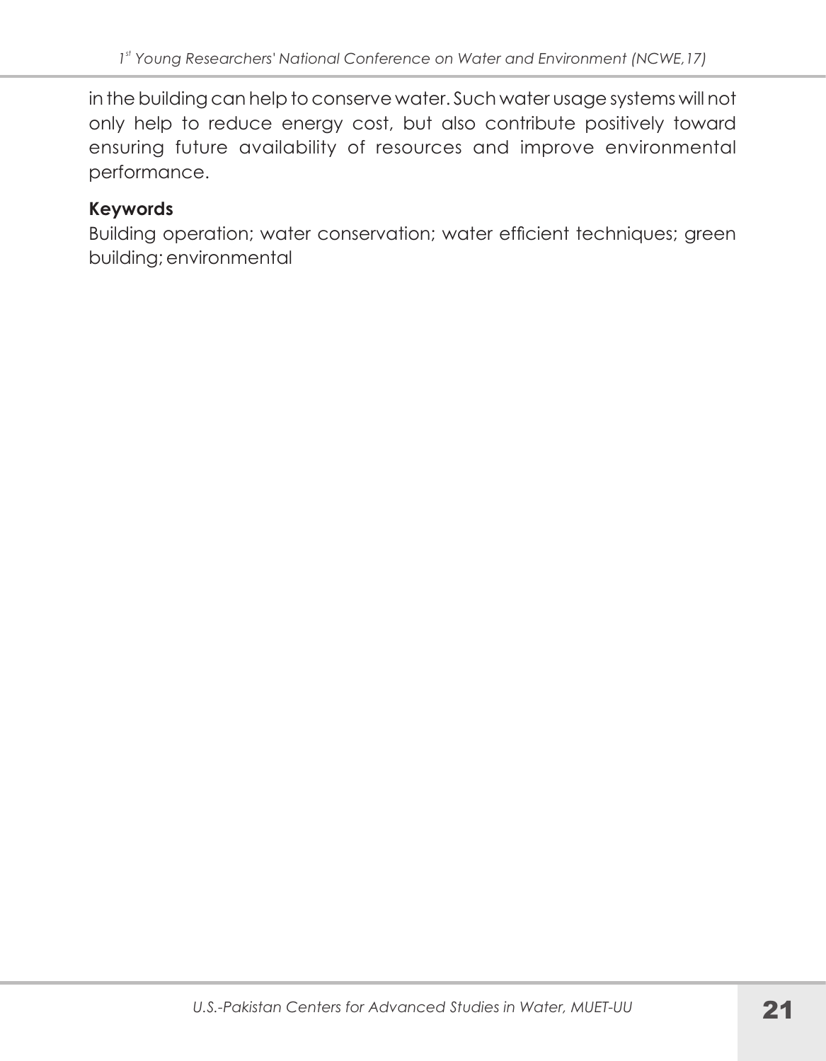in the building can help to conserve water. Such water usage systems will not only help to reduce energy cost, but also contribute positively toward ensuring future availability of resources and improve environmental performance.

**Keywords**

Building operation; water conservation; water efficient techniques; green building; environmental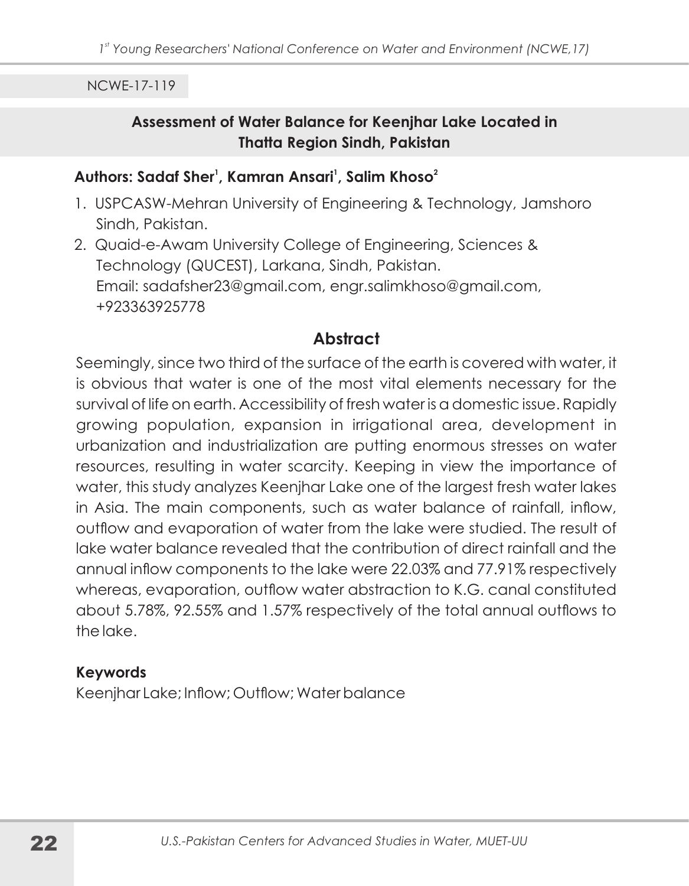NCWE-17-119

## Assessment of Water Balance for Keenjhar Lake Located in Thatta Region Sindh, Pakistan

**Authors: Sadaf Sher[1], Kamran Ansari[1], Salim Khoso[2]**

1. USPCASW-Mehran University of Engineering & Technology, Jamshoro Sindh, Pakistan.
2. Quaid-e-Awam University College of Engineering, Sciences & Technology (QUCEST), Larkana, Sindh, Pakistan.
   Email: sadafsher23@gmail.com, engr.salimkhoso@gmail.com, +923363925778

### Abstract

Seemingly, since two third of the surface of the earth is covered with water, it is obvious that water is one of the most vital elements necessary for the survival of life on earth. Accessibility of fresh water is a domestic issue. Rapidly growing population, expansion in irrigational area, development in urbanization and industrialization are putting enormous stresses on water resources, resulting in water scarcity. Keeping in view the importance of water, this study analyzes Keenjhar Lake one of the largest fresh water lakes in Asia. The main components, such as water balance of rainfall, inflow, outflow and evaporation of water from the lake were studied. The result of lake water balance revealed that the contribution of direct rainfall and the annual inflow components to the lake were 22.03% and 77.91% respectively whereas, evaporation, outflow water abstraction to K.G. canal constituted about 5.78%, 92.55% and 1.57% respectively of the total annual outflows to the lake.

**Keywords**

Keenjhar Lake; Inflow; Outflow; Water balance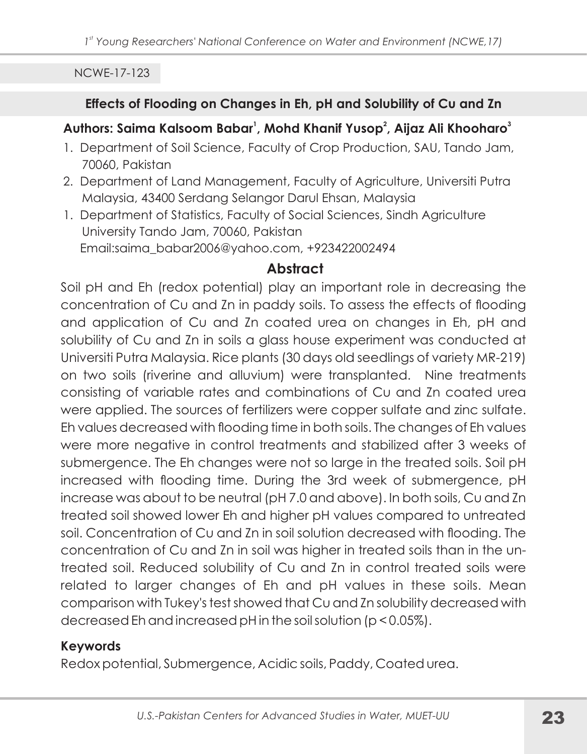NCWE-17-123

## Effects of Flooding on Changes in Eh, pH and Solubility of Cu and Zn

**Authors: Saima Kalsoom Babar[1], Mohd Khanif Yusop[2], Aijaz Ali Khooharo[3]**

1. Department of Soil Science, Faculty of Crop Production, SAU, Tando Jam, 70060, Pakistan
2. Department of Land Management, Faculty of Agriculture, Universiti Putra Malaysia, 43400 Serdang Selangor Darul Ehsan, Malaysia
1. Department of Statistics, Faculty of Social Sciences, Sindh Agriculture University Tando Jam, 70060, Pakistan
   Email:saima_babar2006@yahoo.com, +923422002494

### Abstract

Soil pH and Eh (redox potential) play an important role in decreasing the concentration of Cu and Zn in paddy soils. To assess the effects of flooding and application of Cu and Zn coated urea on changes in Eh, pH and solubility of Cu and Zn in soils a glass house experiment was conducted at Universiti Putra Malaysia. Rice plants (30 days old seedlings of variety MR-219) on two soils (riverine and alluvium) were transplanted. Nine treatments consisting of variable rates and combinations of Cu and Zn coated urea were applied. The sources of fertilizers were copper sulfate and zinc sulfate. Eh values decreased with flooding time in both soils. The changes of Eh values were more negative in control treatments and stabilized after 3 weeks of submergence. The Eh changes were not so large in the treated soils. Soil pH increased with flooding time. During the 3rd week of submergence, pH increase was about to be neutral (pH 7.0 and above). In both soils, Cu and Zn treated soil showed lower Eh and higher pH values compared to untreated soil. Concentration of Cu and Zn in soil solution decreased with flooding. The concentration of Cu and Zn in soil was higher in treated soils than in the untreated soil. Reduced solubility of Cu and Zn in control treated soils were related to larger changes of Eh and pH values in these soils. Mean comparison with Tukey's test showed that Cu and Zn solubility decreased with decreased Eh and increased pH in the soil solution ($p < 0.05\%$).

### Keywords

Redox potential, Submergence, Acidic soils, Paddy, Coated urea.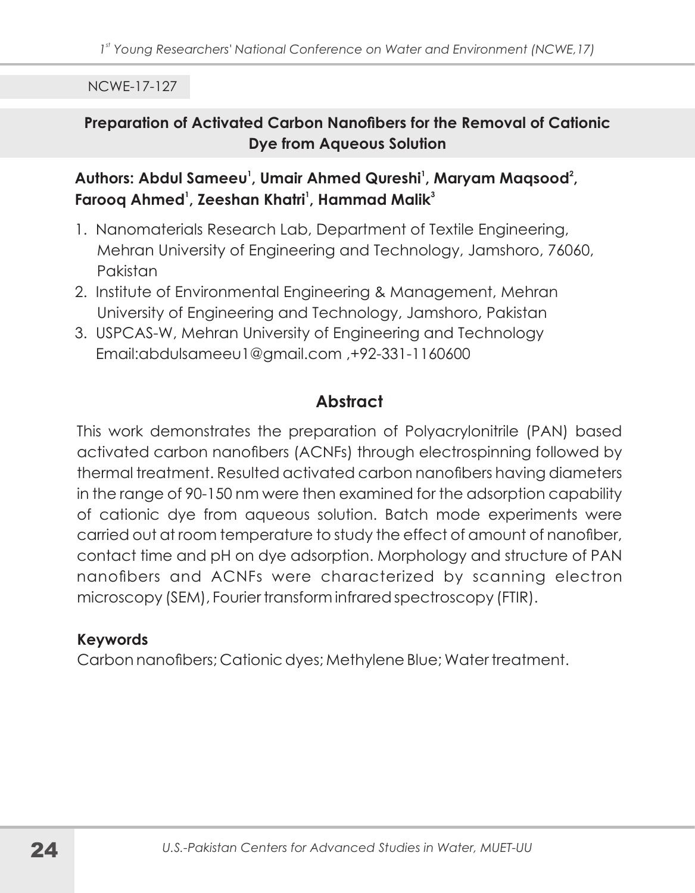NCWE-17-127

## Preparation of Activated Carbon Nanofibers for the Removal of Cationic Dye from Aqueous Solution

**Authors: Abdul Sameeu[1], Umair Ahmed Qureshi[1], Maryam Maqsood[2], Farooq Ahmed[1], Zeeshan Khatri[1], Hammad Malik[3]**

1. Nanomaterials Research Lab, Department of Textile Engineering, Mehran University of Engineering and Technology, Jamshoro, 76060, Pakistan
2. Institute of Environmental Engineering & Management, Mehran University of Engineering and Technology, Jamshoro, Pakistan
3. USPCAS-W, Mehran University of Engineering and Technology Email:abdulsameeu1@gmail.com ,+92-331-1160600

### Abstract

This work demonstrates the preparation of Polyacrylonitrile (PAN) based activated carbon nanofibers (ACNFs) through electrospinning followed by thermal treatment. Resulted activated carbon nanofibers having diameters in the range of 90-150 nm were then examined for the adsorption capability of cationic dye from aqueous solution. Batch mode experiments were carried out at room temperature to study the effect of amount of nanofiber, contact time and pH on dye adsorption. Morphology and structure of PAN nanofibers and ACNFs were characterized by scanning electron microscopy (SEM), Fourier transform infrared spectroscopy (FTIR).

**Keywords**

Carbon nanofibers; Cationic dyes; Methylene Blue; Water treatment.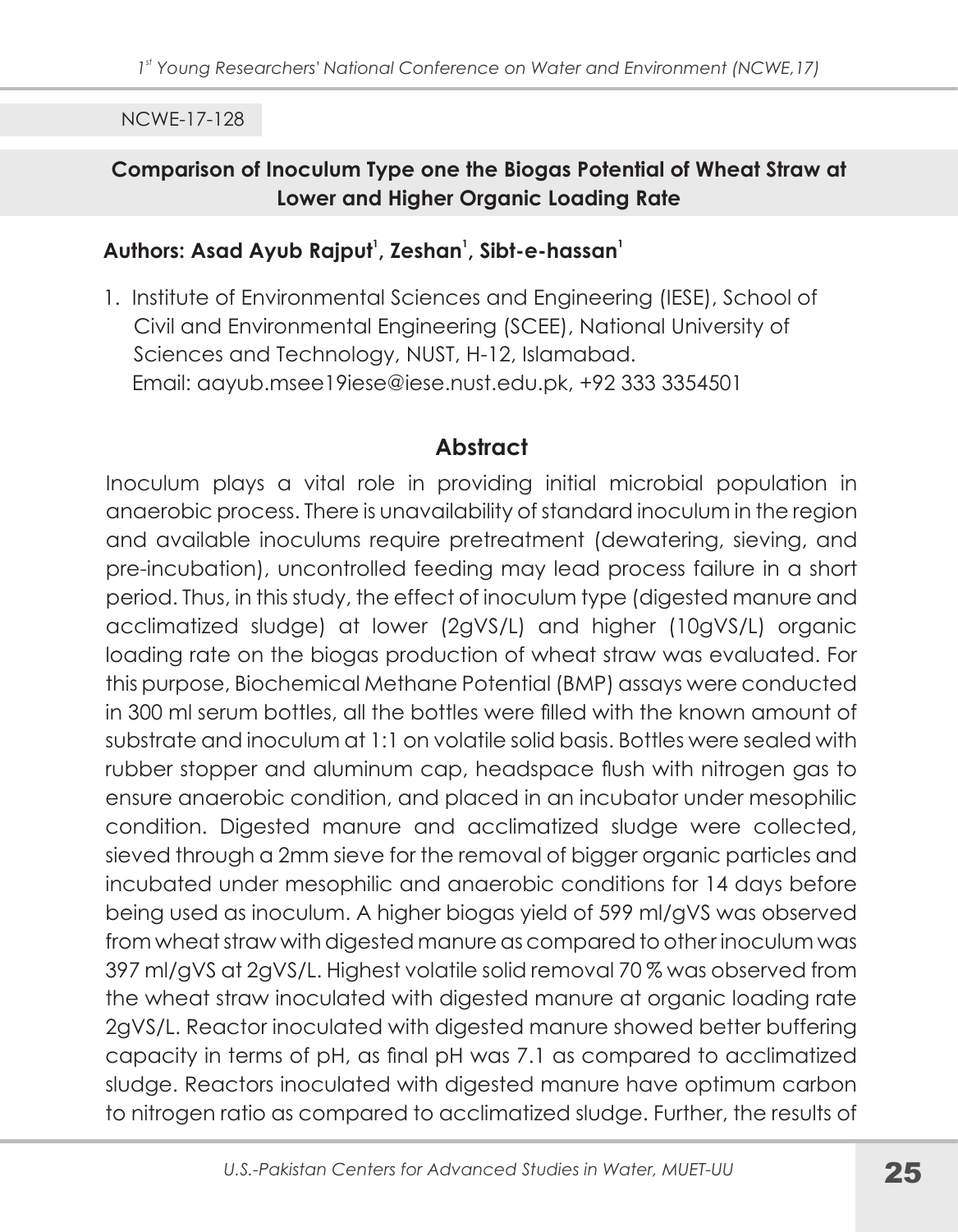NCWE-17-128

## Comparison of Inoculum Type one the Biogas Potential of Wheat Straw at Lower and Higher Organic Loading Rate

**Authors: Asad Ayub Rajput[1], Zeshan[1], Sibt-e-hassan[1]**

1. Institute of Environmental Sciences and Engineering (IESE), School of Civil and Environmental Engineering (SCEE), National University of Sciences and Technology, NUST, H-12, Islamabad.
   Email: aayub.msee19iese@iese.nust.edu.pk, +92 333 3354501

### Abstract

Inoculum plays a vital role in providing initial microbial population in anaerobic process. There is unavailability of standard inoculum in the region and available inoculums require pretreatment (dewatering, sieving, and pre-incubation), uncontrolled feeding may lead process failure in a short period. Thus, in this study, the effect of inoculum type (digested manure and acclimatized sludge) at lower (2gVS/L) and higher (10gVS/L) organic loading rate on the biogas production of wheat straw was evaluated. For this purpose, Biochemical Methane Potential (BMP) assays were conducted in 300 ml serum bottles, all the bottles were filled with the known amount of substrate and inoculum at 1:1 on volatile solid basis. Bottles were sealed with rubber stopper and aluminum cap, headspace flush with nitrogen gas to ensure anaerobic condition, and placed in an incubator under mesophilic condition. Digested manure and acclimatized sludge were collected, sieved through a 2mm sieve for the removal of bigger organic particles and incubated under mesophilic and anaerobic conditions for 14 days before being used as inoculum. A higher biogas yield of 599 ml/gVS was observed from wheat straw with digested manure as compared to other inoculum was 397 ml/gVS at 2gVS/L. Highest volatile solid removal 70 % was observed from the wheat straw inoculated with digested manure at organic loading rate 2gVS/L. Reactor inoculated with digested manure showed better buffering capacity in terms of pH, as final pH was 7.1 as compared to acclimatized sludge. Reactors inoculated with digested manure have optimum carbon to nitrogen ratio as compared to acclimatized sludge. Further, the results of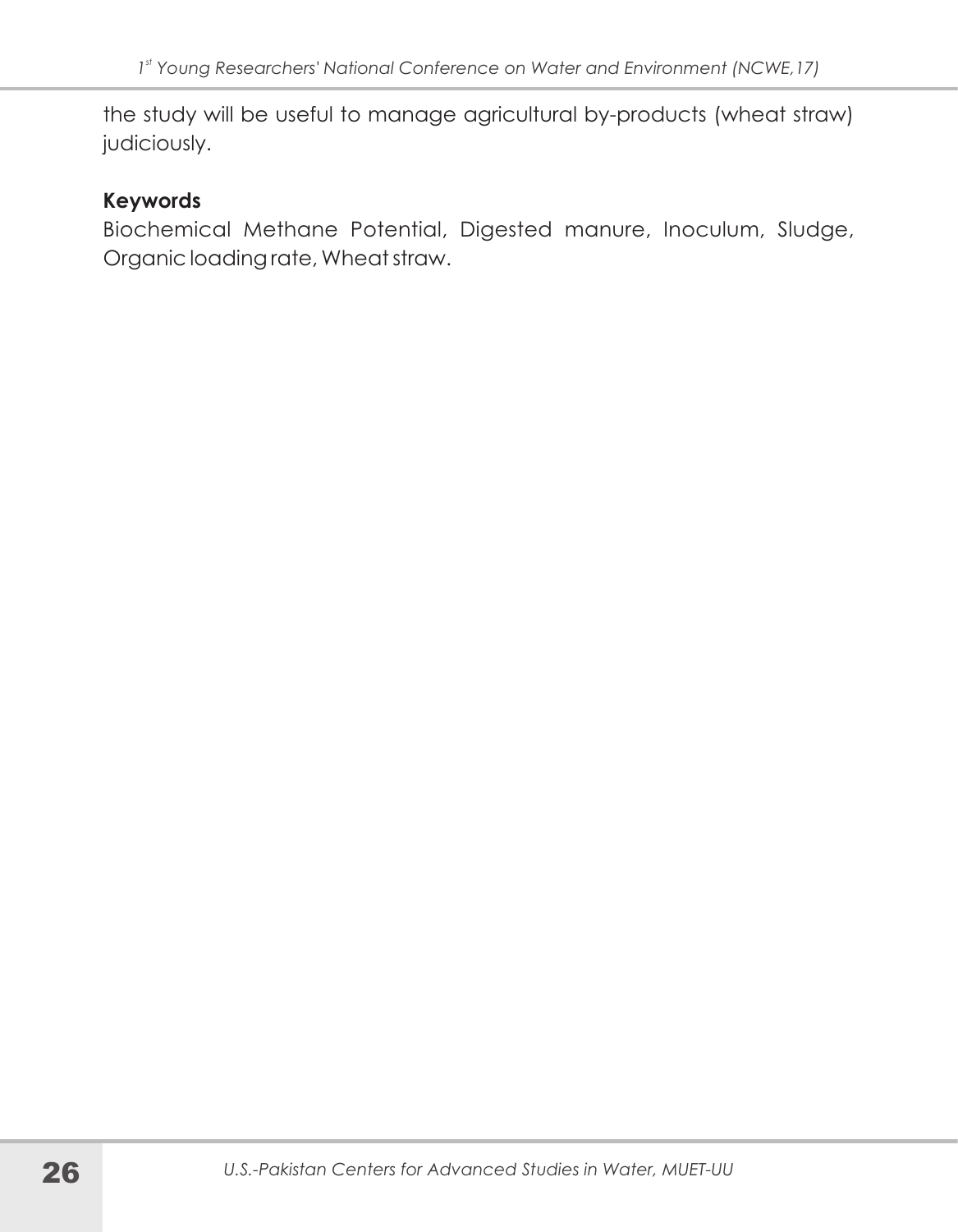the study will be useful to manage agricultural by-products (wheat straw) judiciously.

**Keywords**

Biochemical Methane Potential, Digested manure, Inoculum, Sludge, Organic loading rate, Wheat straw.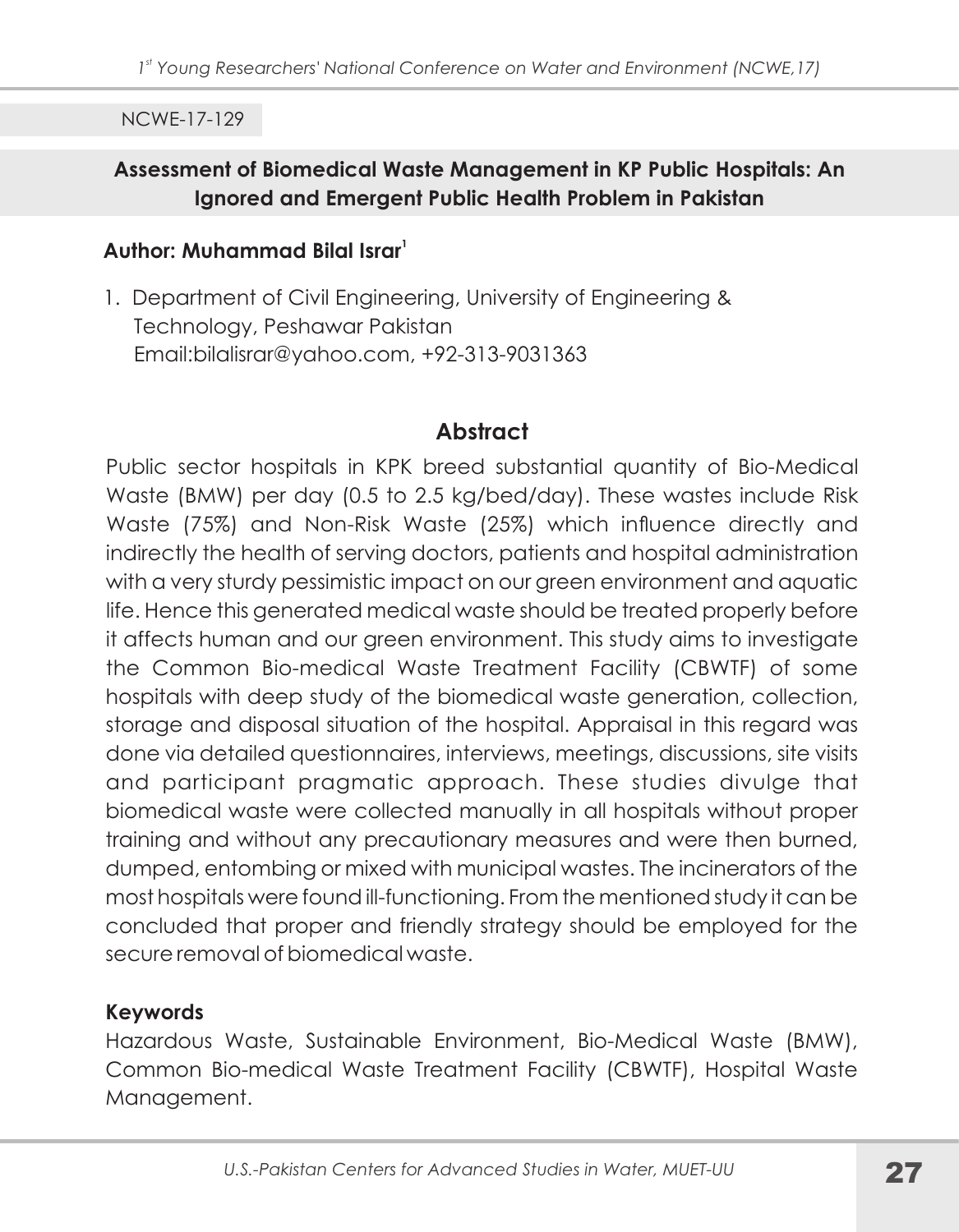NCWE-17-129

## Assessment of Biomedical Waste Management in KP Public Hospitals: An Ignored and Emergent Public Health Problem in Pakistan

**Author: Muhammad Bilal Israr[1]**

1. Department of Civil Engineering, University of Engineering & Technology, Peshawar Pakistan
   Email:bilalisrar@yahoo.com, +92-313-9031363

### Abstract

Public sector hospitals in KPK breed substantial quantity of Bio-Medical Waste (BMW) per day (0.5 to 2.5 kg/bed/day). These wastes include Risk Waste (75%) and Non-Risk Waste (25%) which influence directly and indirectly the health of serving doctors, patients and hospital administration with a very sturdy pessimistic impact on our green environment and aquatic life. Hence this generated medical waste should be treated properly before it affects human and our green environment. This study aims to investigate the Common Bio-medical Waste Treatment Facility (CBWTF) of some hospitals with deep study of the biomedical waste generation, collection, storage and disposal situation of the hospital. Appraisal in this regard was done via detailed questionnaires, interviews, meetings, discussions, site visits and participant pragmatic approach. These studies divulge that biomedical waste were collected manually in all hospitals without proper training and without any precautionary measures and were then burned, dumped, entombing or mixed with municipal wastes. The incinerators of the most hospitals were found ill-functioning. From the mentioned study it can be concluded that proper and friendly strategy should be employed for the secure removal of biomedical waste.

### Keywords

Hazardous Waste, Sustainable Environment, Bio-Medical Waste (BMW), Common Bio-medical Waste Treatment Facility (CBWTF), Hospital Waste Management.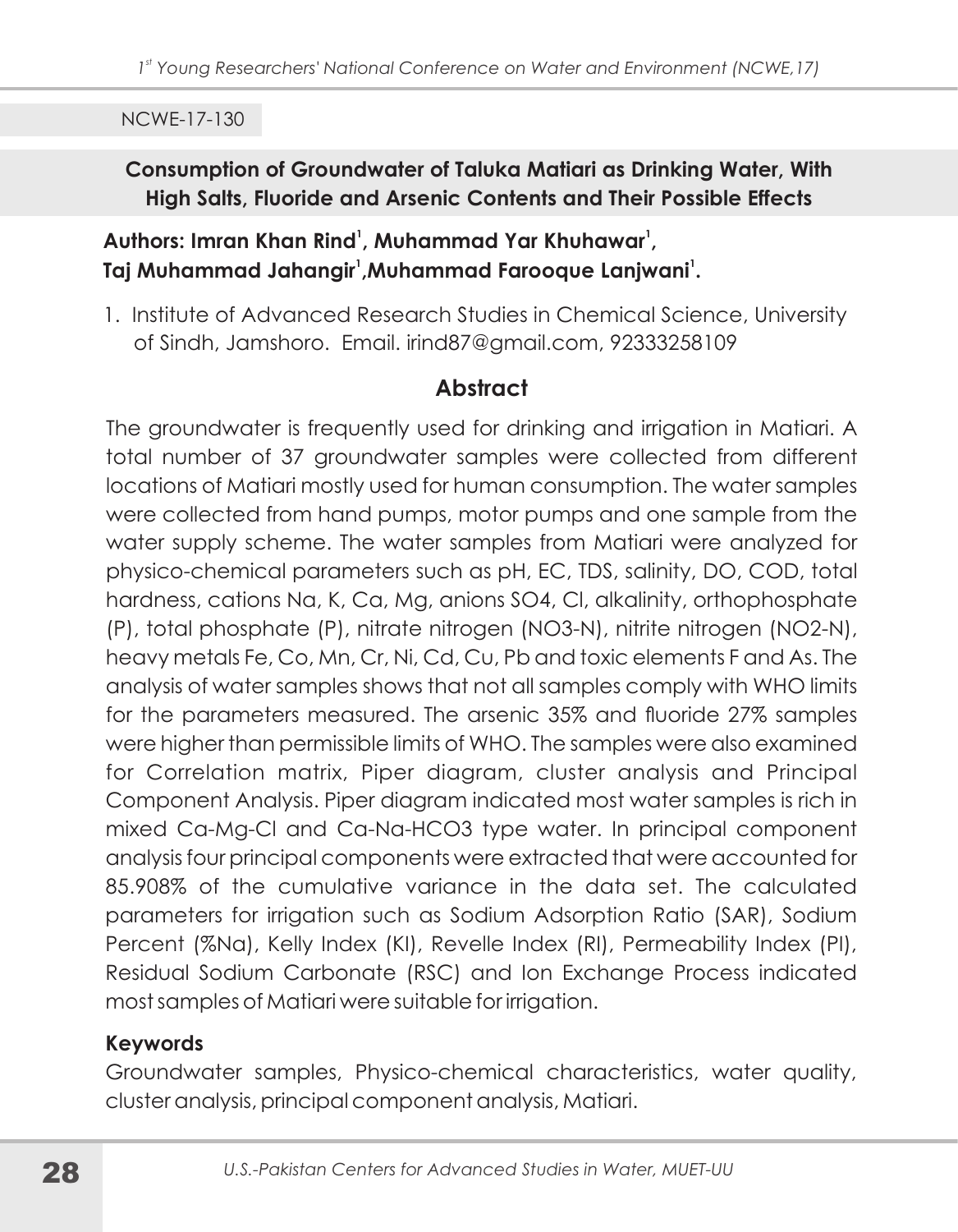NCWE-17-130

## Consumption of Groundwater of Taluka Matiari as Drinking Water, With High Salts, Fluoride and Arsenic Contents and Their Possible Effects

**Authors: Imran Khan Rind[1], Muhammad Yar Khuhawar[1], Taj Muhammad Jahangir[1], Muhammad Farooque Lanjwani[1].**

1. Institute of Advanced Research Studies in Chemical Science, University of Sindh, Jamshoro. Email. irind87@gmail.com, 92333258109

### Abstract

The groundwater is frequently used for drinking and irrigation in Matiari. A total number of 37 groundwater samples were collected from different locations of Matiari mostly used for human consumption. The water samples were collected from hand pumps, motor pumps and one sample from the water supply scheme. The water samples from Matiari were analyzed for physico-chemical parameters such as pH, EC, TDS, salinity, DO, COD, total hardness, cations Na, K, Ca, Mg, anions $SO_4$, Cl, alkalinity, orthophosphate (P), total phosphate (P), nitrate nitrogen ($NO_3$-N), nitrite nitrogen ($NO_2$-N), heavy metals Fe, Co, Mn, Cr, Ni, Cd, Cu, Pb and toxic elements F and As. The analysis of water samples shows that not all samples comply with WHO limits for the parameters measured. The arsenic 35% and fluoride 27% samples were higher than permissible limits of WHO. The samples were also examined for Correlation matrix, Piper diagram, cluster analysis and Principal Component Analysis. Piper diagram indicated most water samples is rich in mixed Ca-Mg-Cl and Ca-Na-$HCO_3$ type water. In principal component analysis four principal components were extracted that were accounted for 85.908% of the cumulative variance in the data set. The calculated parameters for irrigation such as Sodium Adsorption Ratio (SAR), Sodium Percent (%Na), Kelly Index (KI), Revelle Index (RI), Permeability Index (PI), Residual Sodium Carbonate (RSC) and Ion Exchange Process indicated most samples of Matiari were suitable for irrigation.

**Keywords**

Groundwater samples, Physico-chemical characteristics, water quality, cluster analysis, principal component analysis, Matiari.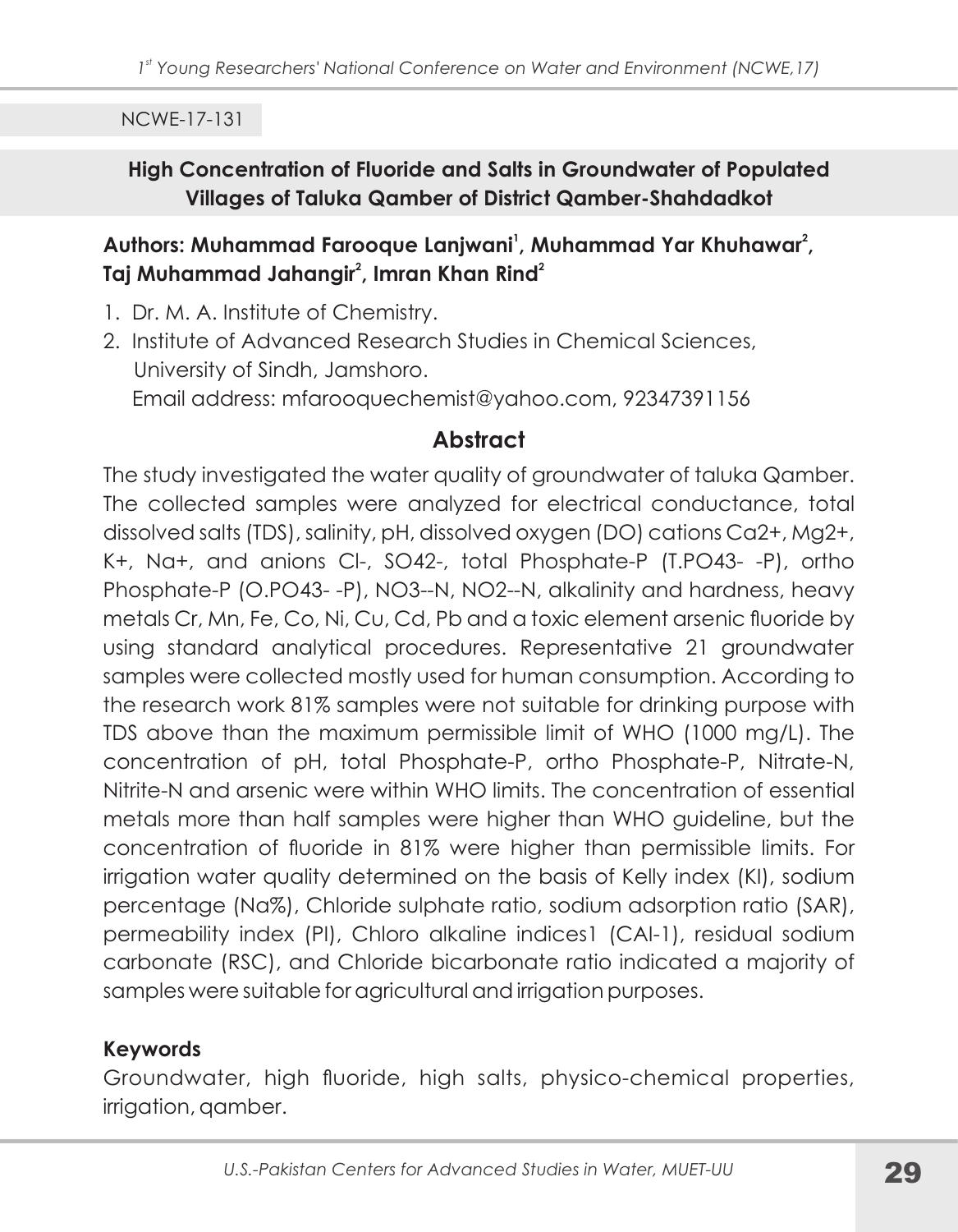NCWE-17-131

## High Concentration of Fluoride and Salts in Groundwater of Populated Villages of Taluka Qamber of District Qamber-Shahdadkot

**Authors: Muhammad Farooque Lanjwani[1], Muhammad Yar Khuhawar[2], Taj Muhammad Jahangir[2], Imran Khan Rind[2]**

1. Dr. M. A. Institute of Chemistry.
2. Institute of Advanced Research Studies in Chemical Sciences, University of Sindh, Jamshoro.
   Email address: mfarooquechemist@yahoo.com, 92347391156

### Abstract

The study investigated the water quality of groundwater of taluka Qamber. The collected samples were analyzed for electrical conductance, total dissolved salts (TDS), salinity, pH, dissolved oxygen (DO) cations $Ca^{2+}$, $Mg^{2+}$, $K^+$, $Na^+$, and anions $Cl^-$, $SO_4^{2-}$, total Phosphate-P (T.$PO_4^{3-}$ -P), ortho Phosphate-P (O.$PO_4^{3-}$ -P), $NO_3^-$-N, $NO_2^-$-N, alkalinity and hardness, heavy metals Cr, Mn, Fe, Co, Ni, Cu, Cd, Pb and a toxic element arsenic fluoride by using standard analytical procedures. Representative 21 groundwater samples were collected mostly used for human consumption. According to the research work 81% samples were not suitable for drinking purpose with TDS above than the maximum permissible limit of WHO (1000 mg/L). The concentration of pH, total Phosphate-P, ortho Phosphate-P, Nitrate-N, Nitrite-N and arsenic were within WHO limits. The concentration of essential metals more than half samples were higher than WHO guideline, but the concentration of fluoride in 81% were higher than permissible limits. For irrigation water quality determined on the basis of Kelly index (KI), sodium percentage (Na%), Chloride sulphate ratio, sodium adsorption ratio (SAR), permeability index (PI), Chloro alkaline indices1 (CAI-1), residual sodium carbonate (RSC), and Chloride bicarbonate ratio indicated a majority of samples were suitable for agricultural and irrigation purposes.

**Keywords**

Groundwater, high fluoride, high salts, physico-chemical properties, irrigation, qamber.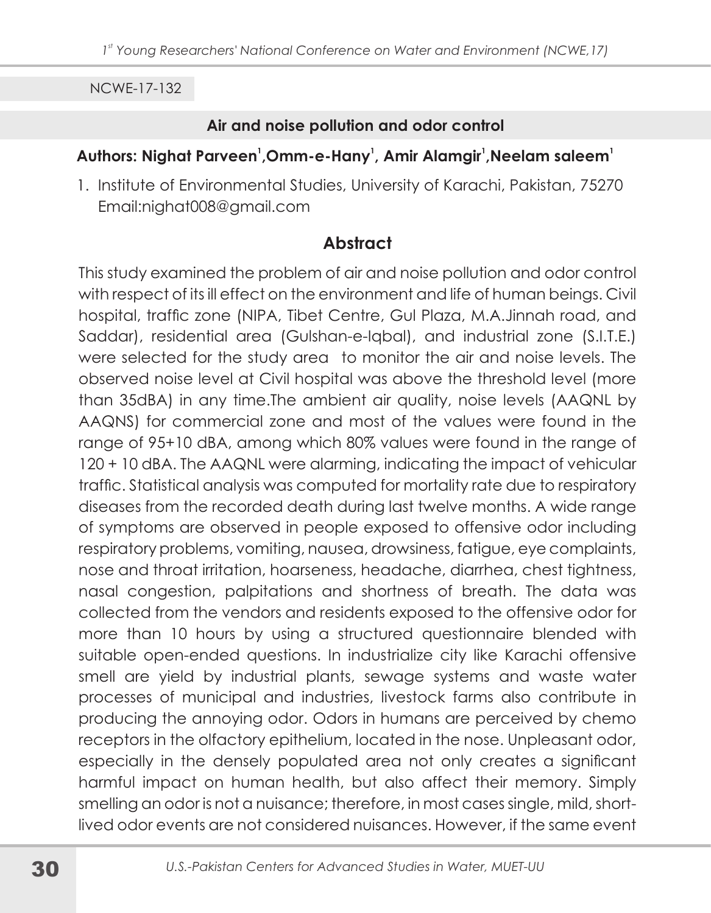NCWE-17-132

## Air and noise pollution and odor control

**Authors: Nighat Parveen[1],Omm-e-Hany[1], Amir Alamgir[1],Neelam saleem[1]**

1. Institute of Environmental Studies, University of Karachi, Pakistan, 75270 Email:nighat008@gmail.com

### Abstract

This study examined the problem of air and noise pollution and odor control with respect of its ill effect on the environment and life of human beings. Civil hospital, traffic zone (NIPA, Tibet Centre, Gul Plaza, M.A.Jinnah road, and Saddar), residential area (Gulshan-e-Iqbal), and industrial zone (S.I.T.E.) were selected for the study area to monitor the air and noise levels. The observed noise level at Civil hospital was above the threshold level (more than 35dBA) in any time.The ambient air quality, noise levels (AAQNL by AAQNS) for commercial zone and most of the values were found in the range of 95+10 dBA, among which 80% values were found in the range of 120 + 10 dBA. The AAQNL were alarming, indicating the impact of vehicular traffic. Statistical analysis was computed for mortality rate due to respiratory diseases from the recorded death during last twelve months. A wide range of symptoms are observed in people exposed to offensive odor including respiratory problems, vomiting, nausea, drowsiness, fatigue, eye complaints, nose and throat irritation, hoarseness, headache, diarrhea, chest tightness, nasal congestion, palpitations and shortness of breath. The data was collected from the vendors and residents exposed to the offensive odor for more than 10 hours by using a structured questionnaire blended with suitable open-ended questions. In industrialize city like Karachi offensive smell are yield by industrial plants, sewage systems and waste water processes of municipal and industries, livestock farms also contribute in producing the annoying odor. Odors in humans are perceived by chemo receptors in the olfactory epithelium, located in the nose. Unpleasant odor, especially in the densely populated area not only creates a significant harmful impact on human health, but also affect their memory. Simply smelling an odor is not a nuisance; therefore, in most cases single, mild, short-lived odor events are not considered nuisances. However, if the same event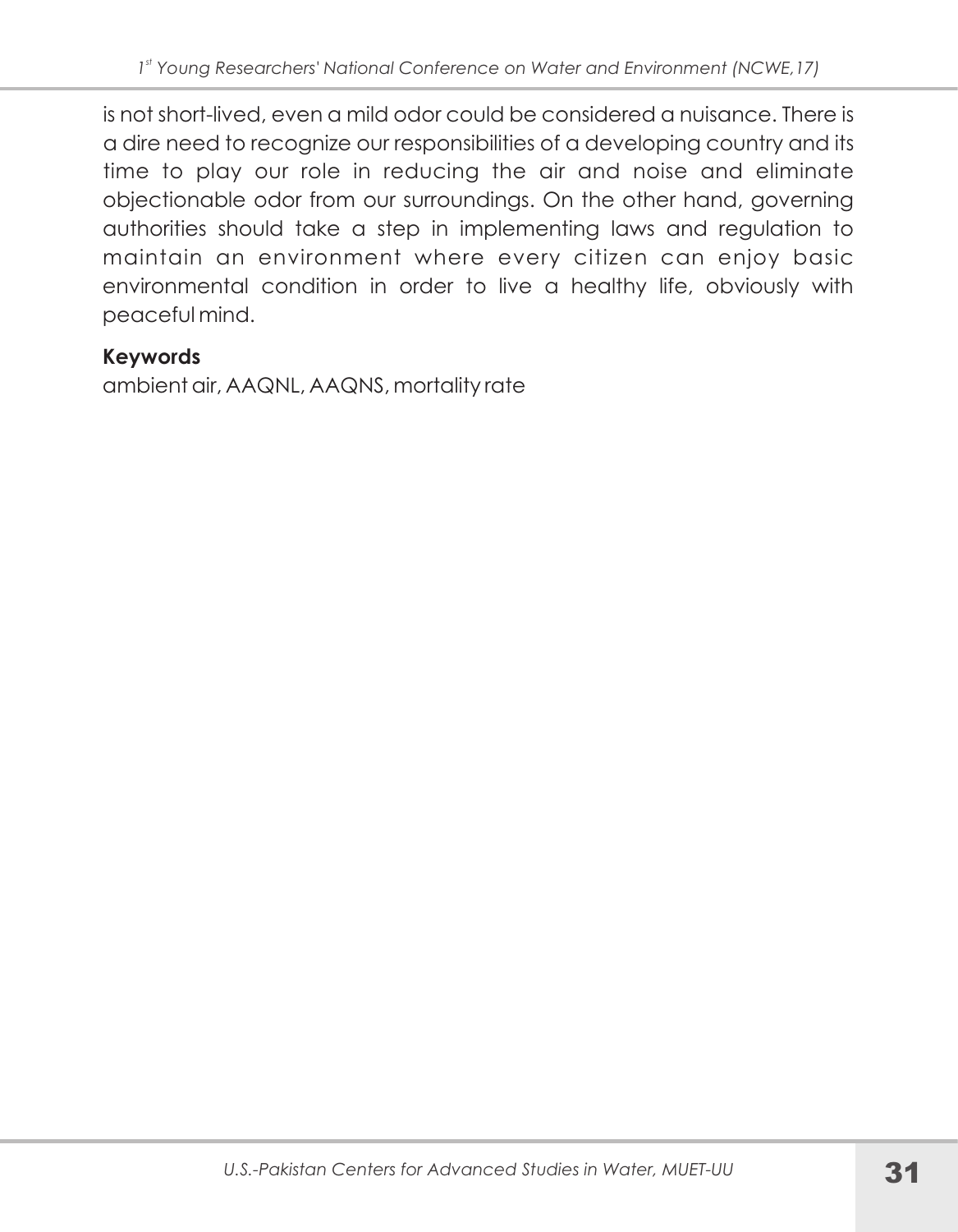is not short-lived, even a mild odor could be considered a nuisance. There is a dire need to recognize our responsibilities of a developing country and its time to play our role in reducing the air and noise and eliminate objectionable odor from our surroundings. On the other hand, governing authorities should take a step in implementing laws and regulation to maintain an environment where every citizen can enjoy basic environmental condition in order to live a healthy life, obviously with peaceful mind.

**Keywords**

ambient air, AAQNL, AAQNS, mortality rate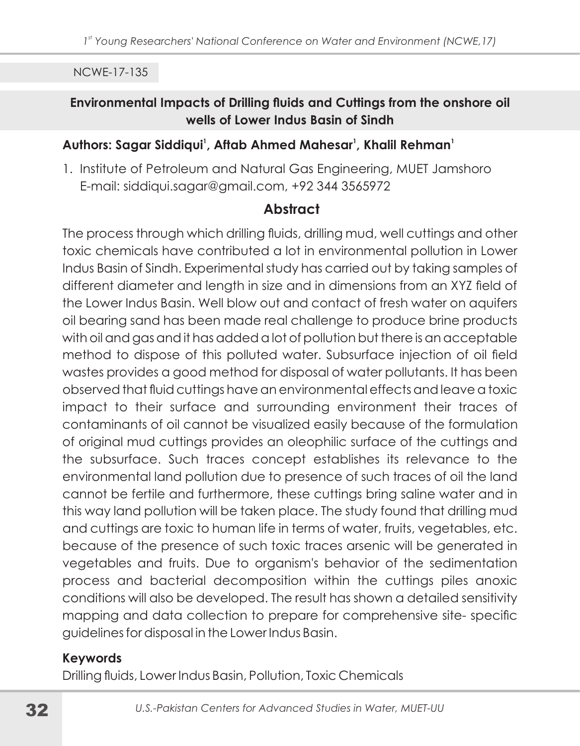NCWE-17-135

## Environmental Impacts of Drilling fluids and Cuttings from the onshore oil wells of Lower Indus Basin of Sindh

**Authors: Sagar Siddiqui[1], Aftab Ahmed Mahesar[1], Khalil Rehman[1]**

1. Institute of Petroleum and Natural Gas Engineering, MUET Jamshoro
   E-mail: siddiqui.sagar@gmail.com, +92 344 3565972

### Abstract

The process through which drilling fluids, drilling mud, well cuttings and other toxic chemicals have contributed a lot in environmental pollution in Lower Indus Basin of Sindh. Experimental study has carried out by taking samples of different diameter and length in size and in dimensions from an XYZ field of the Lower Indus Basin. Well blow out and contact of fresh water on aquifers oil bearing sand has been made real challenge to produce brine products with oil and gas and it has added a lot of pollution but there is an acceptable method to dispose of this polluted water. Subsurface injection of oil field wastes provides a good method for disposal of water pollutants. It has been observed that fluid cuttings have an environmental effects and leave a toxic impact to their surface and surrounding environment their traces of contaminants of oil cannot be visualized easily because of the formulation of original mud cuttings provides an oleophilic surface of the cuttings and the subsurface. Such traces concept establishes its relevance to the environmental land pollution due to presence of such traces of oil the land cannot be fertile and furthermore, these cuttings bring saline water and in this way land pollution will be taken place. The study found that drilling mud and cuttings are toxic to human life in terms of water, fruits, vegetables, etc. because of the presence of such toxic traces arsenic will be generated in vegetables and fruits. Due to organism's behavior of the sedimentation process and bacterial decomposition within the cuttings piles anoxic conditions will also be developed. The result has shown a detailed sensitivity mapping and data collection to prepare for comprehensive site- specific guidelines for disposal in the Lower Indus Basin.

**Keywords**

Drilling fluids, Lower Indus Basin, Pollution, Toxic Chemicals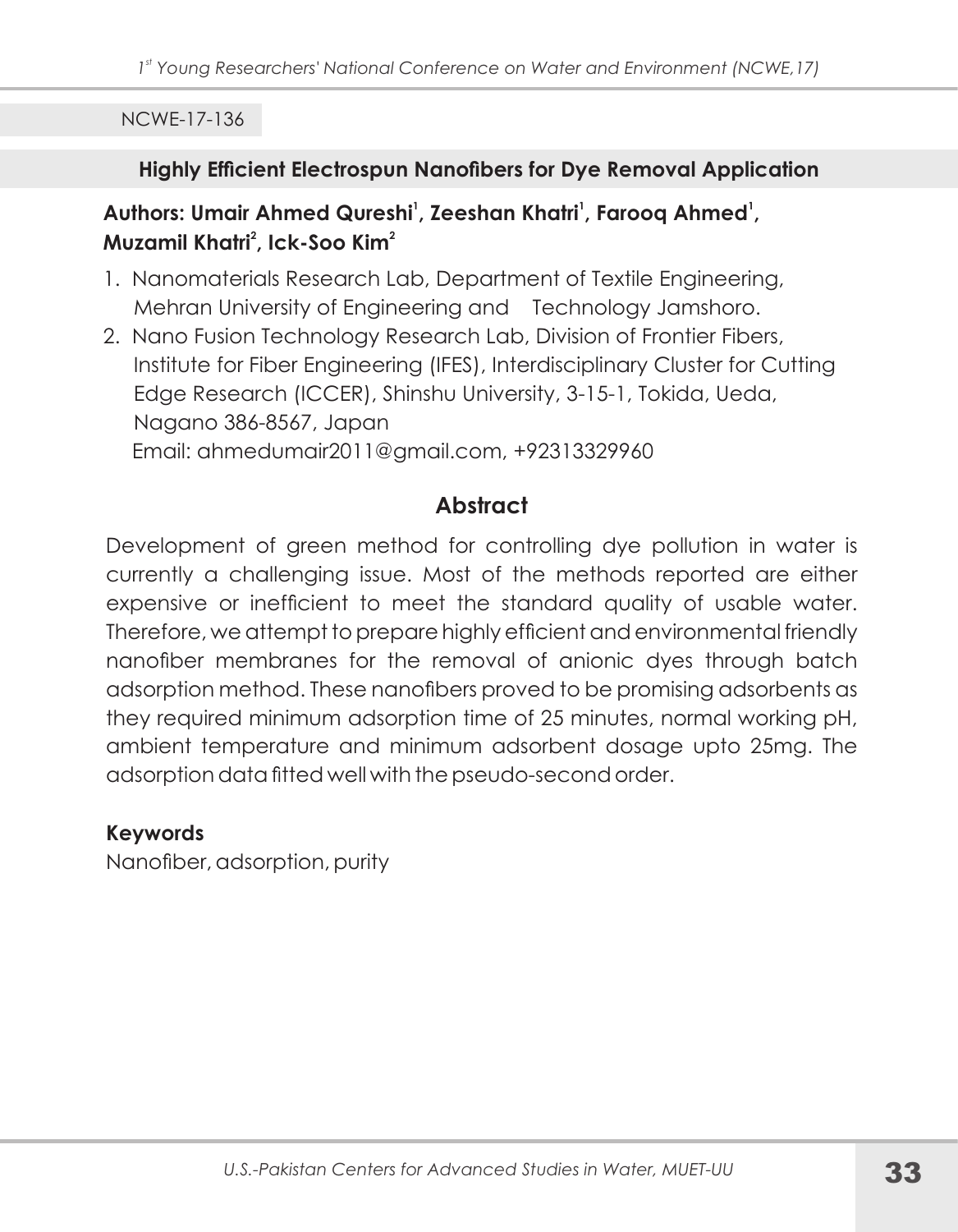NCWE-17-136

## Highly Efficient Electrospun Nanofibers for Dye Removal Application

**Authors: Umair Ahmed Qureshi[1], Zeeshan Khatri[1], Farooq Ahmed[1], Muzamil Khatri[2], Ick-Soo Kim[2]**

1. Nanomaterials Research Lab, Department of Textile Engineering, Mehran University of Engineering and Technology Jamshoro.
2. Nano Fusion Technology Research Lab, Division of Frontier Fibers, Institute for Fiber Engineering (IFES), Interdisciplinary Cluster for Cutting Edge Research (ICCER), Shinshu University, 3-15-1, Tokida, Ueda, Nagano 386-8567, Japan

Email: ahmedumair2011@gmail.com, +92313329960

### Abstract

Development of green method for controlling dye pollution in water is currently a challenging issue. Most of the methods reported are either expensive or inefficient to meet the standard quality of usable water. Therefore, we attempt to prepare highly efficient and environmental friendly nanofiber membranes for the removal of anionic dyes through batch adsorption method. These nanofibers proved to be promising adsorbents as they required minimum adsorption time of 25 minutes, normal working pH, ambient temperature and minimum adsorbent dosage upto 25mg. The adsorption data fitted well with the pseudo-second order.

**Keywords**

Nanofiber, adsorption, purity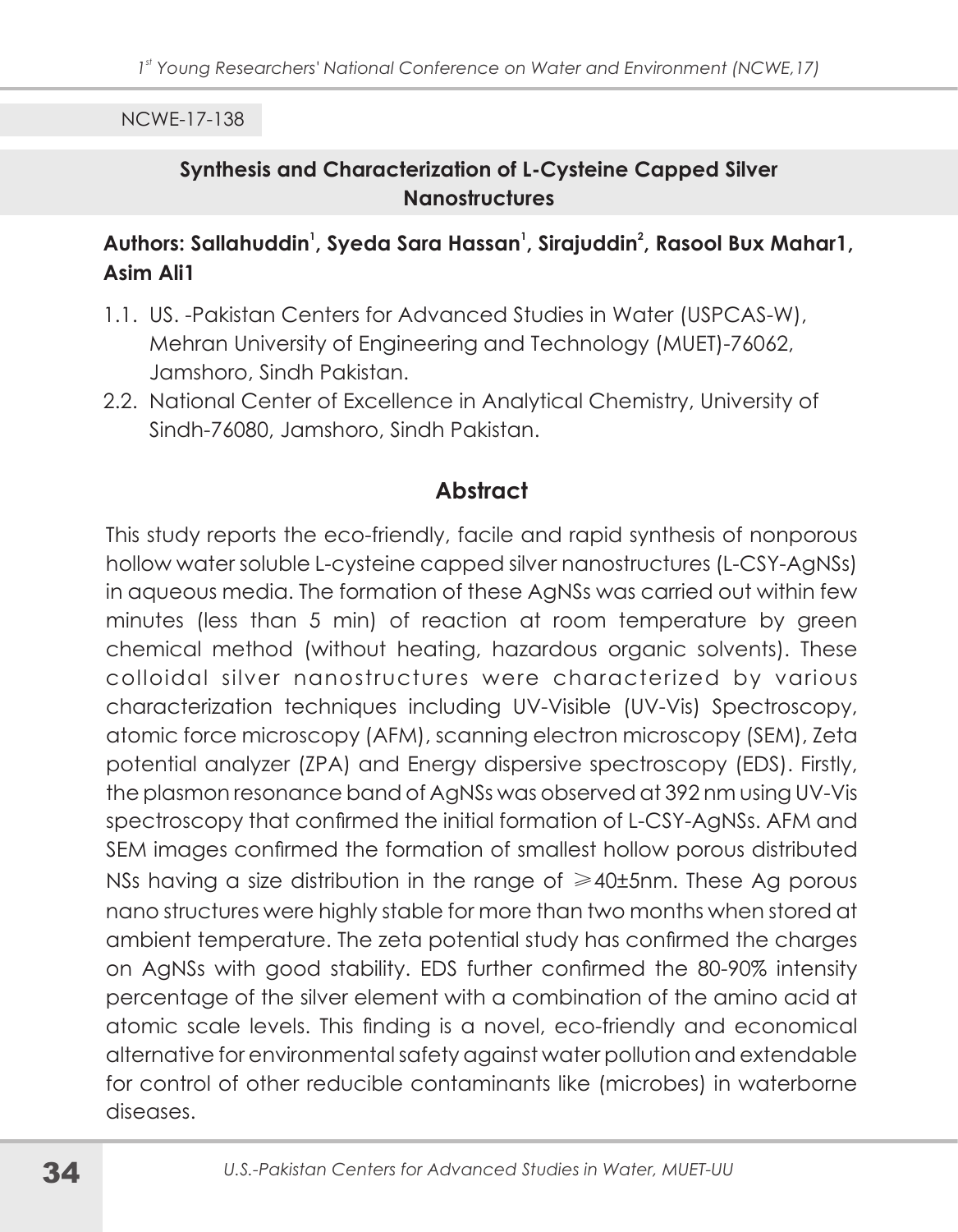NCWE-17-138

## Synthesis and Characterization of L-Cysteine Capped Silver Nanostructures

**Authors: Sallahuddin[1], Syeda Sara Hassan[1], Sirajuddin[2], Rasool Bux Mahar1, Asim Ali1**

1.1. US. -Pakistan Centers for Advanced Studies in Water (USPCAS-W), Mehran University of Engineering and Technology (MUET)-76062, Jamshoro, Sindh Pakistan.

2.2. National Center of Excellence in Analytical Chemistry, University of Sindh-76080, Jamshoro, Sindh Pakistan.

### Abstract

This study reports the eco-friendly, facile and rapid synthesis of nonporous hollow water soluble L-cysteine capped silver nanostructures (L-CSY-AgNSs) in aqueous media. The formation of these AgNSs was carried out within few minutes (less than 5 min) of reaction at room temperature by green chemical method (without heating, hazardous organic solvents). These colloidal silver nanostructures were characterized by various characterization techniques including UV-Visible (UV-Vis) Spectroscopy, atomic force microscopy (AFM), scanning electron microscopy (SEM), Zeta potential analyzer (ZPA) and Energy dispersive spectroscopy (EDS). Firstly, the plasmon resonance band of AgNSs was observed at 392 nm using UV-Vis spectroscopy that confirmed the initial formation of L-CSY-AgNSs. AFM and SEM images confirmed the formation of smallest hollow porous distributed NSs having a size distribution in the range of $\geqslant$40±5nm. These Ag porous nano structures were highly stable for more than two months when stored at ambient temperature. The zeta potential study has confirmed the charges on AgNSs with good stability. EDS further confirmed the 80-90% intensity percentage of the silver element with a combination of the amino acid at atomic scale levels. This finding is a novel, eco-friendly and economical alternative for environmental safety against water pollution and extendable for control of other reducible contaminants like (microbes) in waterborne diseases.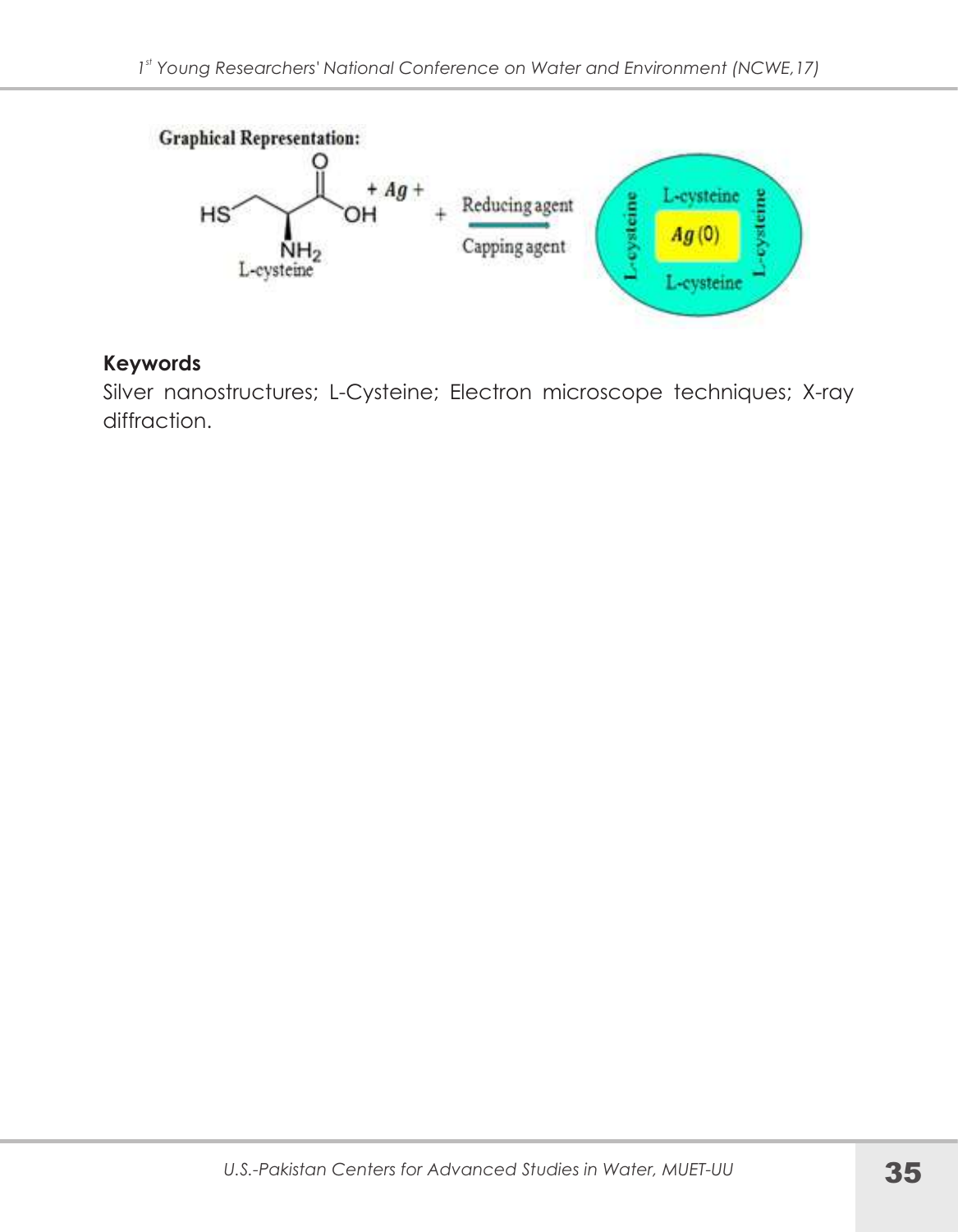**Graphical Representation:**

**Keywords**

Silver nanostructures; L-Cysteine; Electron microscope techniques; X-ray diffraction.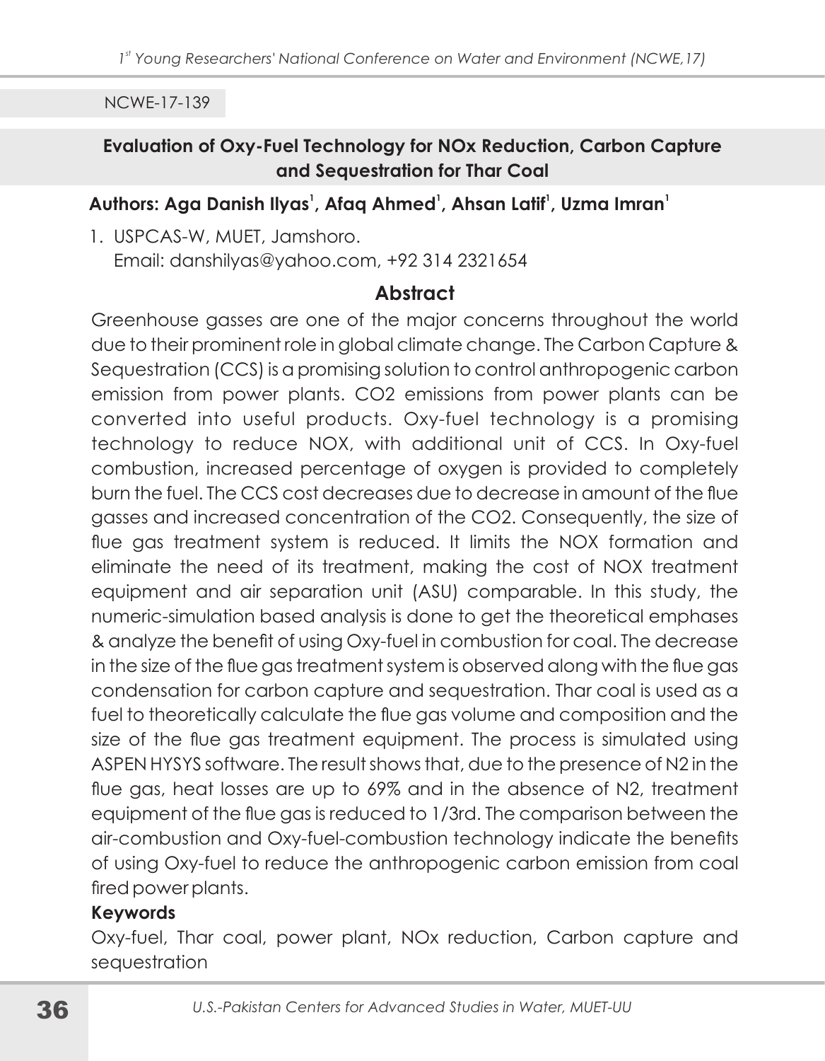NCWE-17-139

## Evaluation of Oxy-Fuel Technology for NOx Reduction, Carbon Capture and Sequestration for Thar Coal

**Authors: Aga Danish Ilyas[1], Afaq Ahmed[1], Ahsan Latif[1], Uzma Imran[1]**

1. USPCAS-W, MUET, Jamshoro.
   Email: danshilyas@yahoo.com, +92 314 2321654

### Abstract

Greenhouse gasses are one of the major concerns throughout the world due to their prominent role in global climate change. The Carbon Capture & Sequestration (CCS) is a promising solution to control anthropogenic carbon emission from power plants. CO2 emissions from power plants can be converted into useful products. Oxy-fuel technology is a promising technology to reduce NOX, with additional unit of CCS. In Oxy-fuel combustion, increased percentage of oxygen is provided to completely burn the fuel. The CCS cost decreases due to decrease in amount of the flue gasses and increased concentration of the CO2. Consequently, the size of flue gas treatment system is reduced. It limits the NOX formation and eliminate the need of its treatment, making the cost of NOX treatment equipment and air separation unit (ASU) comparable. In this study, the numeric-simulation based analysis is done to get the theoretical emphases & analyze the benefit of using Oxy-fuel in combustion for coal. The decrease in the size of the flue gas treatment system is observed along with the flue gas condensation for carbon capture and sequestration. Thar coal is used as a fuel to theoretically calculate the flue gas volume and composition and the size of the flue gas treatment equipment. The process is simulated using ASPEN HYSYS software. The result shows that, due to the presence of N2 in the flue gas, heat losses are up to 69% and in the absence of N2, treatment equipment of the flue gas is reduced to 1/3rd. The comparison between the air-combustion and Oxy-fuel-combustion technology indicate the benefits of using Oxy-fuel to reduce the anthropogenic carbon emission from coal fired power plants.

**Keywords**

Oxy-fuel, Thar coal, power plant, NOx reduction, Carbon capture and sequestration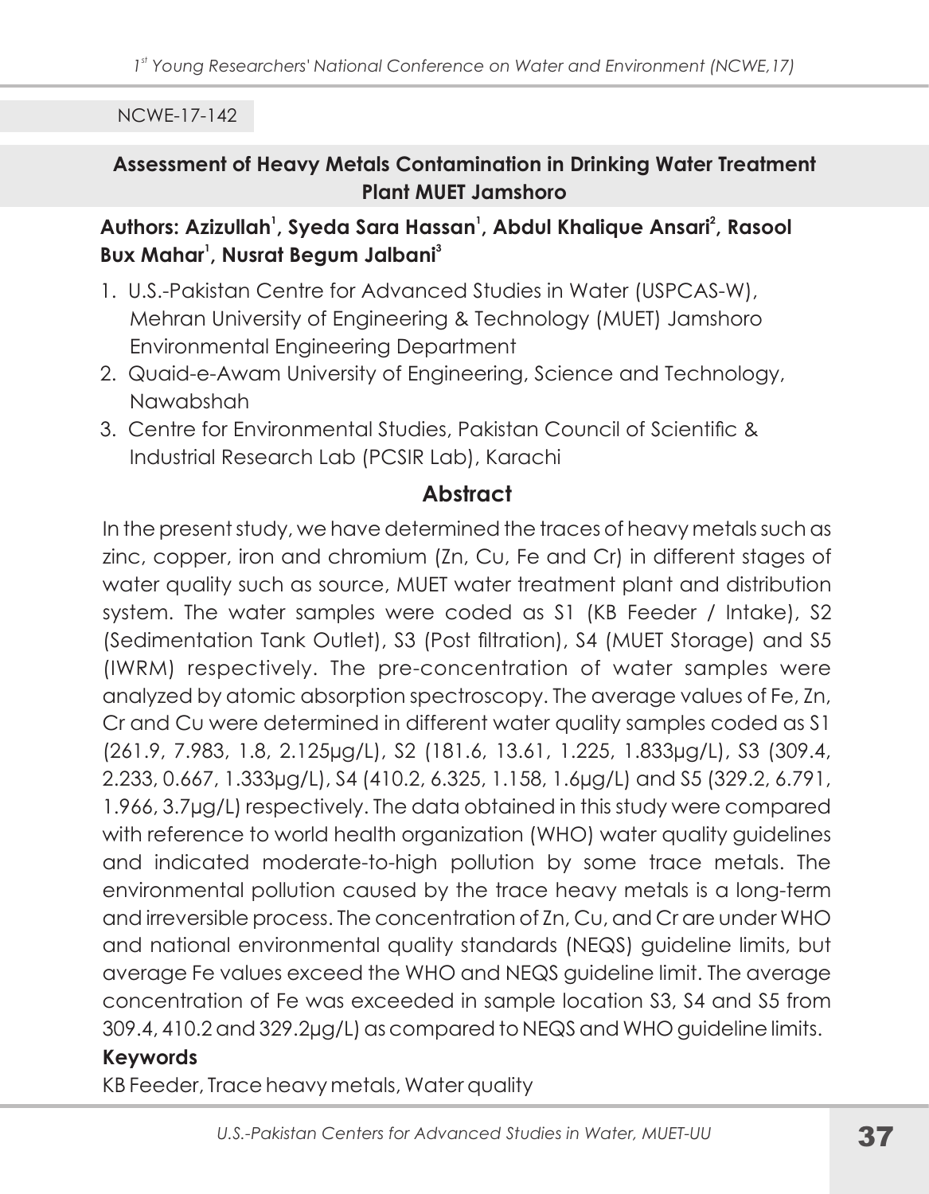NCWE-17-142

## Assessment of Heavy Metals Contamination in Drinking Water Treatment Plant MUET Jamshoro

**Authors: Azizullah[1], Syeda Sara Hassan[1], Abdul Khalique Ansari[2], Rasool Bux Mahar[1], Nusrat Begum Jalbani[3]**

1. U.S.-Pakistan Centre for Advanced Studies in Water (USPCAS-W), Mehran University of Engineering & Technology (MUET) Jamshoro Environmental Engineering Department
2. Quaid-e-Awam University of Engineering, Science and Technology, Nawabshah
3. Centre for Environmental Studies, Pakistan Council of Scientific & Industrial Research Lab (PCSIR Lab), Karachi

### Abstract

In the present study, we have determined the traces of heavy metals such as zinc, copper, iron and chromium (Zn, Cu, Fe and Cr) in different stages of water quality such as source, MUET water treatment plant and distribution system. The water samples were coded as S1 (KB Feeder / Intake), S2 (Sedimentation Tank Outlet), S3 (Post filtration), S4 (MUET Storage) and S5 (IWRM) respectively. The pre-concentration of water samples were analyzed by atomic absorption spectroscopy. The average values of Fe, Zn, Cr and Cu were determined in different water quality samples coded as S1 (261.9, 7.983, 1.8, 2.125µg/L), S2 (181.6, 13.61, 1.225, 1.833µg/L), S3 (309.4, 2.233, 0.667, 1.333µg/L), S4 (410.2, 6.325, 1.158, 1.6µg/L) and S5 (329.2, 6.791, 1.966, 3.7µg/L) respectively. The data obtained in this study were compared with reference to world health organization (WHO) water quality guidelines and indicated moderate-to-high pollution by some trace metals. The environmental pollution caused by the trace heavy metals is a long-term and irreversible process. The concentration of Zn, Cu, and Cr are under WHO and national environmental quality standards (NEQS) guideline limits, but average Fe values exceed the WHO and NEQS guideline limit. The average concentration of Fe was exceeded in sample location S3, S4 and S5 from 309.4, 410.2 and 329.2µg/L) as compared to NEQS and WHO guideline limits.

**Keywords**

KB Feeder, Trace heavy metals, Water quality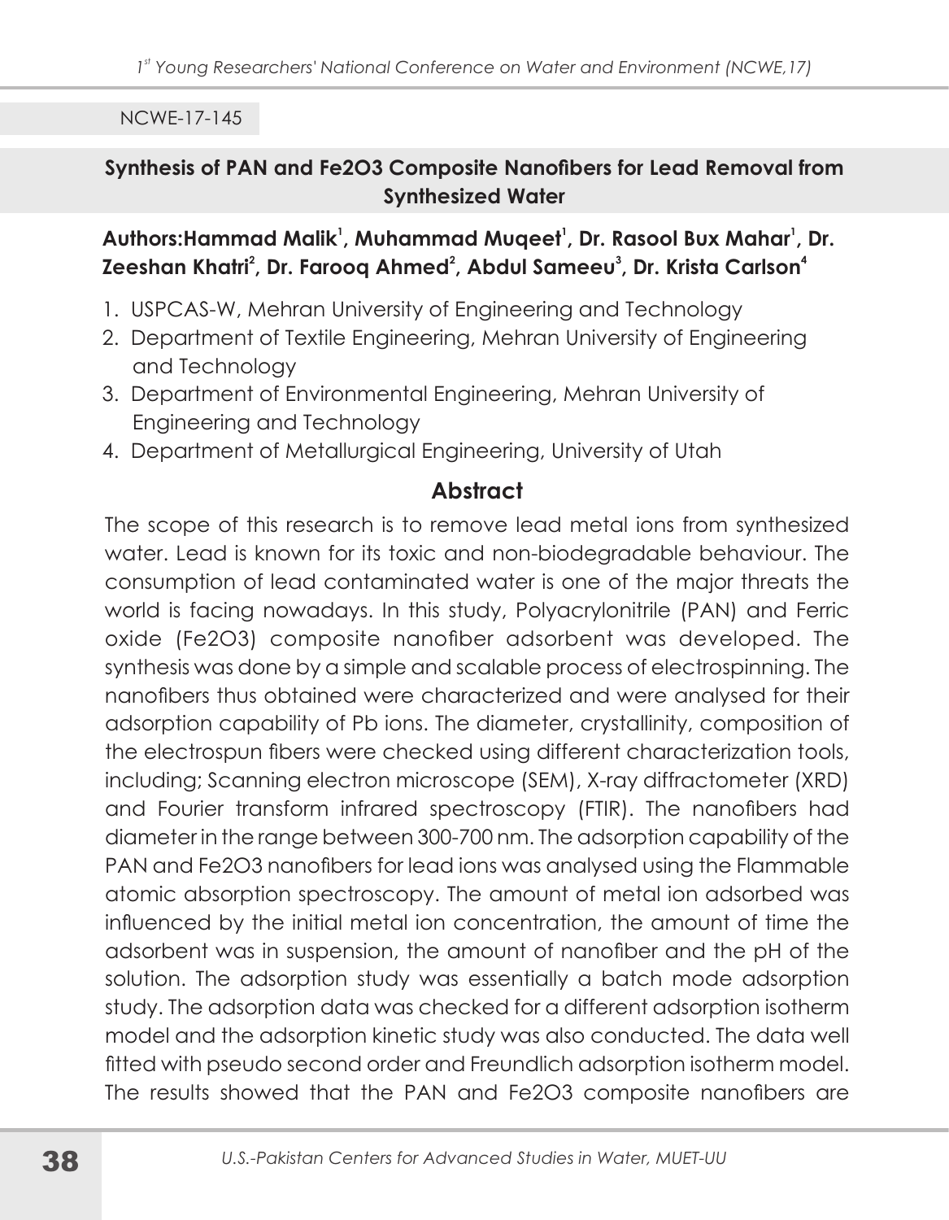NCWE-17-145

## Synthesis of PAN and $Fe_2O_3$ Composite Nanofibers for Lead Removal from Synthesized Water

**Authors: Hammad Malik[1], Muhammad Muqeet[1], Dr. Rasool Bux Mahar[1], Dr. Zeeshan Khatri[2], Dr. Farooq Ahmed[2], Abdul Sameeu[3], Dr. Krista Carlson[4]**

1. USPCAS-W, Mehran University of Engineering and Technology
2. Department of Textile Engineering, Mehran University of Engineering and Technology
3. Department of Environmental Engineering, Mehran University of Engineering and Technology
4. Department of Metallurgical Engineering, University of Utah

### Abstract

The scope of this research is to remove lead metal ions from synthesized water. Lead is known for its toxic and non-biodegradable behaviour. The consumption of lead contaminated water is one of the major threats the world is facing nowadays. In this study, Polyacrylonitrile (PAN) and Ferric oxide ($Fe_2O_3$) composite nanofiber adsorbent was developed. The synthesis was done by a simple and scalable process of electrospinning. The nanofibers thus obtained were characterized and were analysed for their adsorption capability of Pb ions. The diameter, crystallinity, composition of the electrospun fibers were checked using different characterization tools, including; Scanning electron microscope (SEM), X-ray diffractometer (XRD) and Fourier transform infrared spectroscopy (FTIR). The nanofibers had diameter in the range between 300-700 nm. The adsorption capability of the PAN and $Fe_2O_3$ nanofibers for lead ions was analysed using the Flammable atomic absorption spectroscopy. The amount of metal ion adsorbed was influenced by the initial metal ion concentration, the amount of time the adsorbent was in suspension, the amount of nanofiber and the pH of the solution. The adsorption study was essentially a batch mode adsorption study. The adsorption data was checked for a different adsorption isotherm model and the adsorption kinetic study was also conducted. The data well fitted with pseudo second order and Freundlich adsorption isotherm model. The results showed that the PAN and $Fe_2O_3$ composite nanofibers are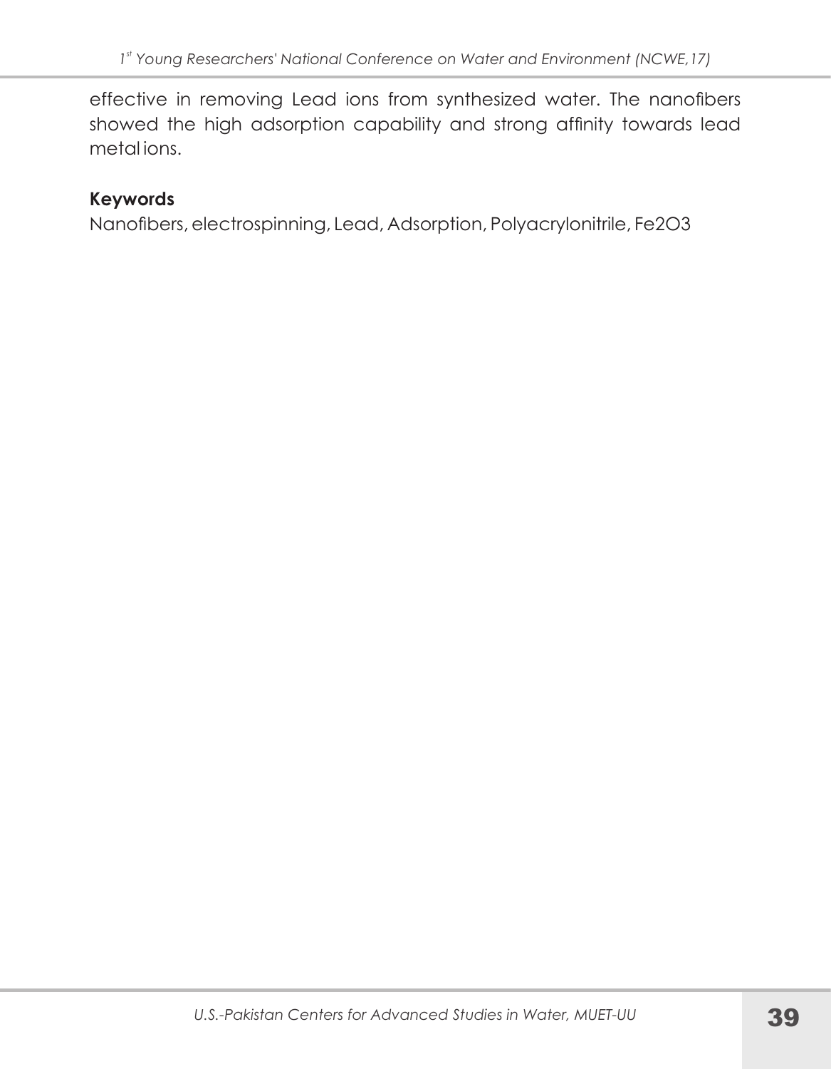effective in removing Lead ions from synthesized water. The nanofibers showed the high adsorption capability and strong affinity towards lead metal ions.

**Keywords**

Nanofibers, electrospinning, Lead, Adsorption, Polyacrylonitrile, $Fe_2O_3$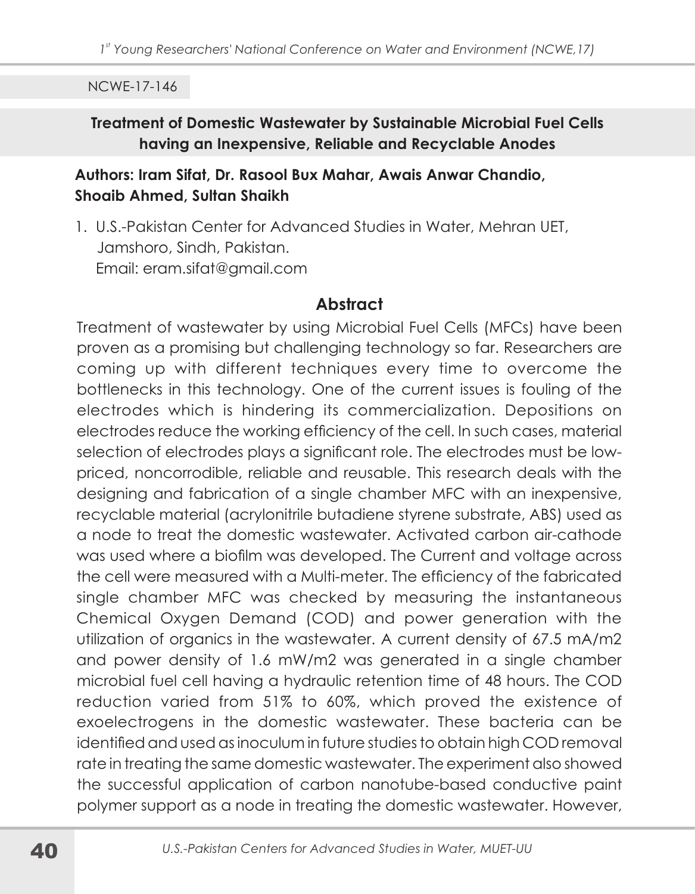NCWE-17-146

## Treatment of Domestic Wastewater by Sustainable Microbial Fuel Cells having an Inexpensive, Reliable and Recyclable Anodes

**Authors: Iram Sifat, Dr. Rasool Bux Mahar, Awais Anwar Chandio, Shoaib Ahmed, Sultan Shaikh**

1. U.S.-Pakistan Center for Advanced Studies in Water, Mehran UET, Jamshoro, Sindh, Pakistan.
   Email: eram.sifat@gmail.com

### Abstract

Treatment of wastewater by using Microbial Fuel Cells (MFCs) have been proven as a promising but challenging technology so far. Researchers are coming up with different techniques every time to overcome the bottlenecks in this technology. One of the current issues is fouling of the electrodes which is hindering its commercialization. Depositions on electrodes reduce the working efficiency of the cell. In such cases, material selection of electrodes plays a significant role. The electrodes must be low-priced, noncorrodible, reliable and reusable. This research deals with the designing and fabrication of a single chamber MFC with an inexpensive, recyclable material (acrylonitrile butadiene styrene substrate, ABS) used as a node to treat the domestic wastewater. Activated carbon air-cathode was used where a biofilm was developed. The Current and voltage across the cell were measured with a Multi-meter. The efficiency of the fabricated single chamber MFC was checked by measuring the instantaneous Chemical Oxygen Demand (COD) and power generation with the utilization of organics in the wastewater. A current density of 67.5 mA/m2 and power density of 1.6 mW/m2 was generated in a single chamber microbial fuel cell having a hydraulic retention time of 48 hours. The COD reduction varied from 51% to 60%, which proved the existence of exoelectrogens in the domestic wastewater. These bacteria can be identified and used as inoculum in future studies to obtain high COD removal rate in treating the same domestic wastewater. The experiment also showed the successful application of carbon nanotube-based conductive paint polymer support as a node in treating the domestic wastewater. However,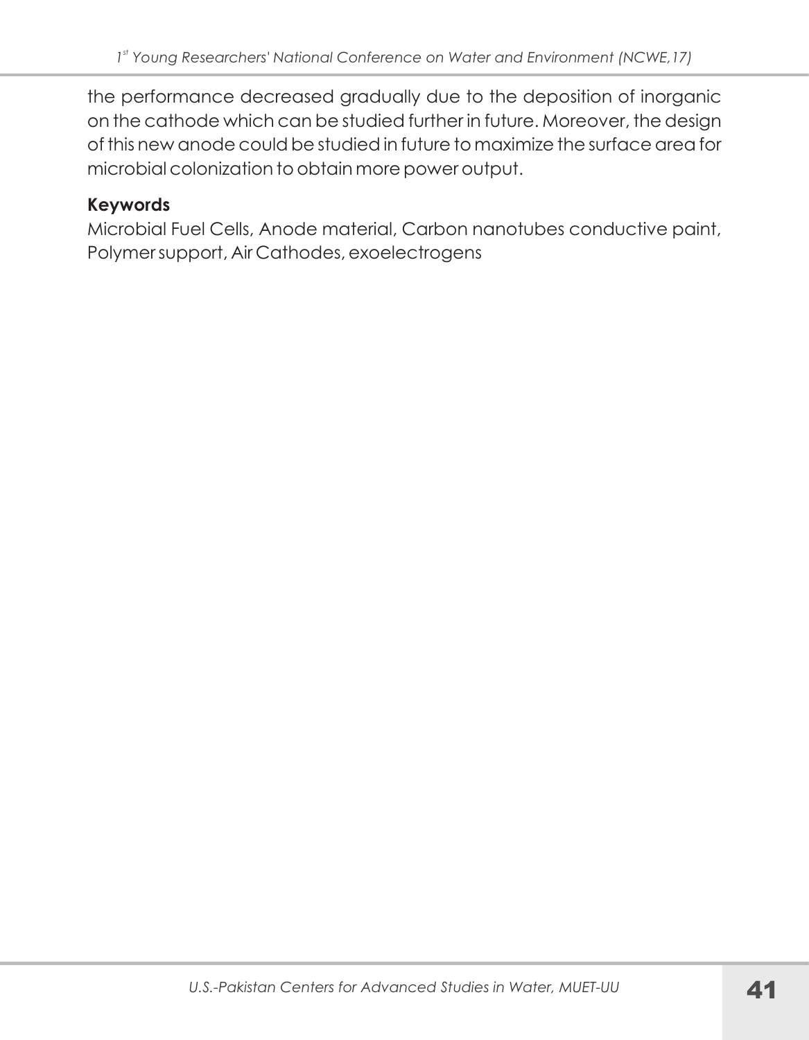the performance decreased gradually due to the deposition of inorganic on the cathode which can be studied further in future. Moreover, the design of this new anode could be studied in future to maximize the surface area for microbial colonization to obtain more power output.

**Keywords**

Microbial Fuel Cells, Anode material, Carbon nanotubes conductive paint, Polymer support, Air Cathodes, exoelectrogens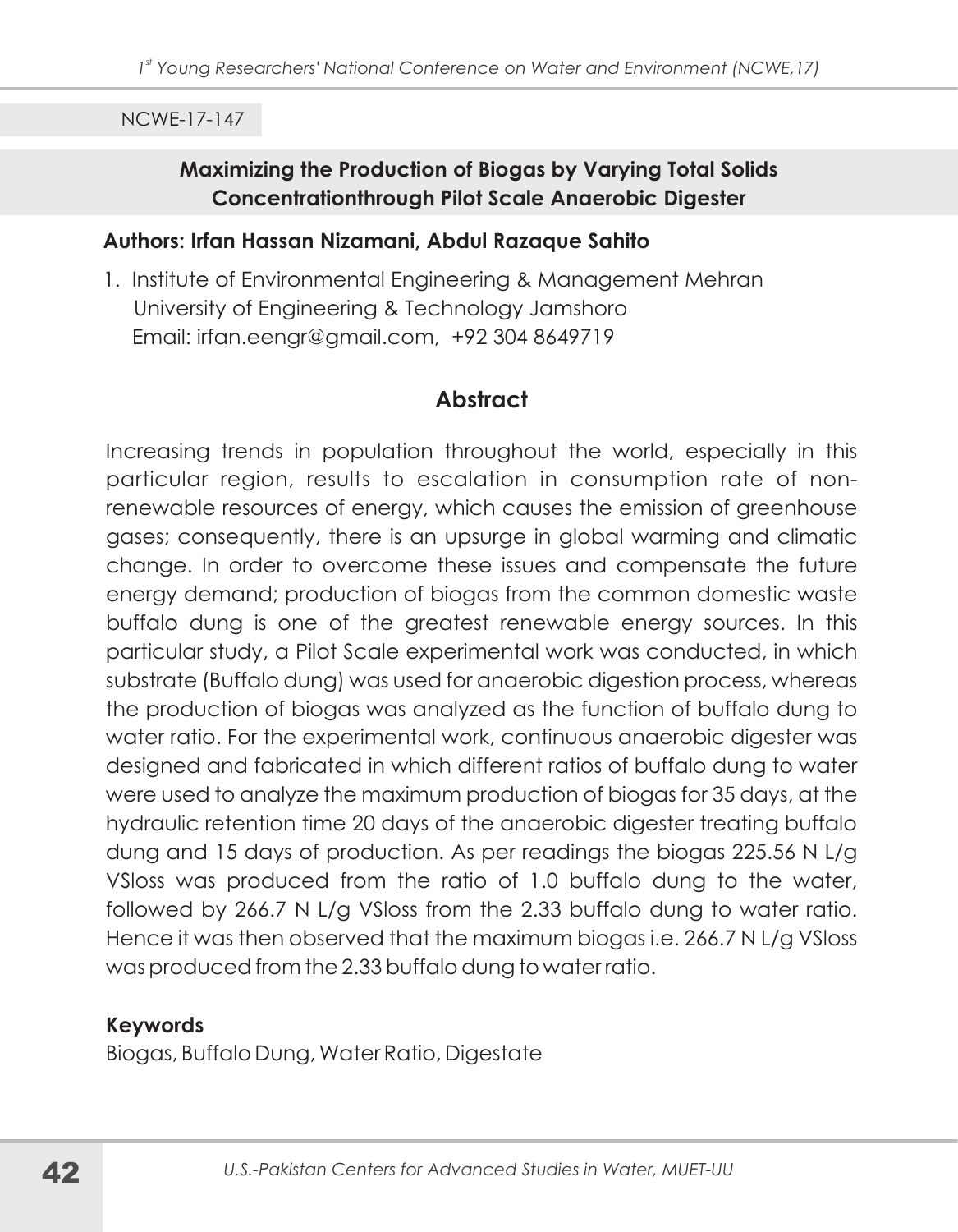NCWE-17-147

## Maximizing the Production of Biogas by Varying Total Solids Concentrationthrough Pilot Scale Anaerobic Digester

**Authors: Irfan Hassan Nizamani, Abdul Razaque Sahito**

1. Institute of Environmental Engineering & Management Mehran University of Engineering & Technology Jamshoro
   Email: irfan.eengr@gmail.com, +92 304 8649719

## Abstract

Increasing trends in population throughout the world, especially in this particular region, results to escalation in consumption rate of non-renewable resources of energy, which causes the emission of greenhouse gases; consequently, there is an upsurge in global warming and climatic change. In order to overcome these issues and compensate the future energy demand; production of biogas from the common domestic waste buffalo dung is one of the greatest renewable energy sources. In this particular study, a Pilot Scale experimental work was conducted, in which substrate (Buffalo dung) was used for anaerobic digestion process, whereas the production of biogas was analyzed as the function of buffalo dung to water ratio. For the experimental work, continuous anaerobic digester was designed and fabricated in which different ratios of buffalo dung to water were used to analyze the maximum production of biogas for 35 days, at the hydraulic retention time 20 days of the anaerobic digester treating buffalo dung and 15 days of production. As per readings the biogas 225.56 N L/g VSloss was produced from the ratio of 1.0 buffalo dung to the water, followed by 266.7 N L/g VSloss from the 2.33 buffalo dung to water ratio. Hence it was then observed that the maximum biogas i.e. 266.7 N L/g VSloss was produced from the 2.33 buffalo dung to water ratio.

**Keywords**

Biogas, Buffalo Dung, Water Ratio, Digestate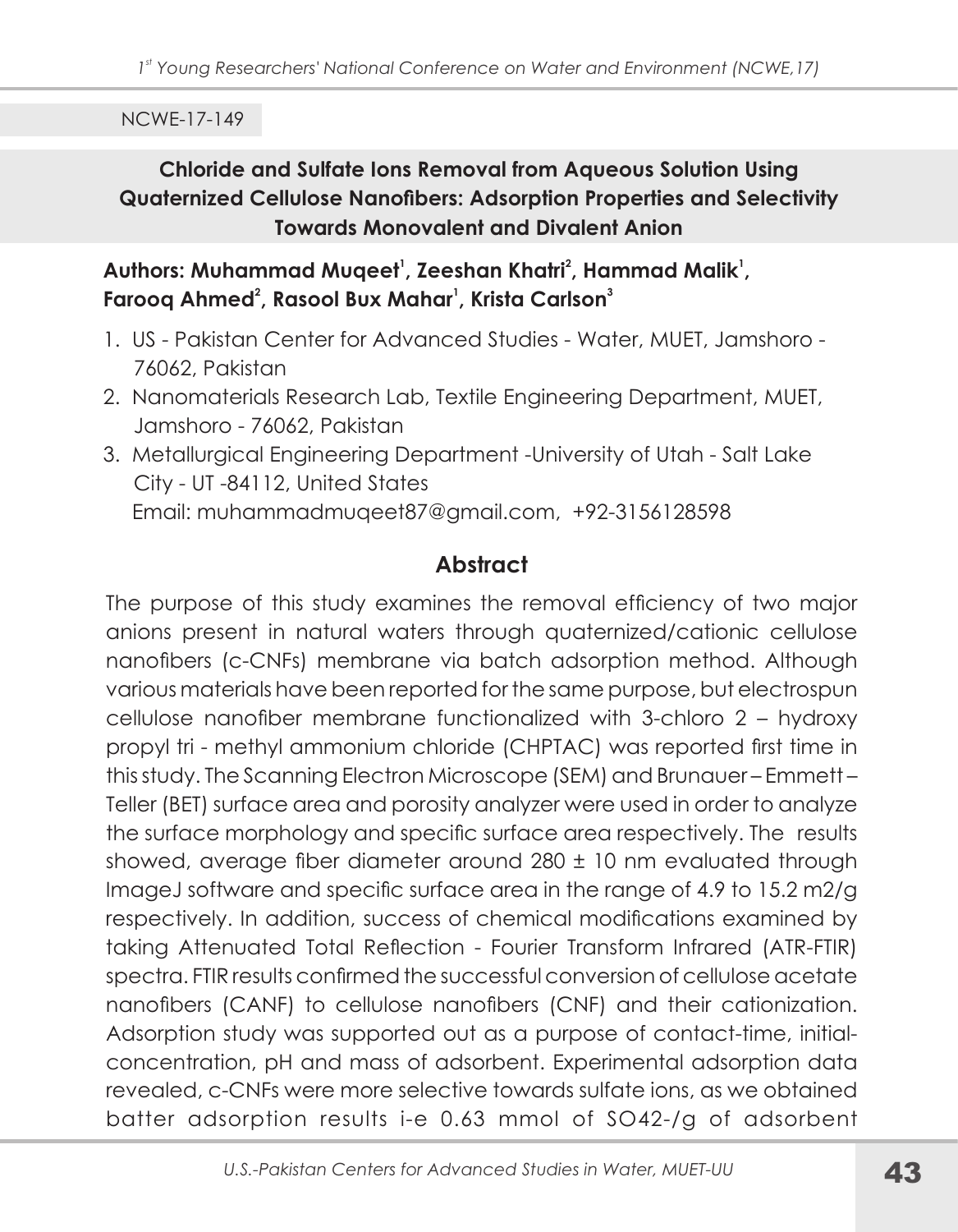NCWE-17-149

## Chloride and Sulfate Ions Removal from Aqueous Solution Using Quaternized Cellulose Nanofibers: Adsorption Properties and Selectivity Towards Monovalent and Divalent Anion

**Authors: Muhammad Muqeet[1], Zeeshan Khatri[2], Hammad Malik[1], Farooq Ahmed[2], Rasool Bux Mahar[1], Krista Carlson[3]**

1. US - Pakistan Center for Advanced Studies - Water, MUET, Jamshoro - 76062, Pakistan
2. Nanomaterials Research Lab, Textile Engineering Department, MUET, Jamshoro - 76062, Pakistan
3. Metallurgical Engineering Department -University of Utah - Salt Lake City - UT -84112, United States

Email: muhammadmuqeet87@gmail.com, +92-3156128598

### Abstract

The purpose of this study examines the removal efficiency of two major anions present in natural waters through quaternized/cationic cellulose nanofibers (c-CNFs) membrane via batch adsorption method. Although various materials have been reported for the same purpose, but electrospun cellulose nanofiber membrane functionalized with 3-chloro 2 – hydroxy propyl tri - methyl ammonium chloride (CHPTAC) was reported first time in this study. The Scanning Electron Microscope (SEM) and Brunauer – Emmett – Teller (BET) surface area and porosity analyzer were used in order to analyze the surface morphology and specific surface area respectively. The results showed, average fiber diameter around 280 ± 10 nm evaluated through ImageJ software and specific surface area in the range of 4.9 to 15.2 $m^2/g$ respectively. In addition, success of chemical modifications examined by taking Attenuated Total Reflection - Fourier Transform Infrared (ATR-FTIR) spectra. FTIR results confirmed the successful conversion of cellulose acetate nanofibers (CANF) to cellulose nanofibers (CNF) and their cationization. Adsorption study was supported out as a purpose of contact-time, initial-concentration, pH and mass of adsorbent. Experimental adsorption data revealed, c-CNFs were more selective towards sulfate ions, as we obtained batter adsorption results i-e 0.63 mmol of $SO_4^{2-}$/g of adsorbent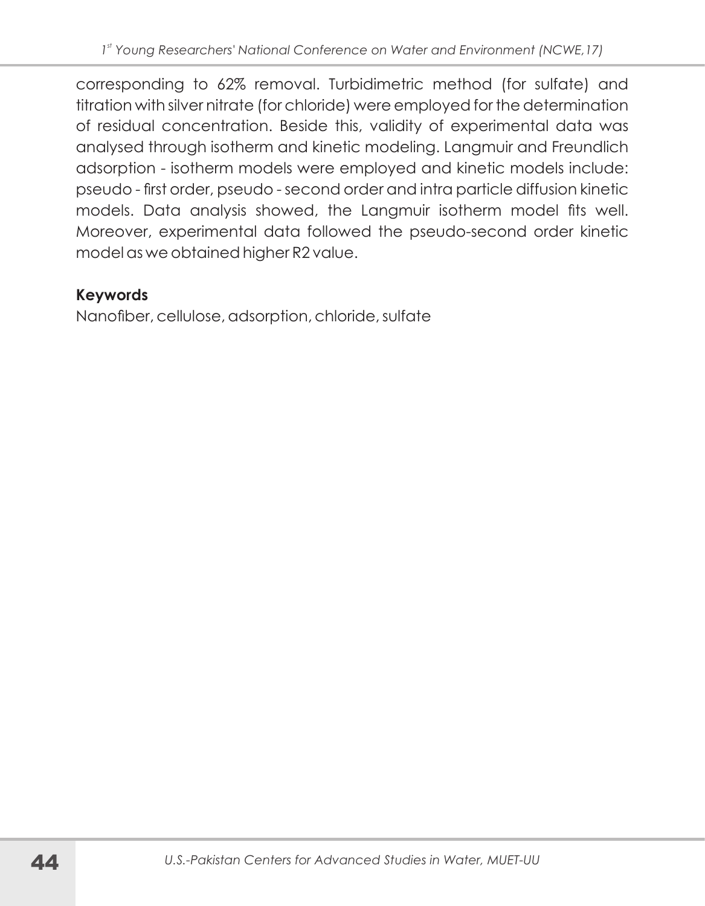corresponding to 62% removal. Turbidimetric method (for sulfate) and titration with silver nitrate (for chloride) were employed for the determination of residual concentration. Beside this, validity of experimental data was analysed through isotherm and kinetic modeling. Langmuir and Freundlich adsorption - isotherm models were employed and kinetic models include: pseudo - first order, pseudo - second order and intra particle diffusion kinetic models. Data analysis showed, the Langmuir isotherm model fits well. Moreover, experimental data followed the pseudo-second order kinetic model as we obtained higher R2 value.

**Keywords**

Nanofiber, cellulose, adsorption, chloride, sulfate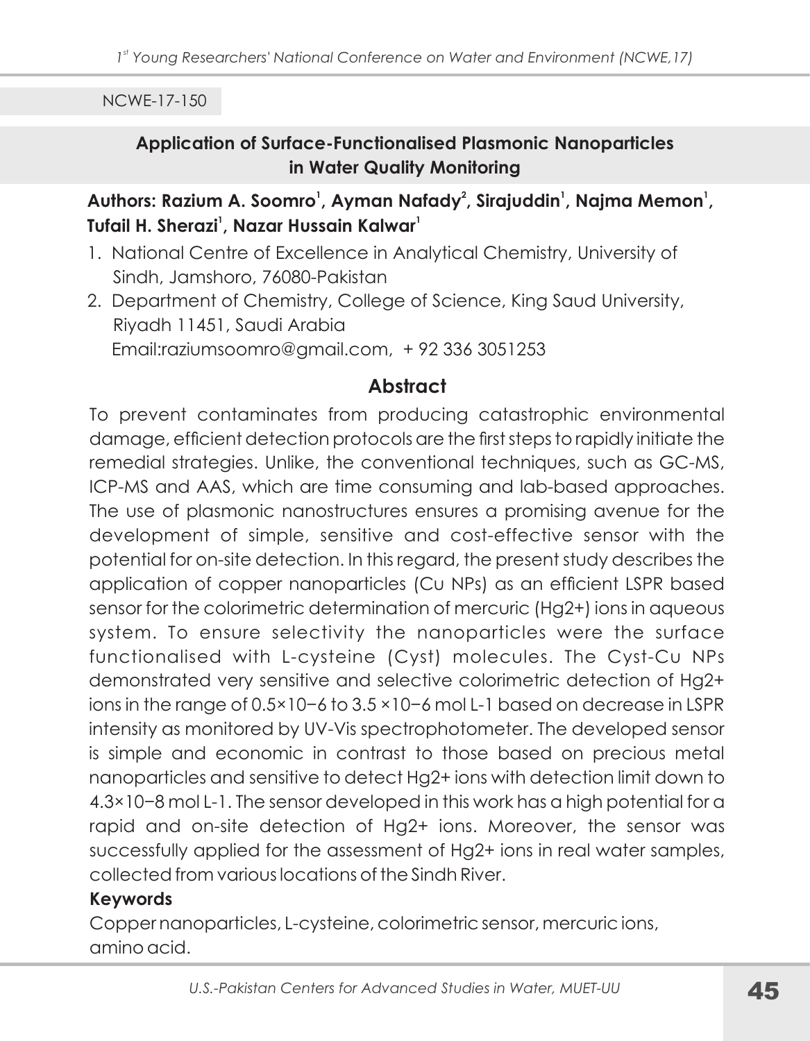NCWE-17-150

## Application of Surface-Functionalised Plasmonic Nanoparticles in Water Quality Monitoring

**Authors: Razium A. Soomro[1], Ayman Nafady[2], Sirajuddin[1], Najma Memon[1], Tufail H. Sherazi[1], Nazar Hussain Kalwar[1]**

1. National Centre of Excellence in Analytical Chemistry, University of Sindh, Jamshoro, 76080-Pakistan
2. Department of Chemistry, College of Science, King Saud University, Riyadh 11451, Saudi Arabia

Email:raziumsoomro@gmail.com, + 92 336 3051253

### Abstract

To prevent contaminates from producing catastrophic environmental damage, efficient detection protocols are the first steps to rapidly initiate the remedial strategies. Unlike, the conventional techniques, such as GC-MS, ICP-MS and AAS, which are time consuming and lab-based approaches. The use of plasmonic nanostructures ensures a promising avenue for the development of simple, sensitive and cost-effective sensor with the potential for on-site detection. In this regard, the present study describes the application of copper nanoparticles (Cu NPs) as an efficient LSPR based sensor for the colorimetric determination of mercuric ($Hg^{2+}$) ions in aqueous system. To ensure selectivity the nanoparticles were the surface functionalised with L-cysteine (Cyst) molecules. The Cyst-Cu NPs demonstrated very sensitive and selective colorimetric detection of $Hg^{2+}$ ions in the range of $0.5\times10^{-6}$ to $3.5\times10^{-6}$ mol $L^{-1}$ based on decrease in LSPR intensity as monitored by UV-Vis spectrophotometer. The developed sensor is simple and economic in contrast to those based on precious metal nanoparticles and sensitive to detect $Hg^{2+}$ ions with detection limit down to $4.3\times10^{-8}$ mol $L^{-1}$. The sensor developed in this work has a high potential for a rapid and on-site detection of $Hg^{2+}$ ions. Moreover, the sensor was successfully applied for the assessment of $Hg^{2+}$ ions in real water samples, collected from various locations of the Sindh River.

**Keywords**

Copper nanoparticles, L-cysteine, colorimetric sensor, mercuric ions, amino acid.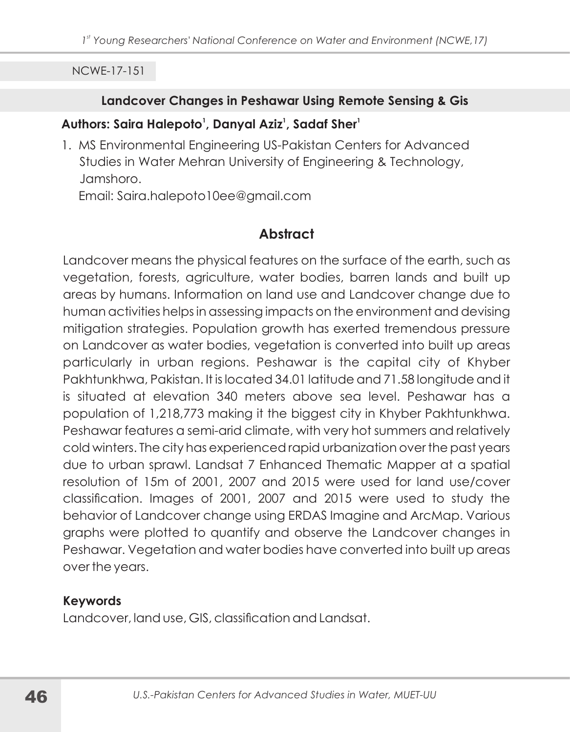NCWE-17-151

## Landcover Changes in Peshawar Using Remote Sensing & Gis

**Authors: Saira Halepoto[1], Danyal Aziz[1], Sadaf Sher[1]**

1. MS Environmental Engineering US-Pakistan Centers for Advanced Studies in Water Mehran University of Engineering & Technology, Jamshoro.
   Email: Saira.halepoto10ee@gmail.com

## Abstract

Landcover means the physical features on the surface of the earth, such as vegetation, forests, agriculture, water bodies, barren lands and built up areas by humans. Information on land use and Landcover change due to human activities helps in assessing impacts on the environment and devising mitigation strategies. Population growth has exerted tremendous pressure on Landcover as water bodies, vegetation is converted into built up areas particularly in urban regions. Peshawar is the capital city of Khyber Pakhtunkhwa, Pakistan. It is located 34.01 latitude and 71.58 longitude and it is situated at elevation 340 meters above sea level. Peshawar has a population of 1,218,773 making it the biggest city in Khyber Pakhtunkhwa. Peshawar features a semi-arid climate, with very hot summers and relatively cold winters. The city has experienced rapid urbanization over the past years due to urban sprawl. Landsat 7 Enhanced Thematic Mapper at a spatial resolution of 15m of 2001, 2007 and 2015 were used for land use/cover classification. Images of 2001, 2007 and 2015 were used to study the behavior of Landcover change using ERDAS Imagine and ArcMap. Various graphs were plotted to quantify and observe the Landcover changes in Peshawar. Vegetation and water bodies have converted into built up areas over the years.

### Keywords

Landcover, land use, GIS, classification and Landsat.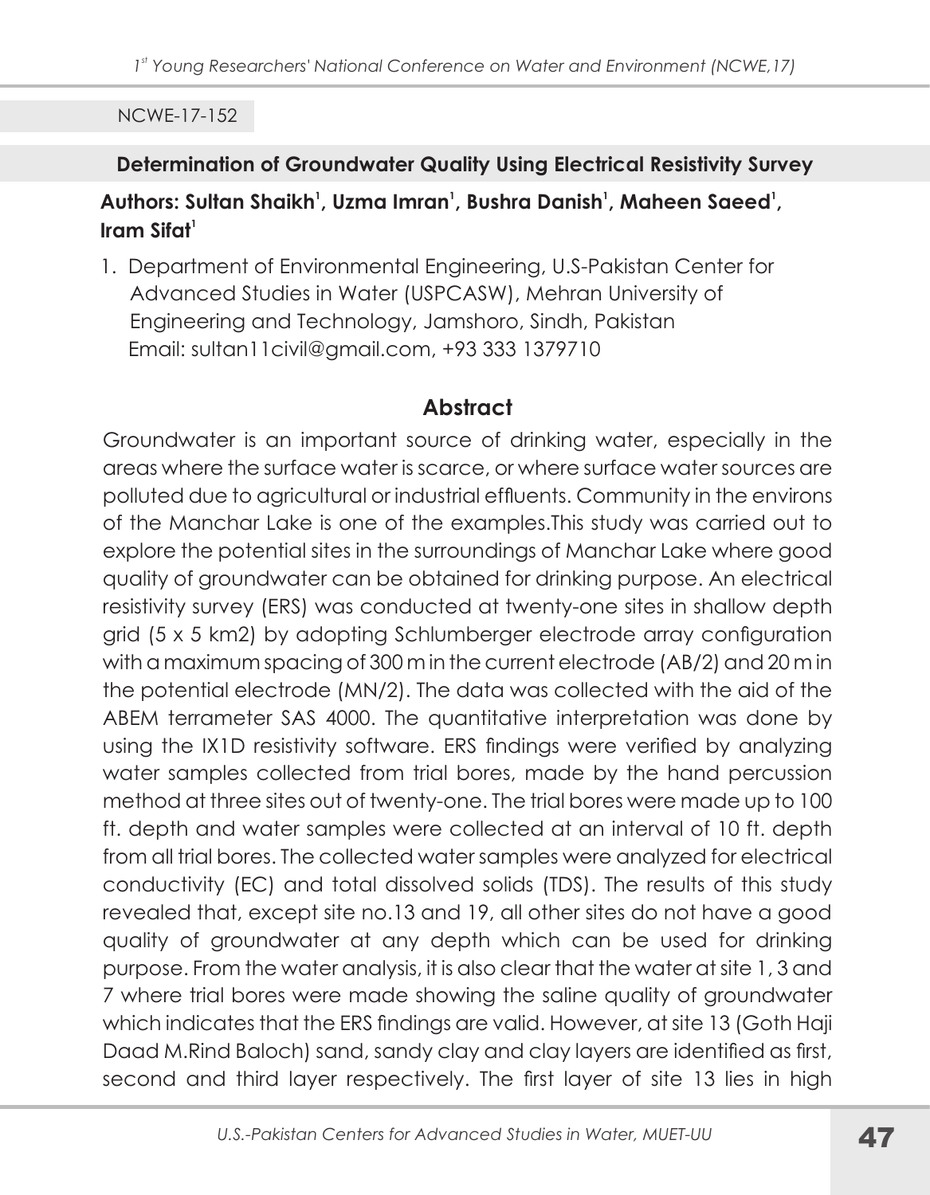NCWE-17-152

## Determination of Groundwater Quality Using Electrical Resistivity Survey

**Authors: Sultan Shaikh[1], Uzma Imran[1], Bushra Danish[1], Maheen Saeed[1], Iram Sifat[1]**

1. Department of Environmental Engineering, U.S-Pakistan Center for Advanced Studies in Water (USPCASW), Mehran University of Engineering and Technology, Jamshoro, Sindh, Pakistan
   Email: sultan11civil@gmail.com, +93 333 1379710

### Abstract

Groundwater is an important source of drinking water, especially in the areas where the surface water is scarce, or where surface water sources are polluted due to agricultural or industrial effluents. Community in the environs of the Manchar Lake is one of the examples.This study was carried out to explore the potential sites in the surroundings of Manchar Lake where good quality of groundwater can be obtained for drinking purpose. An electrical resistivity survey (ERS) was conducted at twenty-one sites in shallow depth grid (5 x 5 km2) by adopting Schlumberger electrode array configuration with a maximum spacing of 300 m in the current electrode (AB/2) and 20 m in the potential electrode (MN/2). The data was collected with the aid of the ABEM terrameter SAS 4000. The quantitative interpretation was done by using the IX1D resistivity software. ERS findings were verified by analyzing water samples collected from trial bores, made by the hand percussion method at three sites out of twenty-one. The trial bores were made up to 100 ft. depth and water samples were collected at an interval of 10 ft. depth from all trial bores. The collected water samples were analyzed for electrical conductivity (EC) and total dissolved solids (TDS). The results of this study revealed that, except site no.13 and 19, all other sites do not have a good quality of groundwater at any depth which can be used for drinking purpose. From the water analysis, it is also clear that the water at site 1, 3 and 7 where trial bores were made showing the saline quality of groundwater which indicates that the ERS findings are valid. However, at site 13 (Goth Haji Daad M.Rind Baloch) sand, sandy clay and clay layers are identified as first, second and third layer respectively. The first layer of site 13 lies in high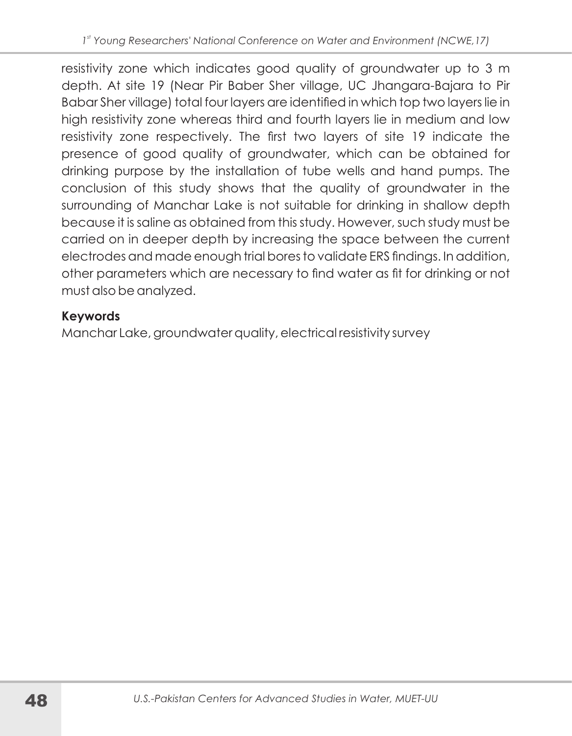resistivity zone which indicates good quality of groundwater up to 3 m depth. At site 19 (Near Pir Baber Sher village, UC Jhangara-Bajara to Pir Babar Sher village) total four layers are identified in which top two layers lie in high resistivity zone whereas third and fourth layers lie in medium and low resistivity zone respectively. The first two layers of site 19 indicate the presence of good quality of groundwater, which can be obtained for drinking purpose by the installation of tube wells and hand pumps. The conclusion of this study shows that the quality of groundwater in the surrounding of Manchar Lake is not suitable for drinking in shallow depth because it is saline as obtained from this study. However, such study must be carried on in deeper depth by increasing the space between the current electrodes and made enough trial bores to validate ERS findings. In addition, other parameters which are necessary to find water as fit for drinking or not must also be analyzed.

**Keywords**

Manchar Lake, groundwater quality, electrical resistivity survey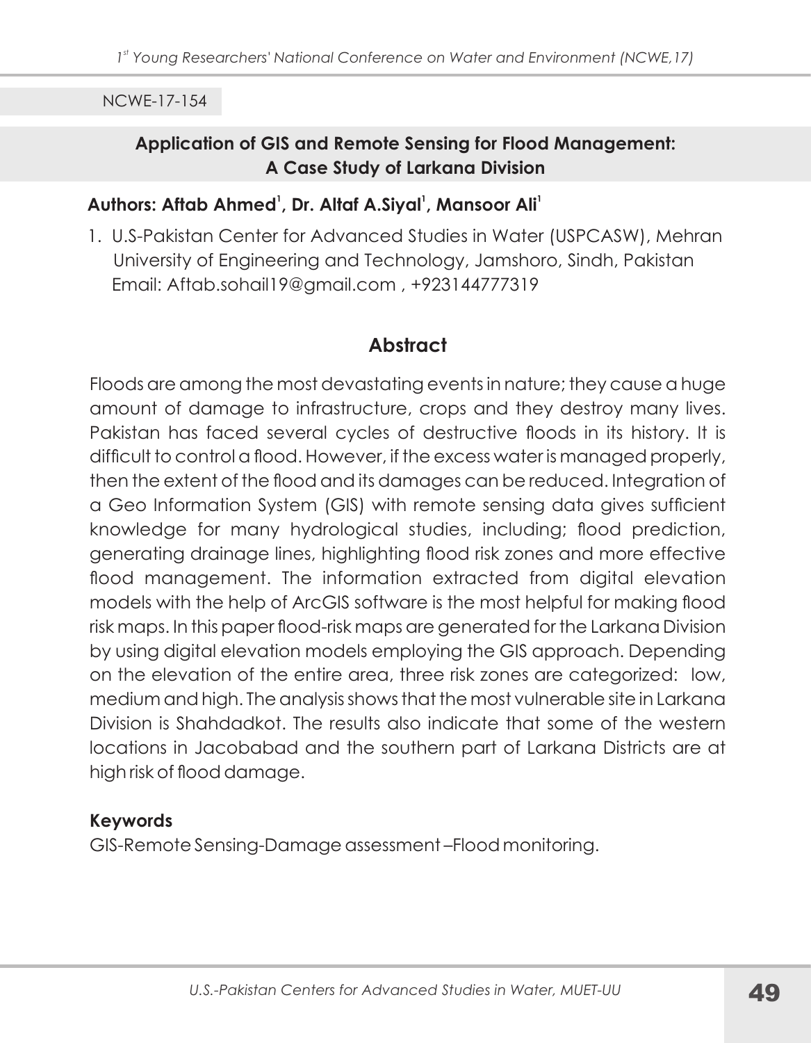NCWE-17-154

## Application of GIS and Remote Sensing for Flood Management: A Case Study of Larkana Division

**Authors: Aftab Ahmed[1], Dr. Altaf A.Siyal[1], Mansoor Ali[1]**

1. U.S-Pakistan Center for Advanced Studies in Water (USPCASW), Mehran University of Engineering and Technology, Jamshoro, Sindh, Pakistan
   Email: Aftab.sohail19@gmail.com , +923144777319

## Abstract

Floods are among the most devastating events in nature; they cause a huge amount of damage to infrastructure, crops and they destroy many lives. Pakistan has faced several cycles of destructive floods in its history. It is difficult to control a flood. However, if the excess water is managed properly, then the extent of the flood and its damages can be reduced. Integration of a Geo Information System (GIS) with remote sensing data gives sufficient knowledge for many hydrological studies, including; flood prediction, generating drainage lines, highlighting flood risk zones and more effective flood management. The information extracted from digital elevation models with the help of ArcGIS software is the most helpful for making flood risk maps. In this paper flood-risk maps are generated for the Larkana Division by using digital elevation models employing the GIS approach. Depending on the elevation of the entire area, three risk zones are categorized: low, medium and high. The analysis shows that the most vulnerable site in Larkana Division is Shahdadkot. The results also indicate that some of the western locations in Jacobabad and the southern part of Larkana Districts are at high risk of flood damage.

### Keywords

GIS-Remote Sensing-Damage assessment –Flood monitoring.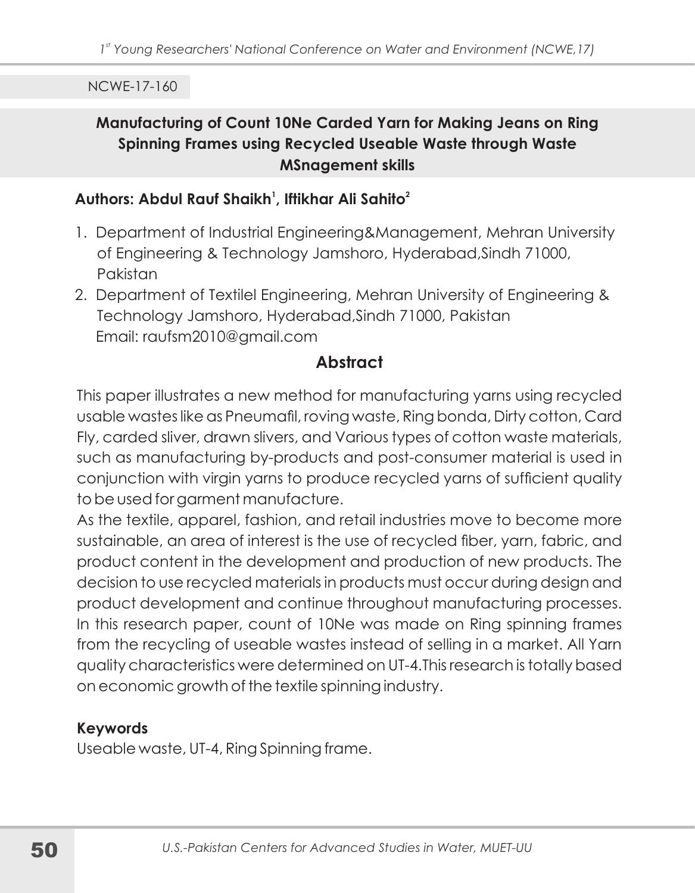NCWE-17-160

## Manufacturing of Count 10Ne Carded Yarn for Making Jeans on Ring Spinning Frames using Recycled Useable Waste through Waste MSnagement skills

**Authors: Abdul Rauf Shaikh[1], Iftikhar Ali Sahito[2]**

1. Department of Industrial Engineering&Management, Mehran University of Engineering & Technology Jamshoro, Hyderabad,Sindh 71000, Pakistan
2. Department of Textilel Engineering, Mehran University of Engineering & Technology Jamshoro, Hyderabad,Sindh 71000, Pakistan
   Email: raufsm2010@gmail.com

### Abstract

This paper illustrates a new method for manufacturing yarns using recycled usable wastes like as Pneumafil, roving waste, Ring bonda, Dirty cotton, Card Fly, carded sliver, drawn slivers, and Various types of cotton waste materials, such as manufacturing by-products and post-consumer material is used in conjunction with virgin yarns to produce recycled yarns of sufficient quality to be used for garment manufacture.

As the textile, apparel, fashion, and retail industries move to become more sustainable, an area of interest is the use of recycled fiber, yarn, fabric, and product content in the development and production of new products. The decision to use recycled materials in products must occur during design and product development and continue throughout manufacturing processes. In this research paper, count of 10Ne was made on Ring spinning frames from the recycling of useable wastes instead of selling in a market. All Yarn quality characteristics were determined on UT-4.This research is totally based on economic growth of the textile spinning industry.

**Keywords**

Useable waste, UT-4, Ring Spinning frame.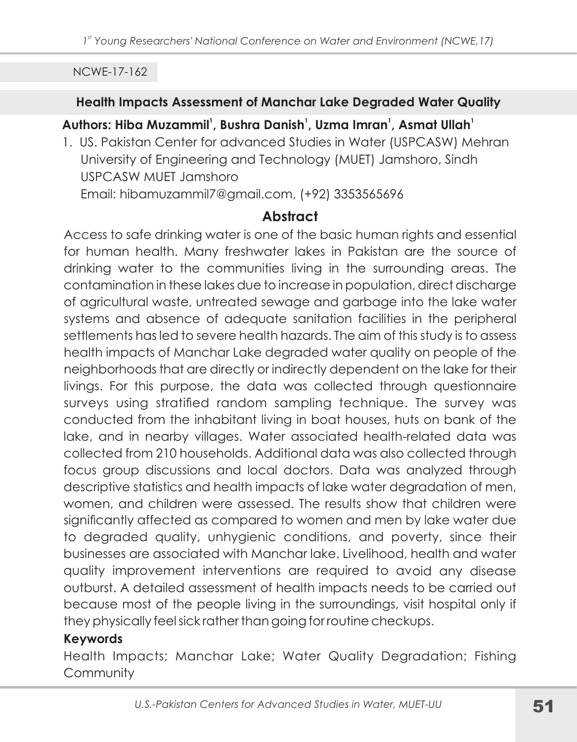NCWE-17-162

## Health Impacts Assessment of Manchar Lake Degraded Water Quality

**Authors: Hiba Muzammil[1], Bushra Danish[1], Uzma Imran[1], Asmat Ullah[1]**

1. US. Pakistan Center for advanced Studies in Water (USPCASW) Mehran University of Engineering and Technology (MUET) Jamshoro, Sindh USPCASW MUET Jamshoro
   Email: hibamuzammil7@gmail.com, (+92) 3353565696

### Abstract

Access to safe drinking water is one of the basic human rights and essential for human health. Many freshwater lakes in Pakistan are the source of drinking water to the communities living in the surrounding areas. The contamination in these lakes due to increase in population, direct discharge of agricultural waste, untreated sewage and garbage into the lake water systems and absence of adequate sanitation facilities in the peripheral settlements has led to severe health hazards. The aim of this study is to assess health impacts of Manchar Lake degraded water quality on people of the neighborhoods that are directly or indirectly dependent on the lake for their livings. For this purpose, the data was collected through questionnaire surveys using stratified random sampling technique. The survey was conducted from the inhabitant living in boat houses, huts on bank of the lake, and in nearby villages. Water associated health-related data was collected from 210 households. Additional data was also collected through focus group discussions and local doctors. Data was analyzed through descriptive statistics and health impacts of lake water degradation of men, women, and children were assessed. The results show that children were significantly affected as compared to women and men by lake water due to degraded quality, unhygienic conditions, and poverty, since their businesses are associated with Manchar lake. Livelihood, health and water quality improvement interventions are required to avoid any disease outburst. A detailed assessment of health impacts needs to be carried out because most of the people living in the surroundings, visit hospital only if they physically feel sick rather than going for routine checkups.

**Keywords**

Health Impacts; Manchar Lake; Water Quality Degradation; Fishing Community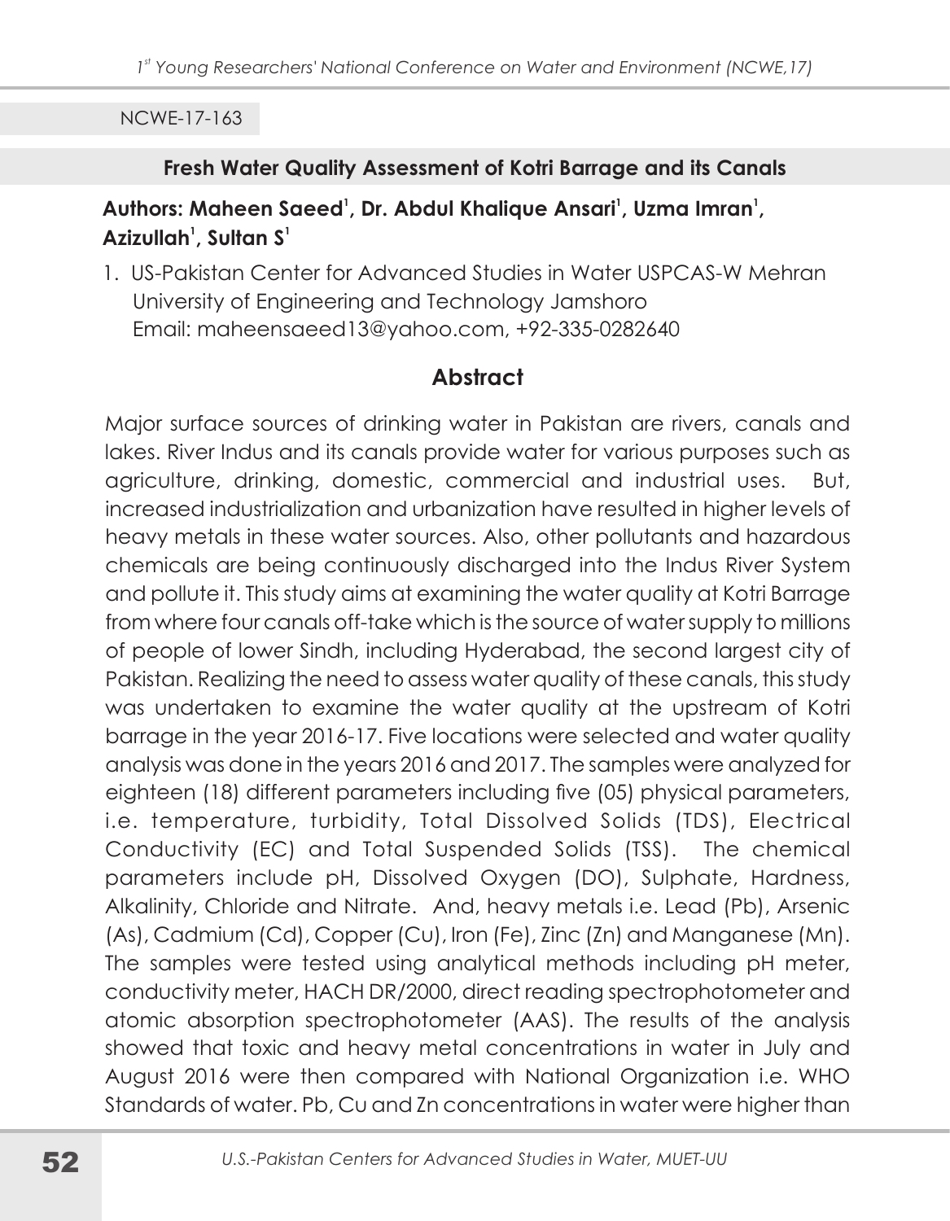NCWE-17-163

## Fresh Water Quality Assessment of Kotri Barrage and its Canals

**Authors: Maheen Saeed[1], Dr. Abdul Khalique Ansari[1], Uzma Imran[1], Azizullah[1], Sultan S[1]**

1. US-Pakistan Center for Advanced Studies in Water USPCAS-W Mehran University of Engineering and Technology Jamshoro
   Email: maheensaeed13@yahoo.com, +92-335-0282640

### Abstract

Major surface sources of drinking water in Pakistan are rivers, canals and lakes. River Indus and its canals provide water for various purposes such as agriculture, drinking, domestic, commercial and industrial uses. But, increased industrialization and urbanization have resulted in higher levels of heavy metals in these water sources. Also, other pollutants and hazardous chemicals are being continuously discharged into the Indus River System and pollute it. This study aims at examining the water quality at Kotri Barrage from where four canals off-take which is the source of water supply to millions of people of lower Sindh, including Hyderabad, the second largest city of Pakistan. Realizing the need to assess water quality of these canals, this study was undertaken to examine the water quality at the upstream of Kotri barrage in the year 2016-17. Five locations were selected and water quality analysis was done in the years 2016 and 2017. The samples were analyzed for eighteen (18) different parameters including five (05) physical parameters, i.e. temperature, turbidity, Total Dissolved Solids (TDS), Electrical Conductivity (EC) and Total Suspended Solids (TSS). The chemical parameters include pH, Dissolved Oxygen (DO), Sulphate, Hardness, Alkalinity, Chloride and Nitrate. And, heavy metals i.e. Lead (Pb), Arsenic (As), Cadmium (Cd), Copper (Cu), Iron (Fe), Zinc (Zn) and Manganese (Mn). The samples were tested using analytical methods including pH meter, conductivity meter, HACH DR/2000, direct reading spectrophotometer and atomic absorption spectrophotometer (AAS). The results of the analysis showed that toxic and heavy metal concentrations in water in July and August 2016 were then compared with National Organization i.e. WHO Standards of water. Pb, Cu and Zn concentrations in water were higher than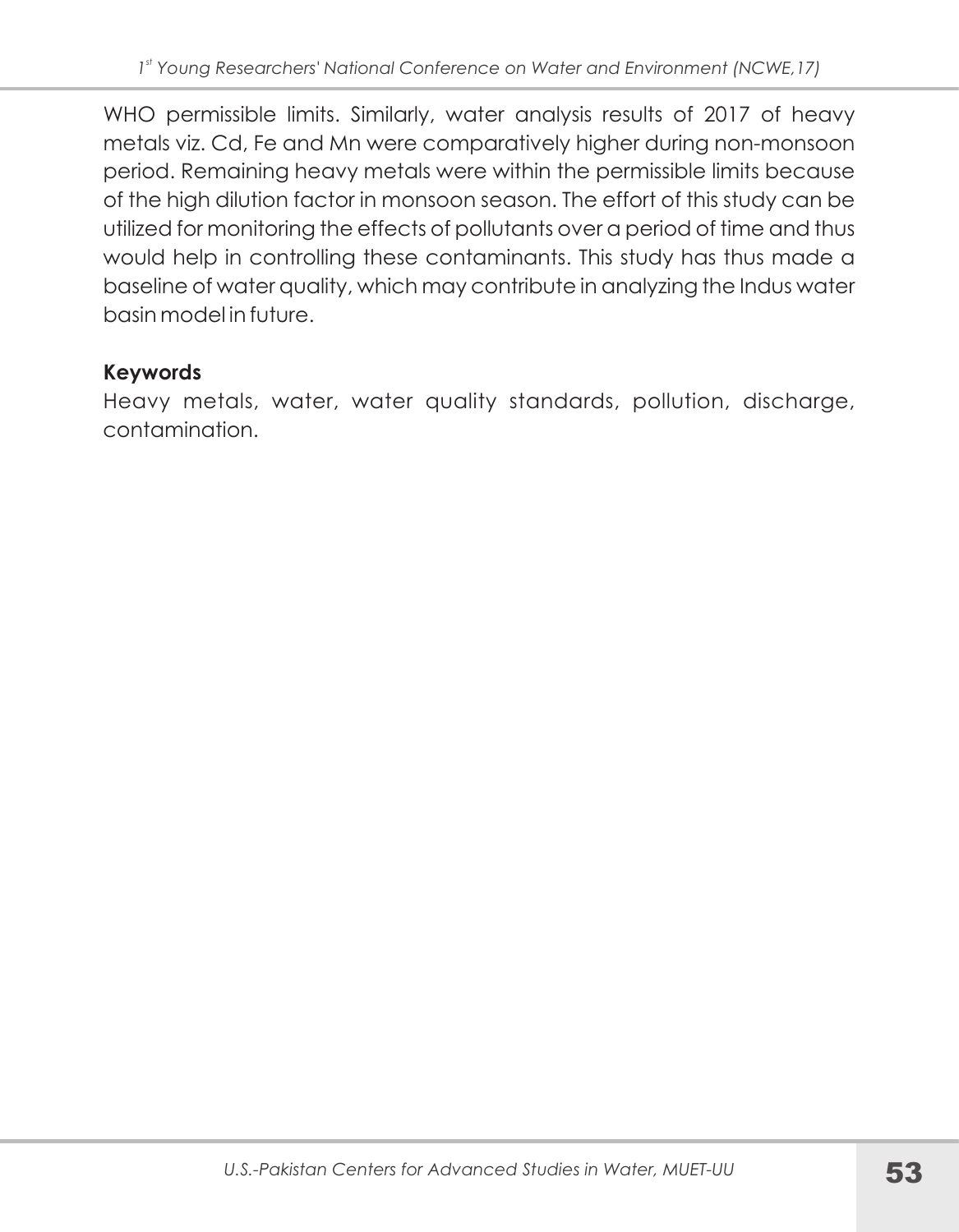WHO permissible limits. Similarly, water analysis results of 2017 of heavy metals viz. Cd, Fe and Mn were comparatively higher during non-monsoon period. Remaining heavy metals were within the permissible limits because of the high dilution factor in monsoon season. The effort of this study can be utilized for monitoring the effects of pollutants over a period of time and thus would help in controlling these contaminants. This study has thus made a baseline of water quality, which may contribute in analyzing the Indus water basin model in future.

**Keywords**

Heavy metals, water, water quality standards, pollution, discharge, contamination.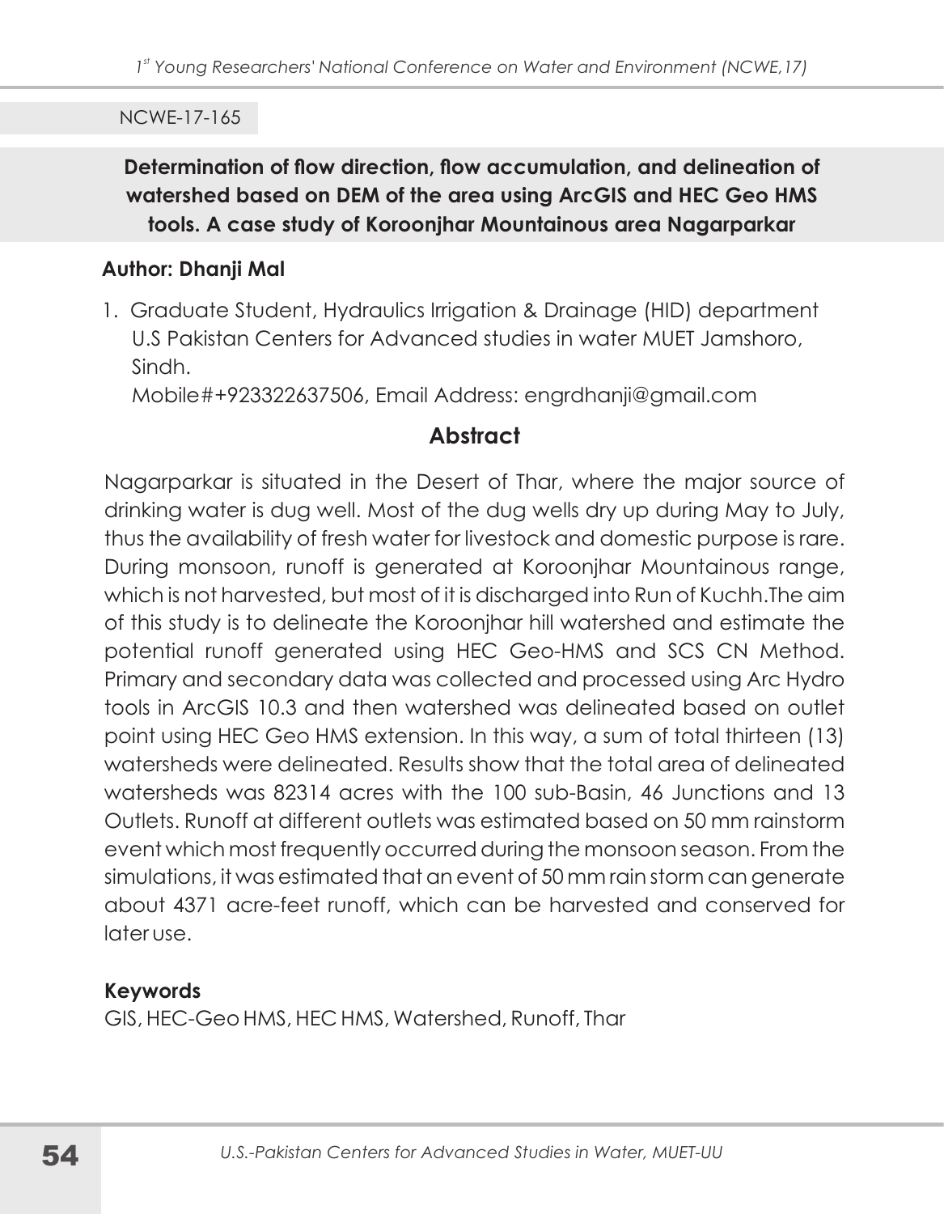NCWE-17-165

## Determination of flow direction, flow accumulation, and delineation of watershed based on DEM of the area using ArcGIS and HEC Geo HMS tools. A case study of Koroonjhar Mountainous area Nagarparkar

**Author: Dhanji Mal**

1. Graduate Student, Hydraulics Irrigation & Drainage (HID) department U.S Pakistan Centers for Advanced studies in water MUET Jamshoro, Sindh.
   Mobile#+923322637506, Email Address: engrdhanji@gmail.com

### Abstract

Nagarparkar is situated in the Desert of Thar, where the major source of drinking water is dug well. Most of the dug wells dry up during May to July, thus the availability of fresh water for livestock and domestic purpose is rare. During monsoon, runoff is generated at Koroonjhar Mountainous range, which is not harvested, but most of it is discharged into Run of Kuchh.The aim of this study is to delineate the Koroonjhar hill watershed and estimate the potential runoff generated using HEC Geo-HMS and SCS CN Method. Primary and secondary data was collected and processed using Arc Hydro tools in ArcGIS 10.3 and then watershed was delineated based on outlet point using HEC Geo HMS extension. In this way, a sum of total thirteen (13) watersheds were delineated. Results show that the total area of delineated watersheds was 82314 acres with the 100 sub-Basin, 46 Junctions and 13 Outlets. Runoff at different outlets was estimated based on 50 mm rainstorm event which most frequently occurred during the monsoon season. From the simulations, it was estimated that an event of 50 mm rain storm can generate about 4371 acre-feet runoff, which can be harvested and conserved for later use.

**Keywords**

GIS, HEC-Geo HMS, HEC HMS, Watershed, Runoff, Thar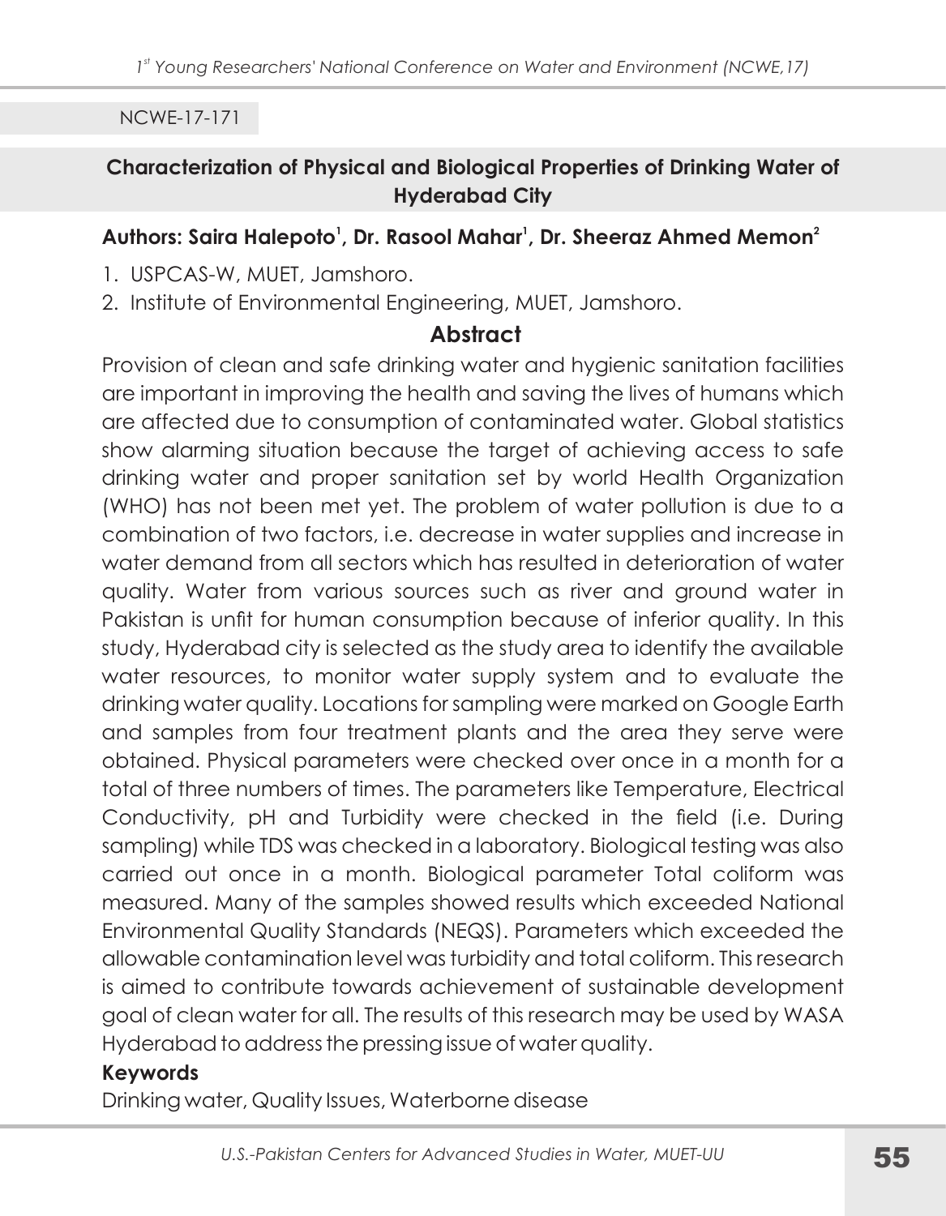NCWE-17-171

## Characterization of Physical and Biological Properties of Drinking Water of Hyderabad City

**Authors: Saira Halepoto[1], Dr. Rasool Mahar[1], Dr. Sheeraz Ahmed Memon[2]**

1. USPCAS-W, MUET, Jamshoro.
2. Institute of Environmental Engineering, MUET, Jamshoro.

### Abstract

Provision of clean and safe drinking water and hygienic sanitation facilities are important in improving the health and saving the lives of humans which are affected due to consumption of contaminated water. Global statistics show alarming situation because the target of achieving access to safe drinking water and proper sanitation set by world Health Organization (WHO) has not been met yet. The problem of water pollution is due to a combination of two factors, i.e. decrease in water supplies and increase in water demand from all sectors which has resulted in deterioration of water quality. Water from various sources such as river and ground water in Pakistan is unfit for human consumption because of inferior quality. In this study, Hyderabad city is selected as the study area to identify the available water resources, to monitor water supply system and to evaluate the drinking water quality. Locations for sampling were marked on Google Earth and samples from four treatment plants and the area they serve were obtained. Physical parameters were checked over once in a month for a total of three numbers of times. The parameters like Temperature, Electrical Conductivity, pH and Turbidity were checked in the field (i.e. During sampling) while TDS was checked in a laboratory. Biological testing was also carried out once in a month. Biological parameter Total coliform was measured. Many of the samples showed results which exceeded National Environmental Quality Standards (NEQS). Parameters which exceeded the allowable contamination level was turbidity and total coliform. This research is aimed to contribute towards achievement of sustainable development goal of clean water for all. The results of this research may be used by WASA Hyderabad to address the pressing issue of water quality.

**Keywords**

Drinking water, Quality Issues, Waterborne disease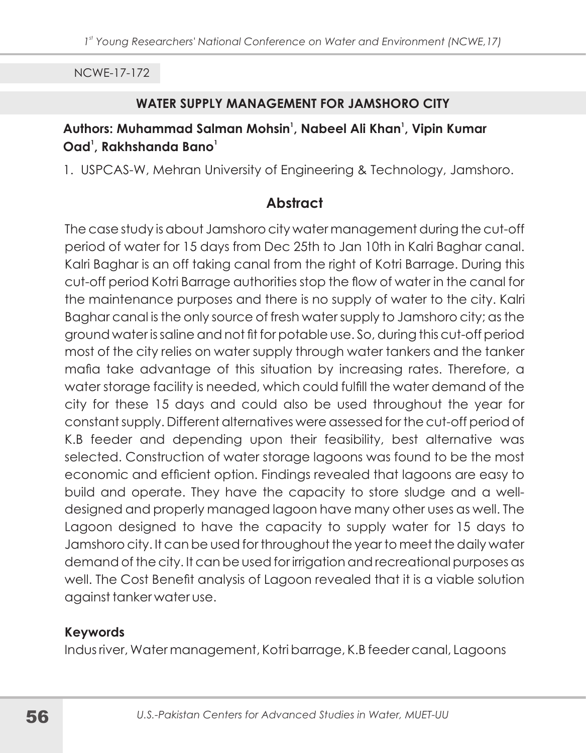NCWE-17-172

## WATER SUPPLY MANAGEMENT FOR JAMSHORO CITY

**Authors: Muhammad Salman Mohsin[1], Nabeel Ali Khan[1], Vipin Kumar Oad[1], Rakhshanda Bano[1]**

1. USPCAS-W, Mehran University of Engineering & Technology, Jamshoro.

### Abstract

The case study is about Jamshoro city water management during the cut-off period of water for 15 days from Dec 25th to Jan 10th in Kalri Baghar canal. Kalri Baghar is an off taking canal from the right of Kotri Barrage. During this cut-off period Kotri Barrage authorities stop the flow of water in the canal for the maintenance purposes and there is no supply of water to the city. Kalri Baghar canal is the only source of fresh water supply to Jamshoro city; as the ground water is saline and not fit for potable use. So, during this cut-off period most of the city relies on water supply through water tankers and the tanker mafia take advantage of this situation by increasing rates. Therefore, a water storage facility is needed, which could fulfill the water demand of the city for these 15 days and could also be used throughout the year for constant supply. Different alternatives were assessed for the cut-off period of K.B feeder and depending upon their feasibility, best alternative was selected. Construction of water storage lagoons was found to be the most economic and efficient option. Findings revealed that lagoons are easy to build and operate. They have the capacity to store sludge and a well-designed and properly managed lagoon have many other uses as well. The Lagoon designed to have the capacity to supply water for 15 days to Jamshoro city. It can be used for throughout the year to meet the daily water demand of the city. It can be used for irrigation and recreational purposes as well. The Cost Benefit analysis of Lagoon revealed that it is a viable solution against tanker water use.

**Keywords**

Indus river, Water management, Kotri barrage, K.B feeder canal, Lagoons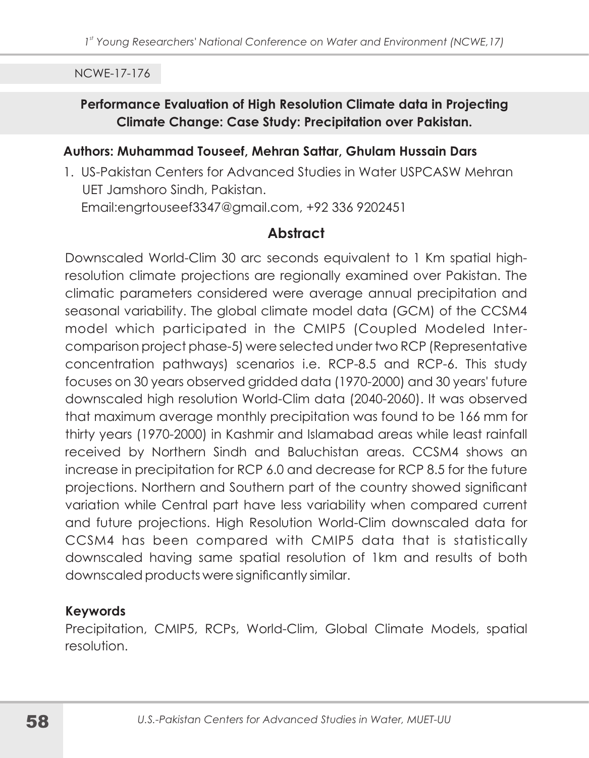NCWE-17-176

## Performance Evaluation of High Resolution Climate data in Projecting Climate Change: Case Study: Precipitation over Pakistan.

**Authors: Muhammad Touseef, Mehran Sattar, Ghulam Hussain Dars**

1. US-Pakistan Centers for Advanced Studies in Water USPCASW Mehran UET Jamshoro Sindh, Pakistan.
   Email:engrtouseef3347@gmail.com, +92 336 9202451

### Abstract

Downscaled World-Clim 30 arc seconds equivalent to 1 Km spatial high-resolution climate projections are regionally examined over Pakistan. The climatic parameters considered were average annual precipitation and seasonal variability. The global climate model data (GCM) of the CCSM4 model which participated in the CMIP5 (Coupled Modeled Inter-comparison project phase-5) were selected under two RCP (Representative concentration pathways) scenarios i.e. RCP-8.5 and RCP-6. This study focuses on 30 years observed gridded data (1970-2000) and 30 years' future downscaled high resolution World-Clim data (2040-2060). It was observed that maximum average monthly precipitation was found to be 166 mm for thirty years (1970-2000) in Kashmir and Islamabad areas while least rainfall received by Northern Sindh and Baluchistan areas. CCSM4 shows an increase in precipitation for RCP 6.0 and decrease for RCP 8.5 for the future projections. Northern and Southern part of the country showed significant variation while Central part have less variability when compared current and future projections. High Resolution World-Clim downscaled data for CCSM4 has been compared with CMIP5 data that is statistically downscaled having same spatial resolution of 1km and results of both downscaled products were significantly similar.

**Keywords**

Precipitation, CMIP5, RCPs, World-Clim, Global Climate Models, spatial resolution.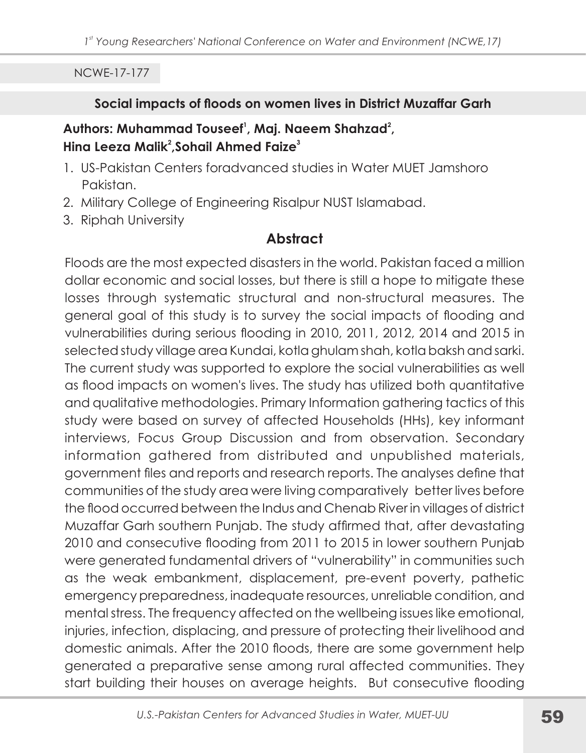NCWE-17-177

## Social impacts of floods on women lives in District Muzaffar Garh

**Authors: Muhammad Touseef[1], Maj. Naeem Shahzad[2], Hina Leeza Malik[2],Sohail Ahmed Faize[3]**

1. US-Pakistan Centers foradvanced studies in Water MUET Jamshoro Pakistan.
2. Military College of Engineering Risalpur NUST Islamabad.
3. Riphah University

### Abstract

Floods are the most expected disasters in the world. Pakistan faced a million dollar economic and social losses, but there is still a hope to mitigate these losses through systematic structural and non-structural measures. The general goal of this study is to survey the social impacts of flooding and vulnerabilities during serious flooding in 2010, 2011, 2012, 2014 and 2015 in selected study village area Kundai, kotla ghulam shah, kotla baksh and sarki. The current study was supported to explore the social vulnerabilities as well as flood impacts on women's lives. The study has utilized both quantitative and qualitative methodologies. Primary Information gathering tactics of this study were based on survey of affected Households (HHs), key informant interviews, Focus Group Discussion and from observation. Secondary information gathered from distributed and unpublished materials, government files and reports and research reports. The analyses define that communities of the study area were living comparatively better lives before the flood occurred between the Indus and Chenab River in villages of district Muzaffar Garh southern Punjab. The study affirmed that, after devastating 2010 and consecutive flooding from 2011 to 2015 in lower southern Punjab were generated fundamental drivers of "vulnerability" in communities such as the weak embankment, displacement, pre-event poverty, pathetic emergency preparedness, inadequate resources, unreliable condition, and mental stress. The frequency affected on the wellbeing issues like emotional, injuries, infection, displacing, and pressure of protecting their livelihood and domestic animals. After the 2010 floods, there are some government help generated a preparative sense among rural affected communities. They start building their houses on average heights. But consecutive flooding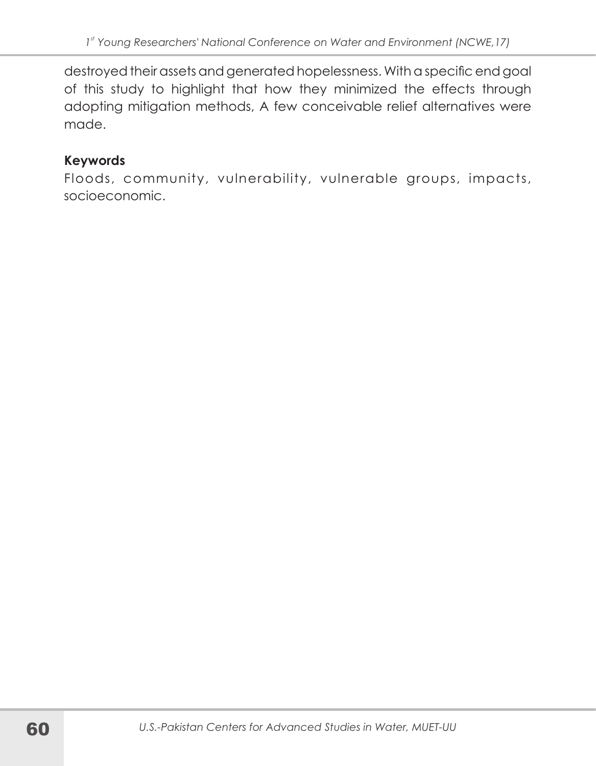destroyed their assets and generated hopelessness. With a specific end goal of this study to highlight that how they minimized the effects through adopting mitigation methods, A few conceivable relief alternatives were made.

**Keywords**

Floods, community, vulnerability, vulnerable groups, impacts, socioeconomic.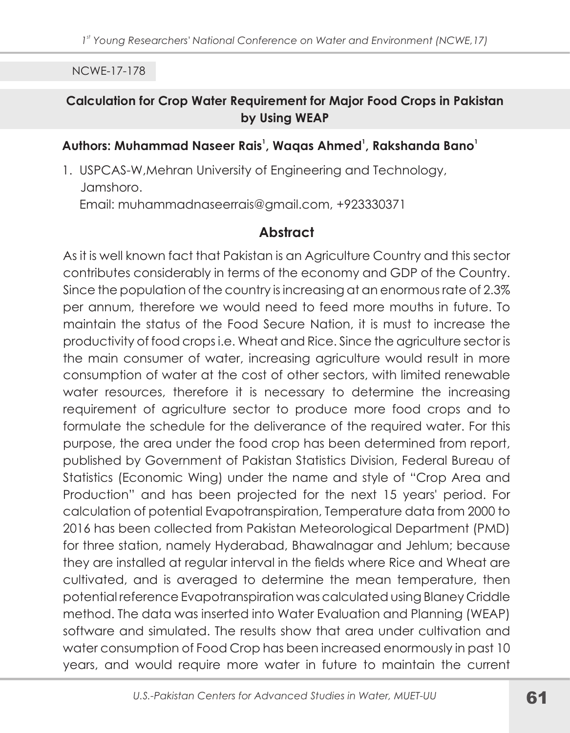NCWE-17-178

## Calculation for Crop Water Requirement for Major Food Crops in Pakistan by Using WEAP

**Authors: Muhammad Naseer Rais[1], Waqas Ahmed[1], Rakshanda Bano[1]**

1. USPCAS-W,Mehran University of Engineering and Technology, Jamshoro.
   Email: muhammadnaseerrais@gmail.com, +923330371

### Abstract

As it is well known fact that Pakistan is an Agriculture Country and this sector contributes considerably in terms of the economy and GDP of the Country. Since the population of the country is increasing at an enormous rate of 2.3% per annum, therefore we would need to feed more mouths in future. To maintain the status of the Food Secure Nation, it is must to increase the productivity of food crops i.e. Wheat and Rice. Since the agriculture sector is the main consumer of water, increasing agriculture would result in more consumption of water at the cost of other sectors, with limited renewable water resources, therefore it is necessary to determine the increasing requirement of agriculture sector to produce more food crops and to formulate the schedule for the deliverance of the required water. For this purpose, the area under the food crop has been determined from report, published by Government of Pakistan Statistics Division, Federal Bureau of Statistics (Economic Wing) under the name and style of "Crop Area and Production" and has been projected for the next 15 years' period. For calculation of potential Evapotranspiration, Temperature data from 2000 to 2016 has been collected from Pakistan Meteorological Department (PMD) for three station, namely Hyderabad, Bhawalnagar and Jehlum; because they are installed at regular interval in the fields where Rice and Wheat are cultivated, and is averaged to determine the mean temperature, then potential reference Evapotranspiration was calculated using Blaney Criddle method. The data was inserted into Water Evaluation and Planning (WEAP) software and simulated. The results show that area under cultivation and water consumption of Food Crop has been increased enormously in past 10 years, and would require more water in future to maintain the current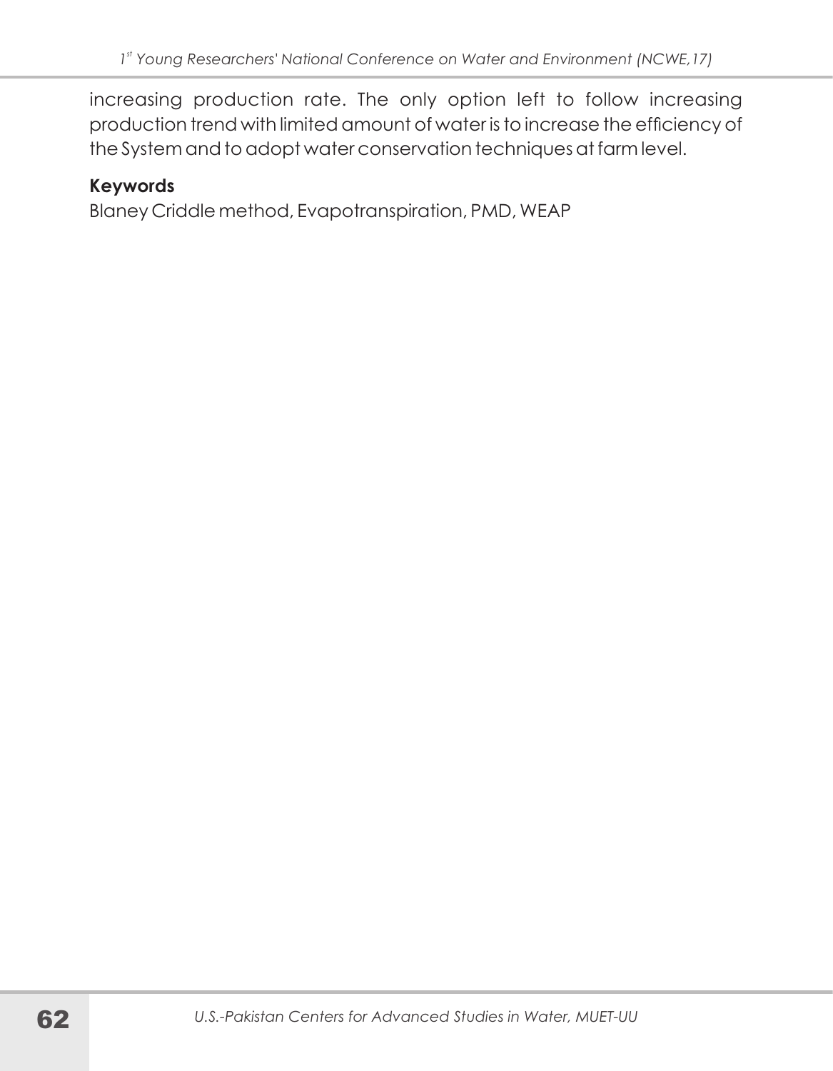increasing production rate. The only option left to follow increasing production trend with limited amount of water is to increase the efficiency of the System and to adopt water conservation techniques at farm level.

**Keywords**

Blaney Criddle method, Evapotranspiration, PMD, WEAP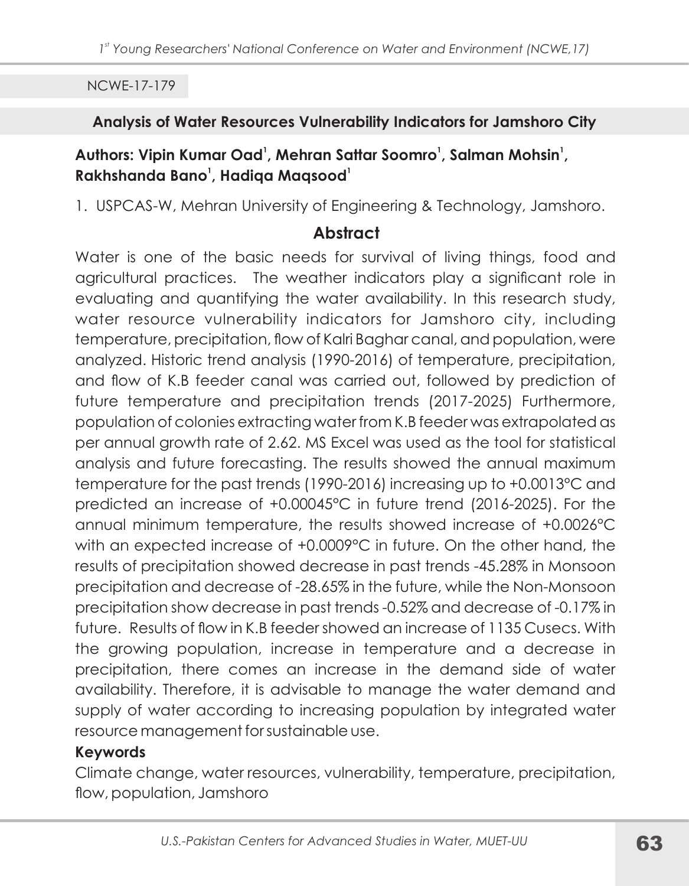NCWE-17-179

## Analysis of Water Resources Vulnerability Indicators for Jamshoro City

**Authors: Vipin Kumar Oad[1], Mehran Sattar Soomro[1], Salman Mohsin[1], Rakhshanda Bano[1], Hadiqa Maqsood[1]**

1. USPCAS-W, Mehran University of Engineering & Technology, Jamshoro.

### Abstract

Water is one of the basic needs for survival of living things, food and agricultural practices. The weather indicators play a significant role in evaluating and quantifying the water availability. In this research study, water resource vulnerability indicators for Jamshoro city, including temperature, precipitation, flow of Kalri Baghar canal, and population, were analyzed. Historic trend analysis (1990-2016) of temperature, precipitation, and flow of K.B feeder canal was carried out, followed by prediction of future temperature and precipitation trends (2017-2025) Furthermore, population of colonies extracting water from K.B feeder was extrapolated as per annual growth rate of 2.62. MS Excel was used as the tool for statistical analysis and future forecasting. The results showed the annual maximum temperature for the past trends (1990-2016) increasing up to +0.0013°C and predicted an increase of +0.00045°C in future trend (2016-2025). For the annual minimum temperature, the results showed increase of +0.0026°C with an expected increase of +0.0009°C in future. On the other hand, the results of precipitation showed decrease in past trends -45.28% in Monsoon precipitation and decrease of -28.65% in the future, while the Non-Monsoon precipitation show decrease in past trends -0.52% and decrease of -0.17% in future. Results of flow in K.B feeder showed an increase of 1135 Cusecs. With the growing population, increase in temperature and a decrease in precipitation, there comes an increase in the demand side of water availability. Therefore, it is advisable to manage the water demand and supply of water according to increasing population by integrated water resource management for sustainable use.

**Keywords**

Climate change, water resources, vulnerability, temperature, precipitation, flow, population, Jamshoro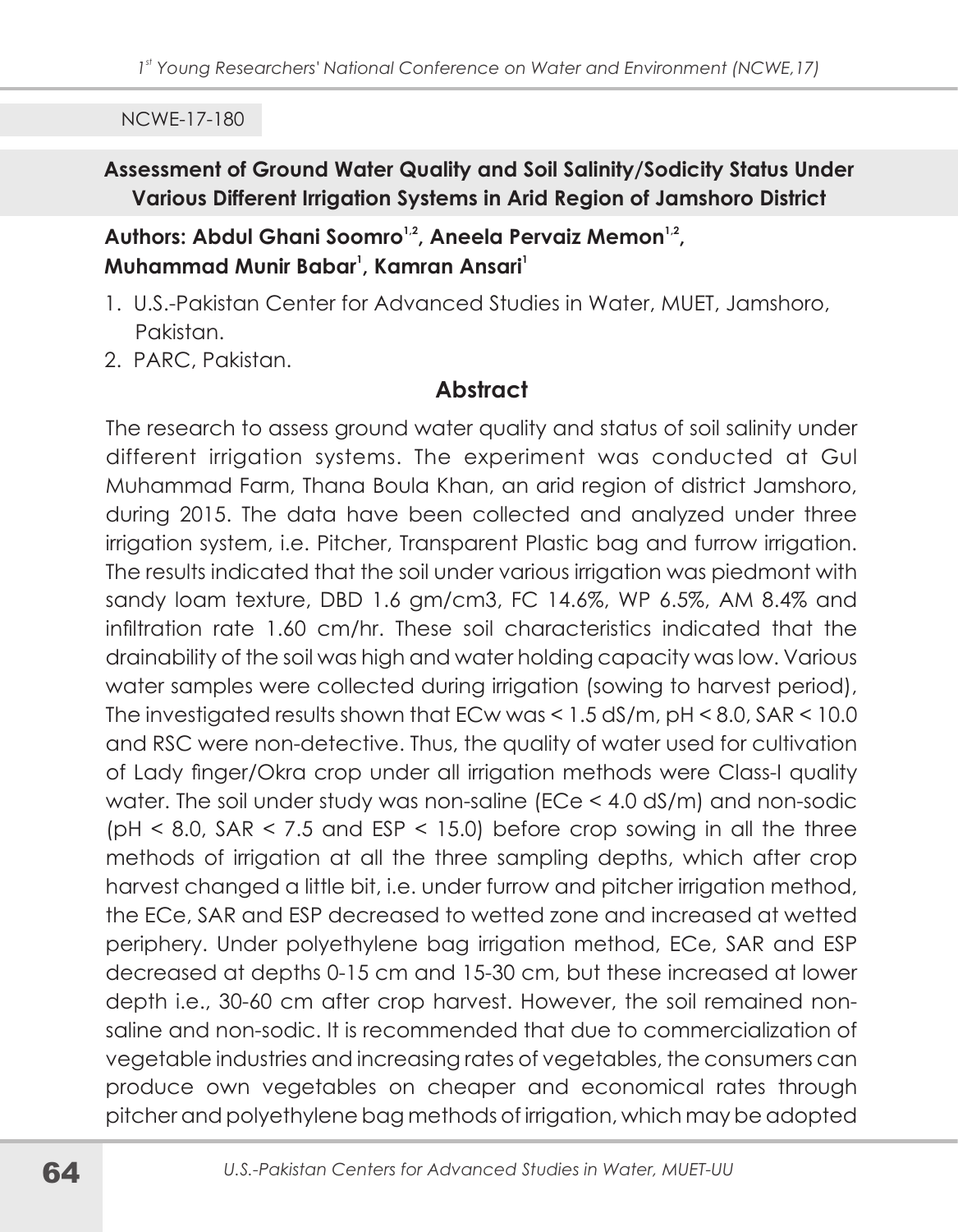NCWE-17-180

## Assessment of Ground Water Quality and Soil Salinity/Sodicity Status Under Various Different Irrigation Systems in Arid Region of Jamshoro District

**Authors: Abdul Ghani Soomro[1,2], Aneela Pervaiz Memon[1,2], Muhammad Munir Babar[1], Kamran Ansari[1]**

1. U.S.-Pakistan Center for Advanced Studies in Water, MUET, Jamshoro, Pakistan.
2. PARC, Pakistan.

### Abstract

The research to assess ground water quality and status of soil salinity under different irrigation systems. The experiment was conducted at Gul Muhammad Farm, Thana Boula Khan, an arid region of district Jamshoro, during 2015. The data have been collected and analyzed under three irrigation system, i.e. Pitcher, Transparent Plastic bag and furrow irrigation. The results indicated that the soil under various irrigation was piedmont with sandy loam texture, DBD 1.6 gm/cm3, FC 14.6%, WP 6.5%, AM 8.4% and infiltration rate 1.60 cm/hr. These soil characteristics indicated that the drainability of the soil was high and water holding capacity was low. Various water samples were collected during irrigation (sowing to harvest period), The investigated results shown that ECw was < 1.5 dS/m, pH < 8.0, SAR < 10.0 and RSC were non-detective. Thus, the quality of water used for cultivation of Lady finger/Okra crop under all irrigation methods were Class-I quality water. The soil under study was non-saline (ECe < 4.0 dS/m) and non-sodic (pH < 8.0, SAR < 7.5 and ESP < 15.0) before crop sowing in all the three methods of irrigation at all the three sampling depths, which after crop harvest changed a little bit, i.e. under furrow and pitcher irrigation method, the ECe, SAR and ESP decreased to wetted zone and increased at wetted periphery. Under polyethylene bag irrigation method, ECe, SAR and ESP decreased at depths 0-15 cm and 15-30 cm, but these increased at lower depth i.e., 30-60 cm after crop harvest. However, the soil remained non-saline and non-sodic. It is recommended that due to commercialization of vegetable industries and increasing rates of vegetables, the consumers can produce own vegetables on cheaper and economical rates through pitcher and polyethylene bag methods of irrigation, which may be adopted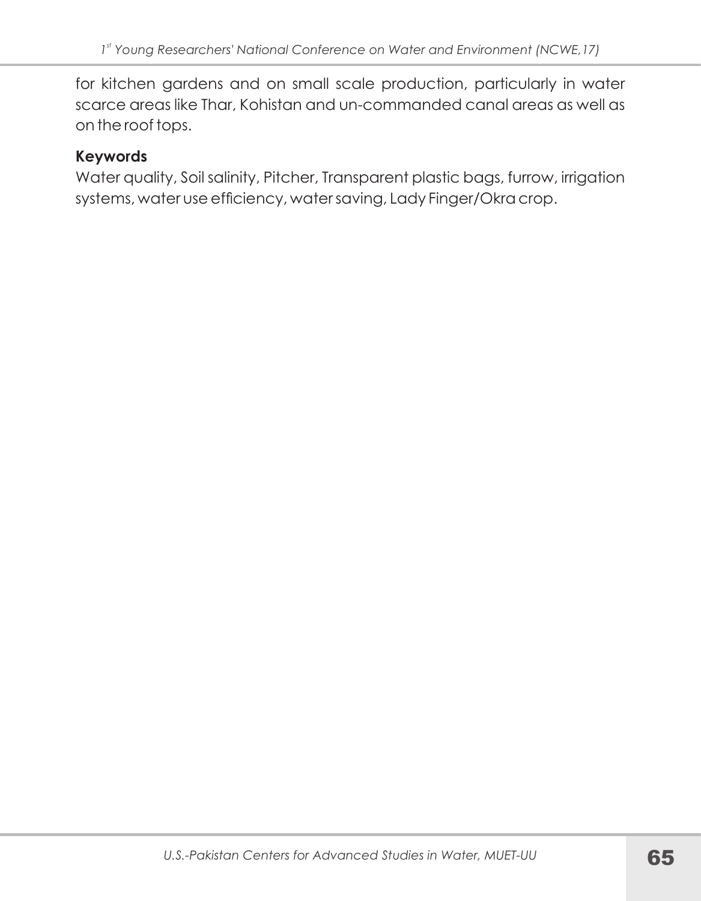for kitchen gardens and on small scale production, particularly in water scarce areas like Thar, Kohistan and un-commanded canal areas as well as on the roof tops.

**Keywords**

Water quality, Soil salinity, Pitcher, Transparent plastic bags, furrow, irrigation systems, water use efficiency, water saving, Lady Finger/Okra crop.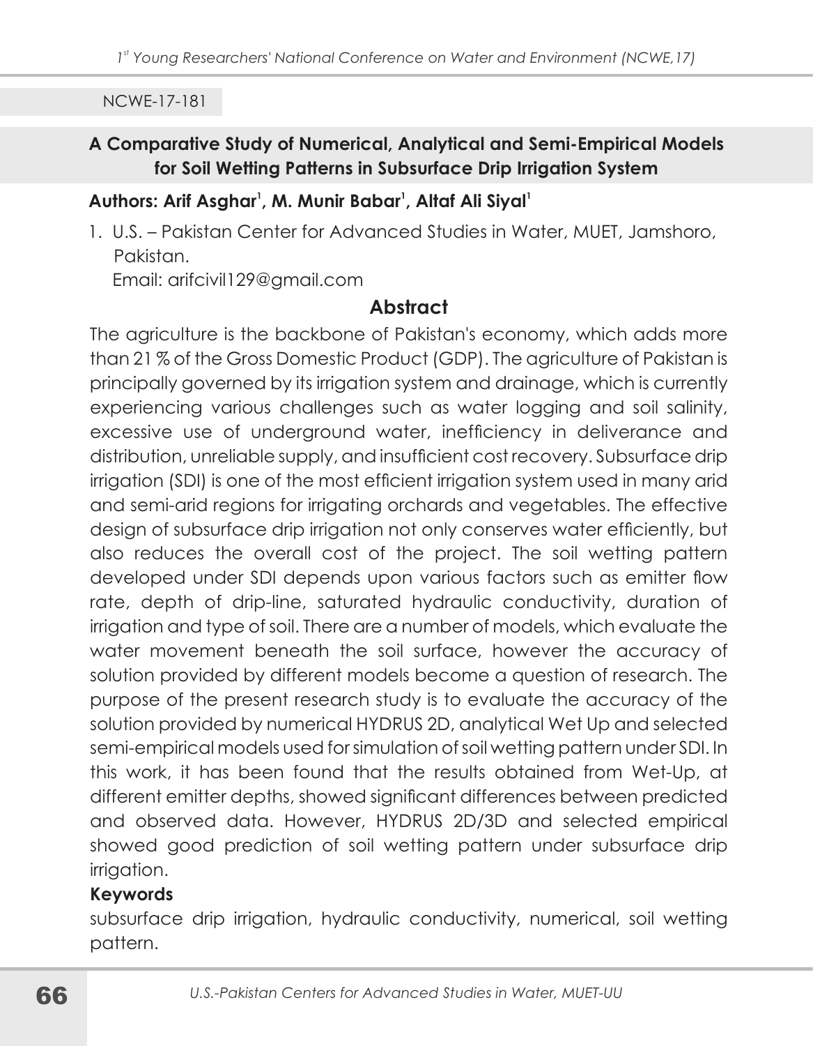NCWE-17-181

## A Comparative Study of Numerical, Analytical and Semi-Empirical Models for Soil Wetting Patterns in Subsurface Drip Irrigation System

**Authors: Arif Asghar[1], M. Munir Babar[1], Altaf Ali Siyal[1]**

1. U.S. – Pakistan Center for Advanced Studies in Water, MUET, Jamshoro, Pakistan.
   Email: arifcivil129@gmail.com

### Abstract

The agriculture is the backbone of Pakistan's economy, which adds more than 21 % of the Gross Domestic Product (GDP). The agriculture of Pakistan is principally governed by its irrigation system and drainage, which is currently experiencing various challenges such as water logging and soil salinity, excessive use of underground water, inefficiency in deliverance and distribution, unreliable supply, and insufficient cost recovery. Subsurface drip irrigation (SDI) is one of the most efficient irrigation system used in many arid and semi-arid regions for irrigating orchards and vegetables. The effective design of subsurface drip irrigation not only conserves water efficiently, but also reduces the overall cost of the project. The soil wetting pattern developed under SDI depends upon various factors such as emitter flow rate, depth of drip-line, saturated hydraulic conductivity, duration of irrigation and type of soil. There are a number of models, which evaluate the water movement beneath the soil surface, however the accuracy of solution provided by different models become a question of research. The purpose of the present research study is to evaluate the accuracy of the solution provided by numerical HYDRUS 2D, analytical Wet Up and selected semi-empirical models used for simulation of soil wetting pattern under SDI. In this work, it has been found that the results obtained from Wet-Up, at different emitter depths, showed significant differences between predicted and observed data. However, HYDRUS 2D/3D and selected empirical showed good prediction of soil wetting pattern under subsurface drip irrigation.

**Keywords**

subsurface drip irrigation, hydraulic conductivity, numerical, soil wetting pattern.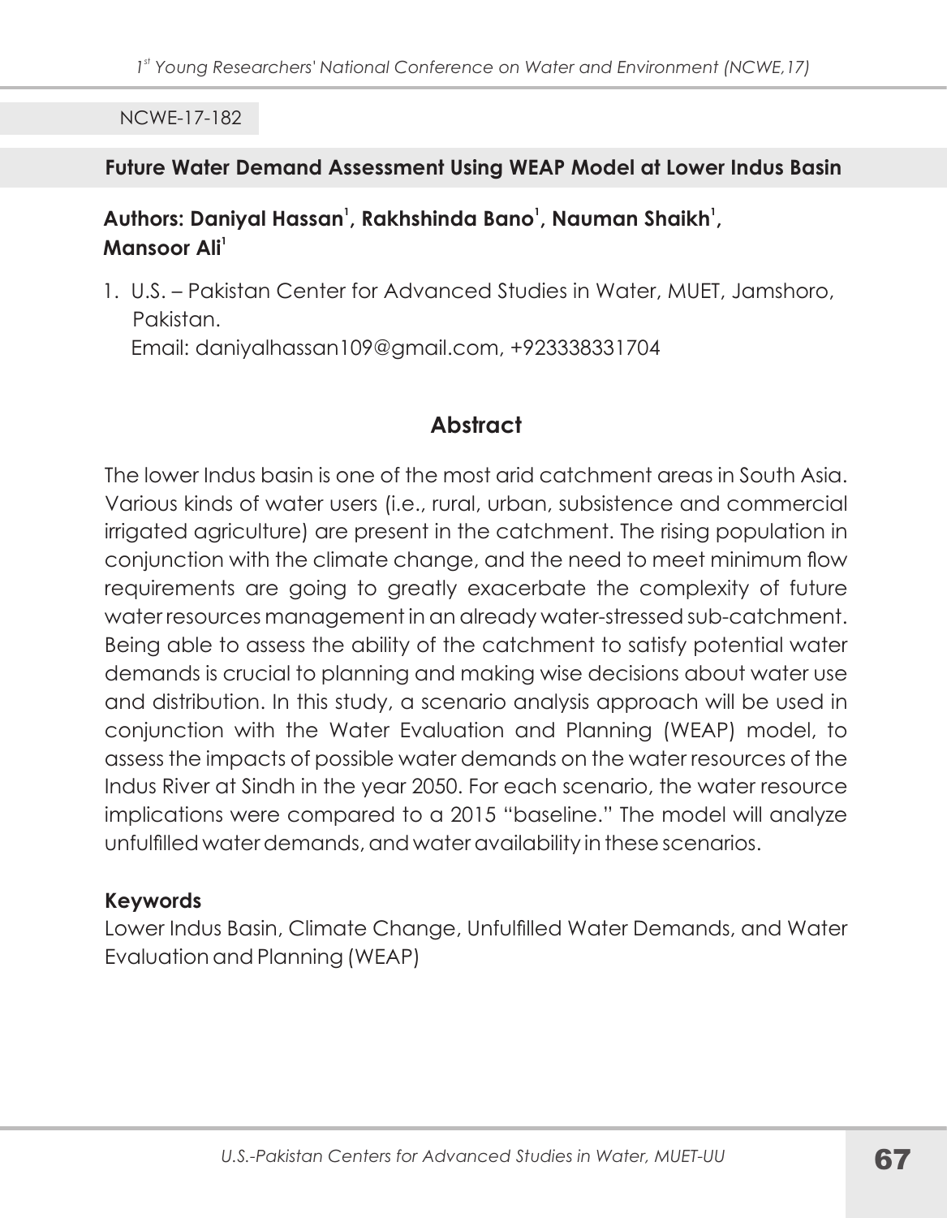NCWE-17-182

## Future Water Demand Assessment Using WEAP Model at Lower Indus Basin

**Authors: Daniyal Hassan[1], Rakhshinda Bano[1], Nauman Shaikh[1], Mansoor Ali[1]**

1. U.S. – Pakistan Center for Advanced Studies in Water, MUET, Jamshoro, Pakistan.
   Email: daniyalhassan109@gmail.com, +923338331704

### Abstract

The lower Indus basin is one of the most arid catchment areas in South Asia. Various kinds of water users (i.e., rural, urban, subsistence and commercial irrigated agriculture) are present in the catchment. The rising population in conjunction with the climate change, and the need to meet minimum flow requirements are going to greatly exacerbate the complexity of future water resources management in an already water-stressed sub-catchment. Being able to assess the ability of the catchment to satisfy potential water demands is crucial to planning and making wise decisions about water use and distribution. In this study, a scenario analysis approach will be used in conjunction with the Water Evaluation and Planning (WEAP) model, to assess the impacts of possible water demands on the water resources of the Indus River at Sindh in the year 2050. For each scenario, the water resource implications were compared to a 2015 "baseline." The model will analyze unfulfilled water demands, and water availability in these scenarios.

**Keywords**

Lower Indus Basin, Climate Change, Unfulfilled Water Demands, and Water Evaluation and Planning (WEAP)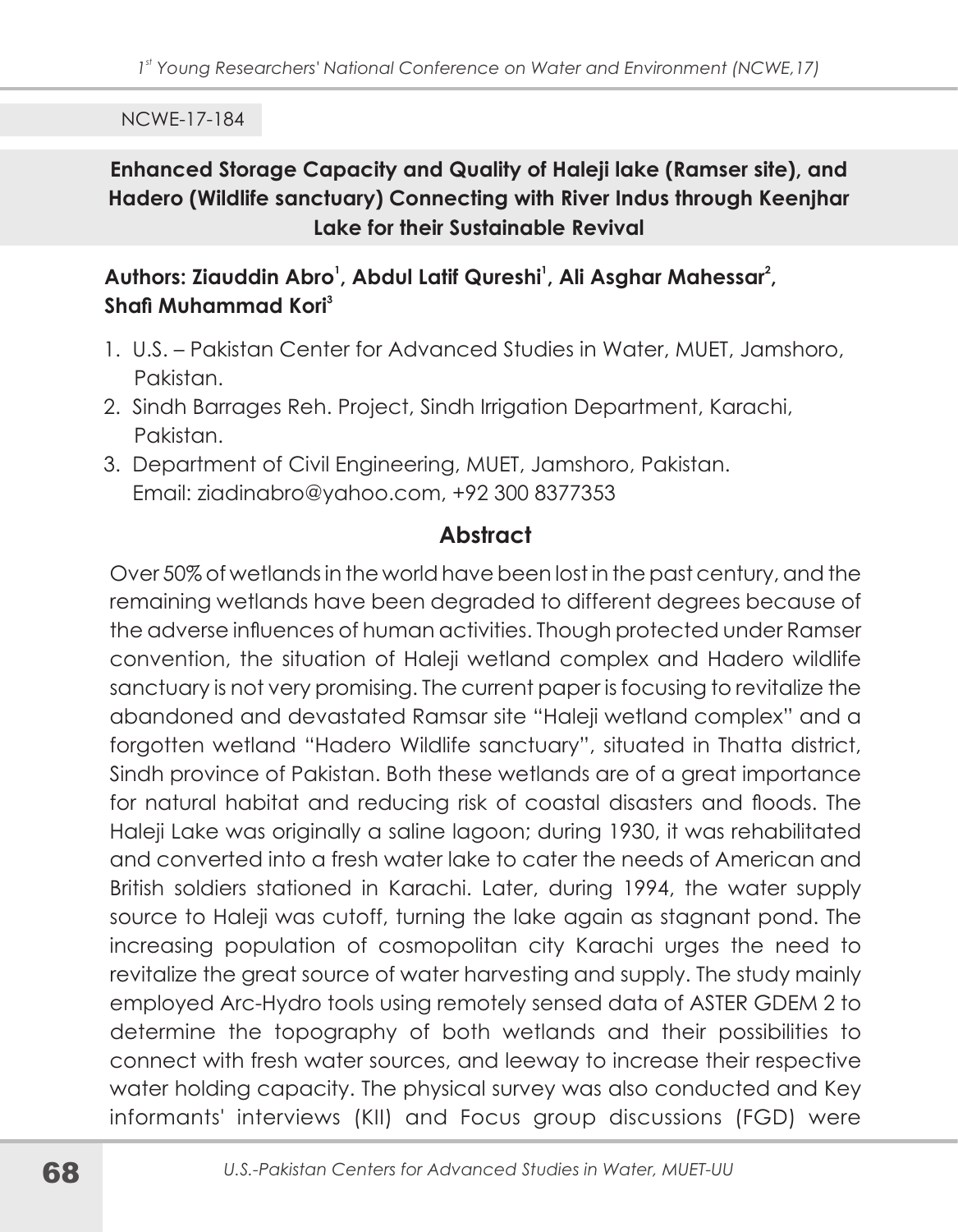NCWE-17-184

## Enhanced Storage Capacity and Quality of Haleji lake (Ramser site), and Hadero (Wildlife sanctuary) Connecting with River Indus through Keenjhar Lake for their Sustainable Revival

**Authors: Ziauddin Abro[1], Abdul Latif Qureshi[1], Ali Asghar Mahessar[2], Shafi Muhammad Kori[3]**

1. U.S. – Pakistan Center for Advanced Studies in Water, MUET, Jamshoro, Pakistan.
2. Sindh Barrages Reh. Project, Sindh Irrigation Department, Karachi, Pakistan.
3. Department of Civil Engineering, MUET, Jamshoro, Pakistan.
   Email: ziadinabro@yahoo.com, +92 300 8377353

### Abstract

Over 50% of wetlands in the world have been lost in the past century, and the remaining wetlands have been degraded to different degrees because of the adverse influences of human activities. Though protected under Ramser convention, the situation of Haleji wetland complex and Hadero wildlife sanctuary is not very promising. The current paper is focusing to revitalize the abandoned and devastated Ramsar site "Haleji wetland complex" and a forgotten wetland "Hadero Wildlife sanctuary", situated in Thatta district, Sindh province of Pakistan. Both these wetlands are of a great importance for natural habitat and reducing risk of coastal disasters and floods. The Haleji Lake was originally a saline lagoon; during 1930, it was rehabilitated and converted into a fresh water lake to cater the needs of American and British soldiers stationed in Karachi. Later, during 1994, the water supply source to Haleji was cutoff, turning the lake again as stagnant pond. The increasing population of cosmopolitan city Karachi urges the need to revitalize the great source of water harvesting and supply. The study mainly employed Arc-Hydro tools using remotely sensed data of ASTER GDEM 2 to determine the topography of both wetlands and their possibilities to connect with fresh water sources, and leeway to increase their respective water holding capacity. The physical survey was also conducted and Key informants' interviews (KII) and Focus group discussions (FGD) were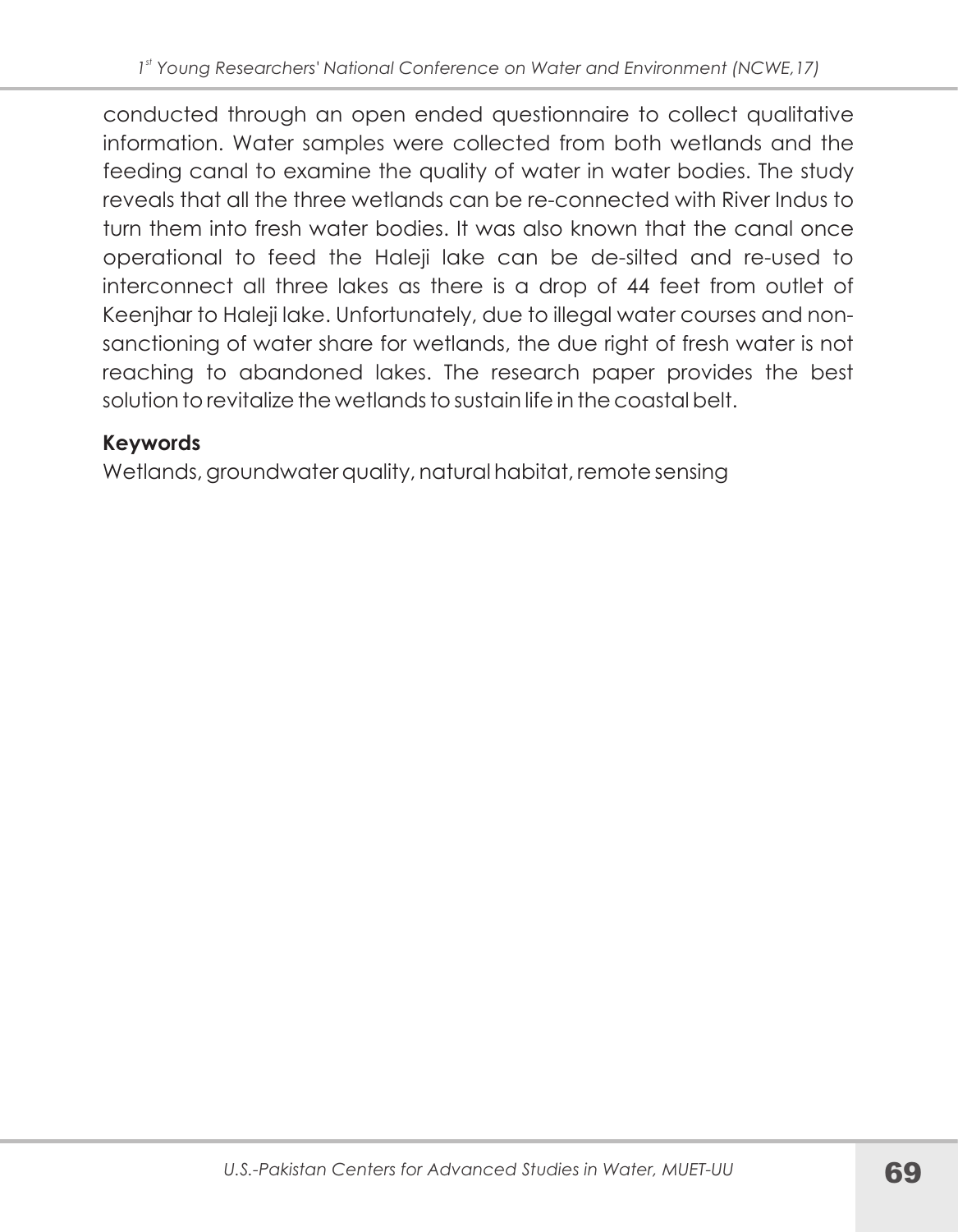conducted through an open ended questionnaire to collect qualitative information. Water samples were collected from both wetlands and the feeding canal to examine the quality of water in water bodies. The study reveals that all the three wetlands can be re-connected with River Indus to turn them into fresh water bodies. It was also known that the canal once operational to feed the Haleji lake can be de-silted and re-used to interconnect all three lakes as there is a drop of 44 feet from outlet of Keenjhar to Haleji lake. Unfortunately, due to illegal water courses and non-sanctioning of water share for wetlands, the due right of fresh water is not reaching to abandoned lakes. The research paper provides the best solution to revitalize the wetlands to sustain life in the coastal belt.

**Keywords**

Wetlands, groundwater quality, natural habitat, remote sensing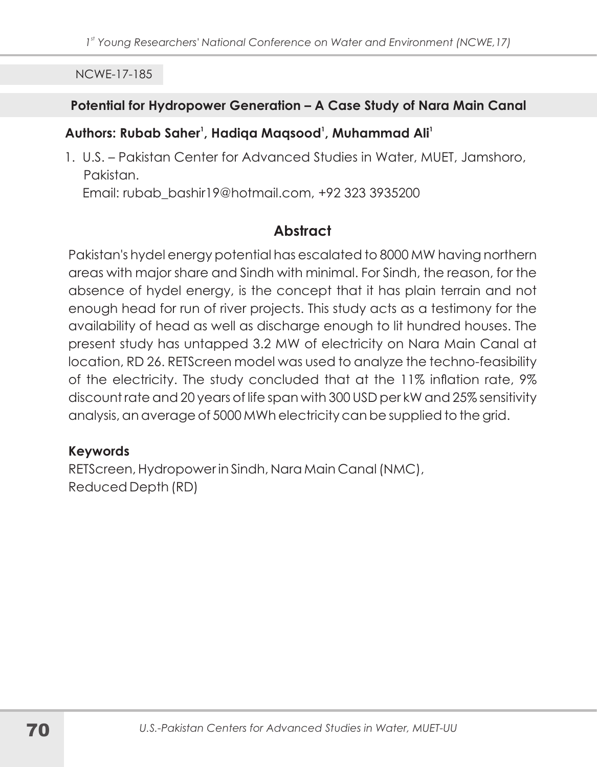NCWE-17-185

## Potential for Hydropower Generation – A Case Study of Nara Main Canal

**Authors: Rubab Saher[1], Hadiqa Maqsood[1], Muhammad Ali[1]**

1. U.S. – Pakistan Center for Advanced Studies in Water, MUET, Jamshoro, Pakistan.
   Email: rubab_bashir19@hotmail.com, +92 323 3935200

### Abstract

Pakistan's hydel energy potential has escalated to 8000 MW having northern areas with major share and Sindh with minimal. For Sindh, the reason, for the absence of hydel energy, is the concept that it has plain terrain and not enough head for run of river projects. This study acts as a testimony for the availability of head as well as discharge enough to lit hundred houses. The present study has untapped 3.2 MW of electricity on Nara Main Canal at location, RD 26. RETScreen model was used to analyze the techno-feasibility of the electricity. The study concluded that at the 11% inflation rate, 9% discount rate and 20 years of life span with 300 USD per kW and 25% sensitivity analysis, an average of 5000 MWh electricity can be supplied to the grid.

**Keywords**

RETScreen, Hydropower in Sindh, Nara Main Canal (NMC), Reduced Depth (RD)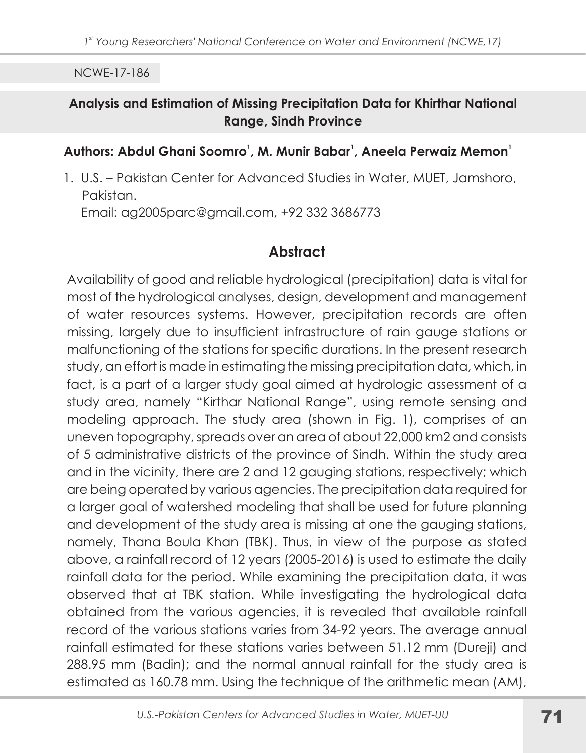NCWE-17-186

## Analysis and Estimation of Missing Precipitation Data for Khirthar National Range, Sindh Province

**Authors: Abdul Ghani Soomro[1], M. Munir Babar[1], Aneela Perwaiz Memon[1]**

1. U.S. – Pakistan Center for Advanced Studies in Water, MUET, Jamshoro, Pakistan.
   Email: ag2005parc@gmail.com, +92 332 3686773

### Abstract

Availability of good and reliable hydrological (precipitation) data is vital for most of the hydrological analyses, design, development and management of water resources systems. However, precipitation records are often missing, largely due to insufficient infrastructure of rain gauge stations or malfunctioning of the stations for specific durations. In the present research study, an effort is made in estimating the missing precipitation data, which, in fact, is a part of a larger study goal aimed at hydrologic assessment of a study area, namely "Kirthar National Range", using remote sensing and modeling approach. The study area (shown in Fig. 1), comprises of an uneven topography, spreads over an area of about 22,000 km2 and consists of 5 administrative districts of the province of Sindh. Within the study area and in the vicinity, there are 2 and 12 gauging stations, respectively; which are being operated by various agencies. The precipitation data required for a larger goal of watershed modeling that shall be used for future planning and development of the study area is missing at one the gauging stations, namely, Thana Boula Khan (TBK). Thus, in view of the purpose as stated above, a rainfall record of 12 years (2005-2016) is used to estimate the daily rainfall data for the period. While examining the precipitation data, it was observed that at TBK station. While investigating the hydrological data obtained from the various agencies, it is revealed that available rainfall record of the various stations varies from 34-92 years. The average annual rainfall estimated for these stations varies between 51.12 mm (Dureji) and 288.95 mm (Badin); and the normal annual rainfall for the study area is estimated as 160.78 mm. Using the technique of the arithmetic mean (AM),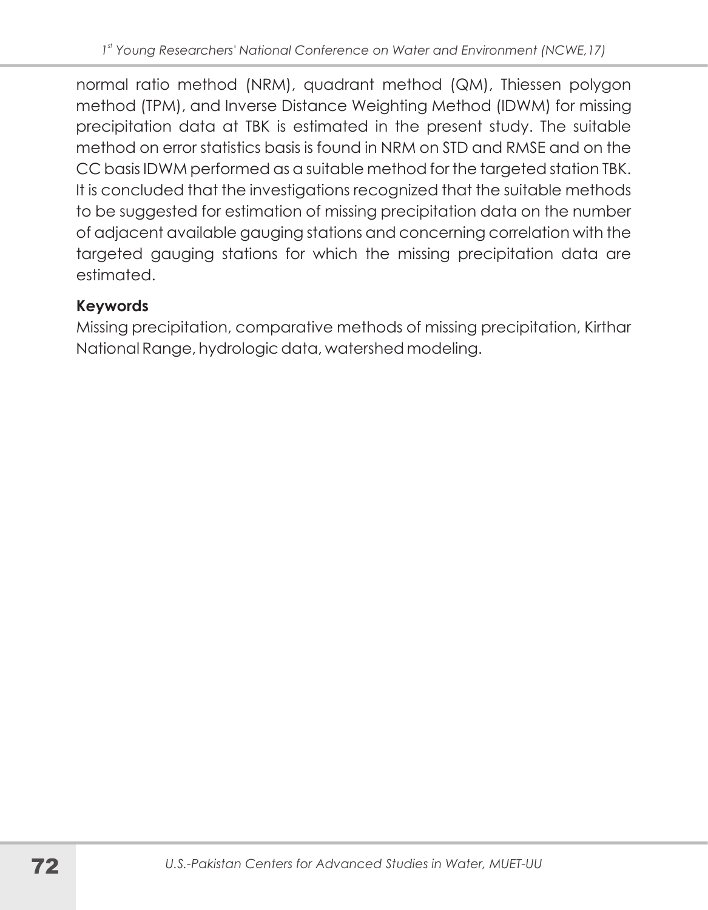normal ratio method (NRM), quadrant method (QM), Thiessen polygon method (TPM), and Inverse Distance Weighting Method (IDWM) for missing precipitation data at TBK is estimated in the present study. The suitable method on error statistics basis is found in NRM on STD and RMSE and on the CC basis IDWM performed as a suitable method for the targeted station TBK. It is concluded that the investigations recognized that the suitable methods to be suggested for estimation of missing precipitation data on the number of adjacent available gauging stations and concerning correlation with the targeted gauging stations for which the missing precipitation data are estimated.

**Keywords**

Missing precipitation, comparative methods of missing precipitation, Kirthar National Range, hydrologic data, watershed modeling.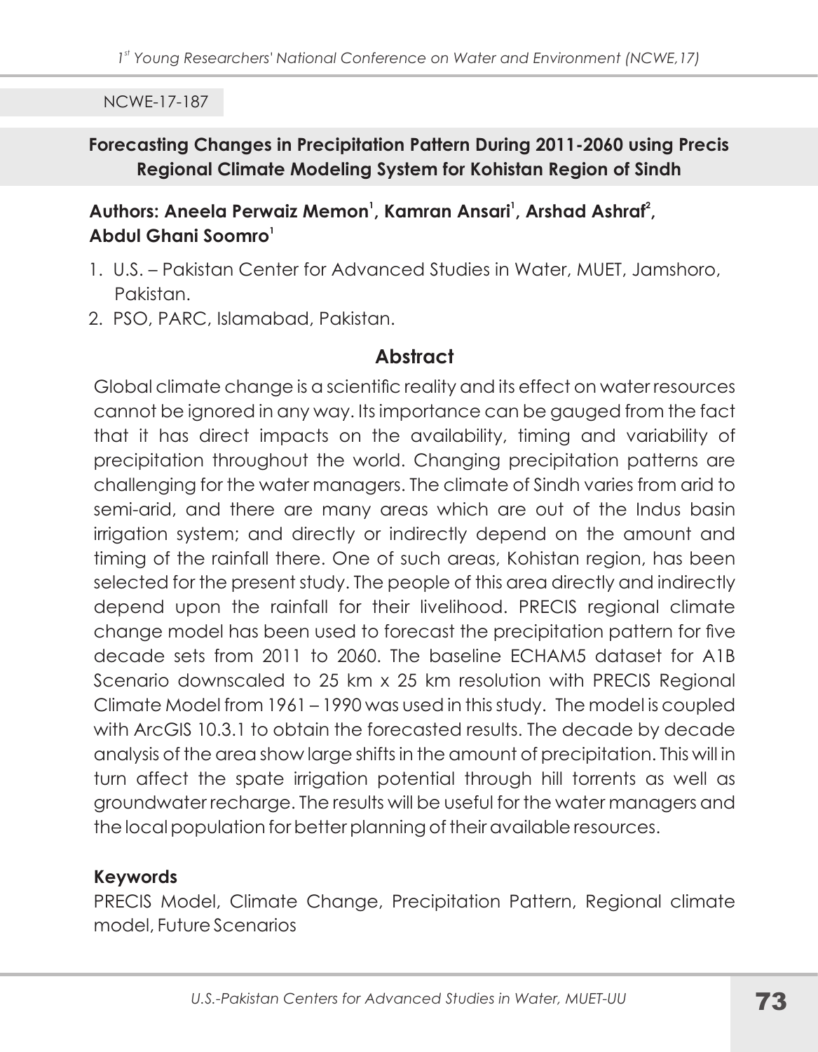NCWE-17-187

## Forecasting Changes in Precipitation Pattern During 2011-2060 using Precis Regional Climate Modeling System for Kohistan Region of Sindh

**Authors: Aneela Perwaiz Memon[1], Kamran Ansari[1], Arshad Ashraf[2], Abdul Ghani Soomro[1]**

1. U.S. – Pakistan Center for Advanced Studies in Water, MUET, Jamshoro, Pakistan.
2. PSO, PARC, Islamabad, Pakistan.

### Abstract

Global climate change is a scientific reality and its effect on water resources cannot be ignored in any way. Its importance can be gauged from the fact that it has direct impacts on the availability, timing and variability of precipitation throughout the world. Changing precipitation patterns are challenging for the water managers. The climate of Sindh varies from arid to semi-arid, and there are many areas which are out of the Indus basin irrigation system; and directly or indirectly depend on the amount and timing of the rainfall there. One of such areas, Kohistan region, has been selected for the present study. The people of this area directly and indirectly depend upon the rainfall for their livelihood. PRECIS regional climate change model has been used to forecast the precipitation pattern for five decade sets from 2011 to 2060. The baseline ECHAM5 dataset for A1B Scenario downscaled to 25 km x 25 km resolution with PRECIS Regional Climate Model from 1961 – 1990 was used in this study. The model is coupled with ArcGIS 10.3.1 to obtain the forecasted results. The decade by decade analysis of the area show large shifts in the amount of precipitation. This will in turn affect the spate irrigation potential through hill torrents as well as groundwater recharge. The results will be useful for the water managers and the local population for better planning of their available resources.

**Keywords**

PRECIS Model, Climate Change, Precipitation Pattern, Regional climate model, Future Scenarios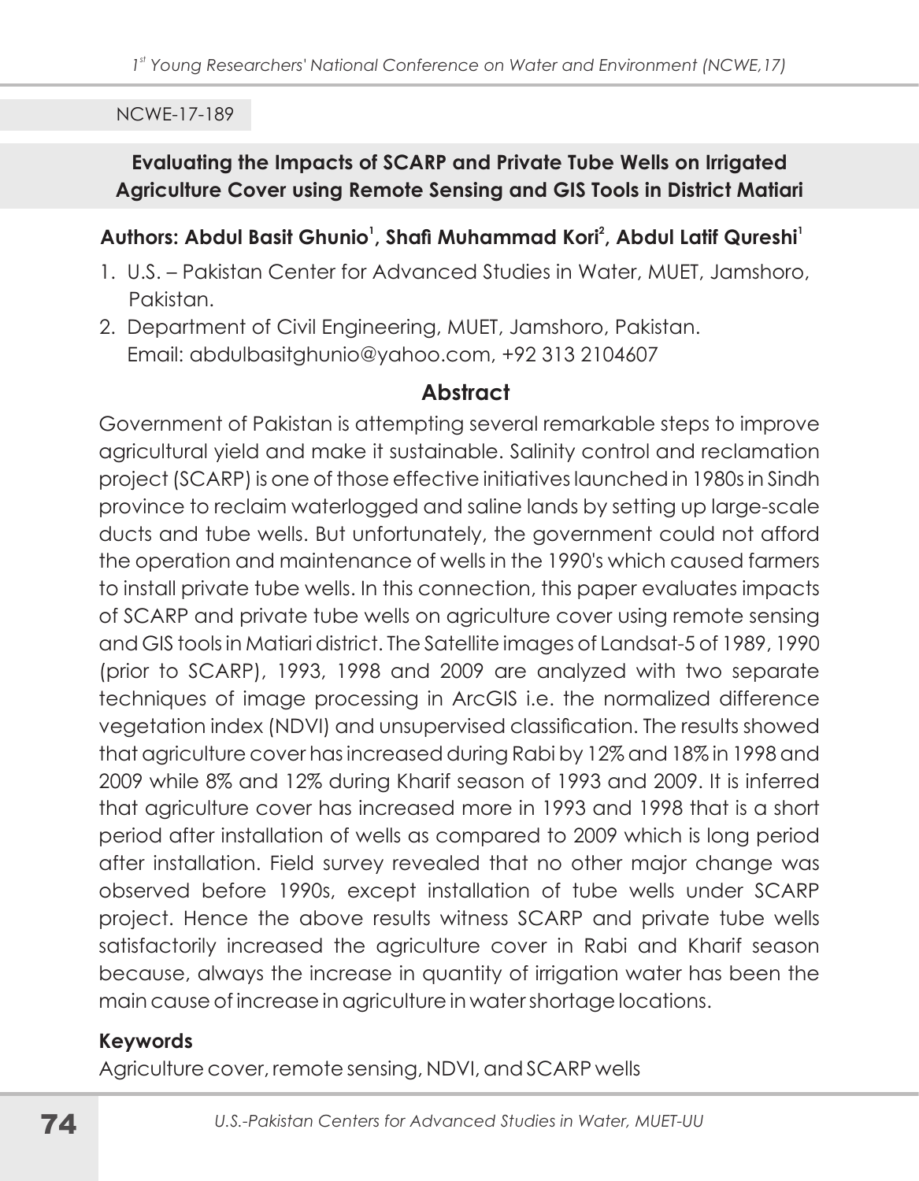NCWE-17-189

## Evaluating the Impacts of SCARP and Private Tube Wells on Irrigated Agriculture Cover using Remote Sensing and GIS Tools in District Matiari

**Authors: Abdul Basit Ghunio[1], Shafi Muhammad Kori[2], Abdul Latif Qureshi[1]**

1. U.S. – Pakistan Center for Advanced Studies in Water, MUET, Jamshoro, Pakistan.
2. Department of Civil Engineering, MUET, Jamshoro, Pakistan.
   Email: abdulbasitghunio@yahoo.com, +92 313 2104607

### Abstract

Government of Pakistan is attempting several remarkable steps to improve agricultural yield and make it sustainable. Salinity control and reclamation project (SCARP) is one of those effective initiatives launched in 1980s in Sindh province to reclaim waterlogged and saline lands by setting up large-scale ducts and tube wells. But unfortunately, the government could not afford the operation and maintenance of wells in the 1990's which caused farmers to install private tube wells. In this connection, this paper evaluates impacts of SCARP and private tube wells on agriculture cover using remote sensing and GIS tools in Matiari district. The Satellite images of Landsat-5 of 1989, 1990 (prior to SCARP), 1993, 1998 and 2009 are analyzed with two separate techniques of image processing in ArcGIS i.e. the normalized difference vegetation index (NDVI) and unsupervised classification. The results showed that agriculture cover has increased during Rabi by 12% and 18% in 1998 and 2009 while 8% and 12% during Kharif season of 1993 and 2009. It is inferred that agriculture cover has increased more in 1993 and 1998 that is a short period after installation of wells as compared to 2009 which is long period after installation. Field survey revealed that no other major change was observed before 1990s, except installation of tube wells under SCARP project. Hence the above results witness SCARP and private tube wells satisfactorily increased the agriculture cover in Rabi and Kharif season because, always the increase in quantity of irrigation water has been the main cause of increase in agriculture in water shortage locations.

### Keywords

Agriculture cover, remote sensing, NDVI, and SCARP wells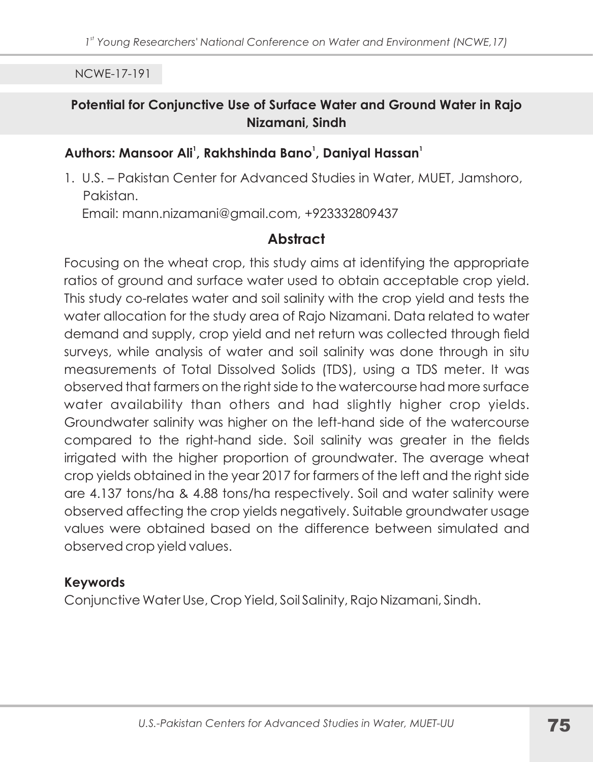NCWE-17-191

## Potential for Conjunctive Use of Surface Water and Ground Water in Rajo Nizamani, Sindh

**Authors: Mansoor Ali[1], Rakhshinda Bano[1], Daniyal Hassan[1]**

1. U.S. – Pakistan Center for Advanced Studies in Water, MUET, Jamshoro, Pakistan.
   Email: mann.nizamani@gmail.com, +923332809437

### Abstract

Focusing on the wheat crop, this study aims at identifying the appropriate ratios of ground and surface water used to obtain acceptable crop yield. This study co-relates water and soil salinity with the crop yield and tests the water allocation for the study area of Rajo Nizamani. Data related to water demand and supply, crop yield and net return was collected through field surveys, while analysis of water and soil salinity was done through in situ measurements of Total Dissolved Solids (TDS), using a TDS meter. It was observed that farmers on the right side to the watercourse had more surface water availability than others and had slightly higher crop yields. Groundwater salinity was higher on the left-hand side of the watercourse compared to the right-hand side. Soil salinity was greater in the fields irrigated with the higher proportion of groundwater. The average wheat crop yields obtained in the year 2017 for farmers of the left and the right side are 4.137 tons/ha & 4.88 tons/ha respectively. Soil and water salinity were observed affecting the crop yields negatively. Suitable groundwater usage values were obtained based on the difference between simulated and observed crop yield values.

#### Keywords

Conjunctive Water Use, Crop Yield, Soil Salinity, Rajo Nizamani, Sindh.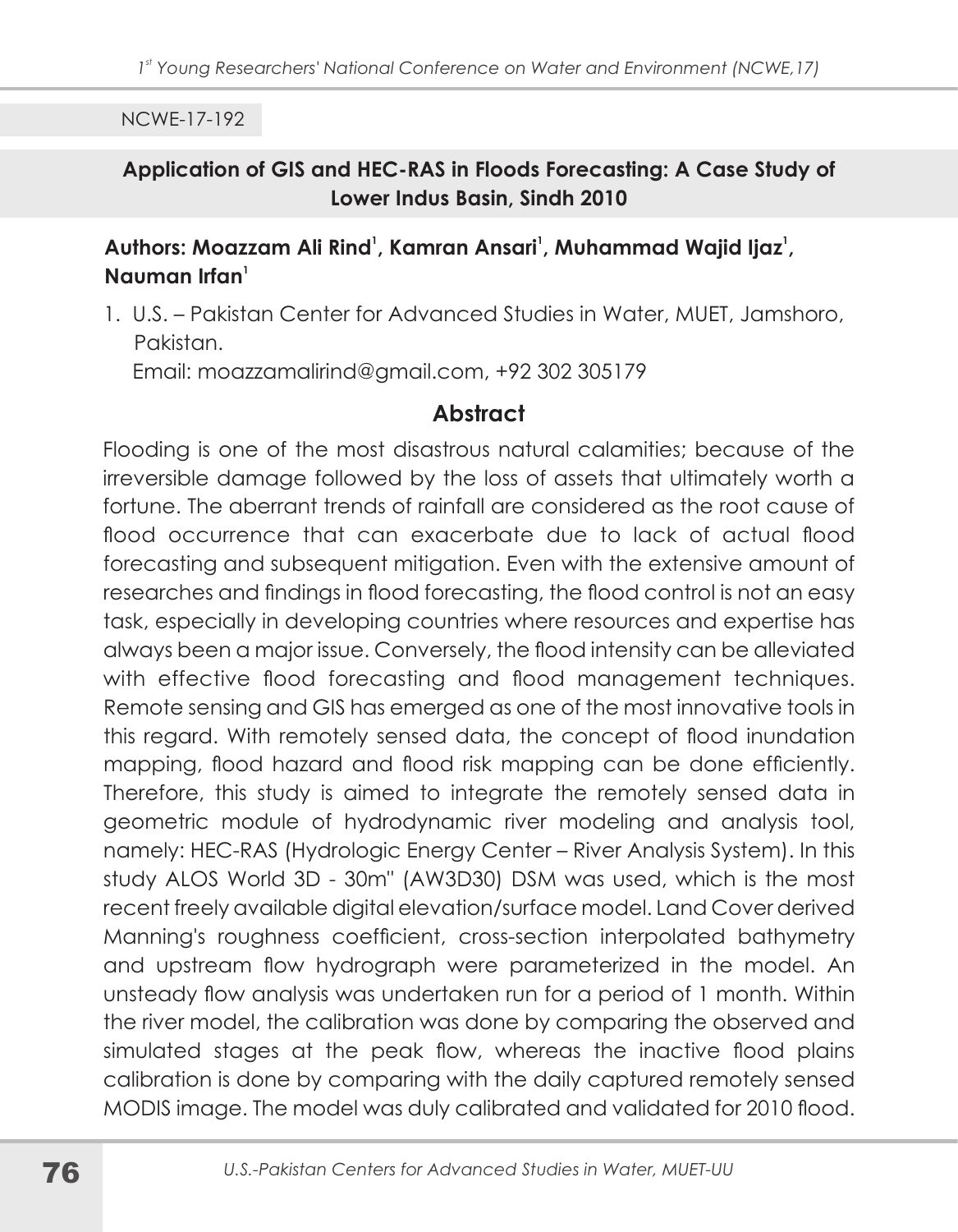NCWE-17-192

## Application of GIS and HEC-RAS in Floods Forecasting: A Case Study of Lower Indus Basin, Sindh 2010

**Authors: Moazzam Ali Rind[1], Kamran Ansari[1], Muhammad Wajid Ijaz[1], Nauman Irfan[1]**

1. U.S. – Pakistan Center for Advanced Studies in Water, MUET, Jamshoro, Pakistan.
   Email: moazzamalirind@gmail.com, +92 302 305179

### Abstract

Flooding is one of the most disastrous natural calamities; because of the irreversible damage followed by the loss of assets that ultimately worth a fortune. The aberrant trends of rainfall are considered as the root cause of flood occurrence that can exacerbate due to lack of actual flood forecasting and subsequent mitigation. Even with the extensive amount of researches and findings in flood forecasting, the flood control is not an easy task, especially in developing countries where resources and expertise has always been a major issue. Conversely, the flood intensity can be alleviated with effective flood forecasting and flood management techniques. Remote sensing and GIS has emerged as one of the most innovative tools in this regard. With remotely sensed data, the concept of flood inundation mapping, flood hazard and flood risk mapping can be done efficiently. Therefore, this study is aimed to integrate the remotely sensed data in geometric module of hydrodynamic river modeling and analysis tool, namely: HEC-RAS (Hydrologic Energy Center – River Analysis System). In this study ALOS World 3D - 30m" (AW3D30) DSM was used, which is the most recent freely available digital elevation/surface model. Land Cover derived Manning's roughness coefficient, cross-section interpolated bathymetry and upstream flow hydrograph were parameterized in the model. An unsteady flow analysis was undertaken run for a period of 1 month. Within the river model, the calibration was done by comparing the observed and simulated stages at the peak flow, whereas the inactive flood plains calibration is done by comparing with the daily captured remotely sensed MODIS image. The model was duly calibrated and validated for 2010 flood.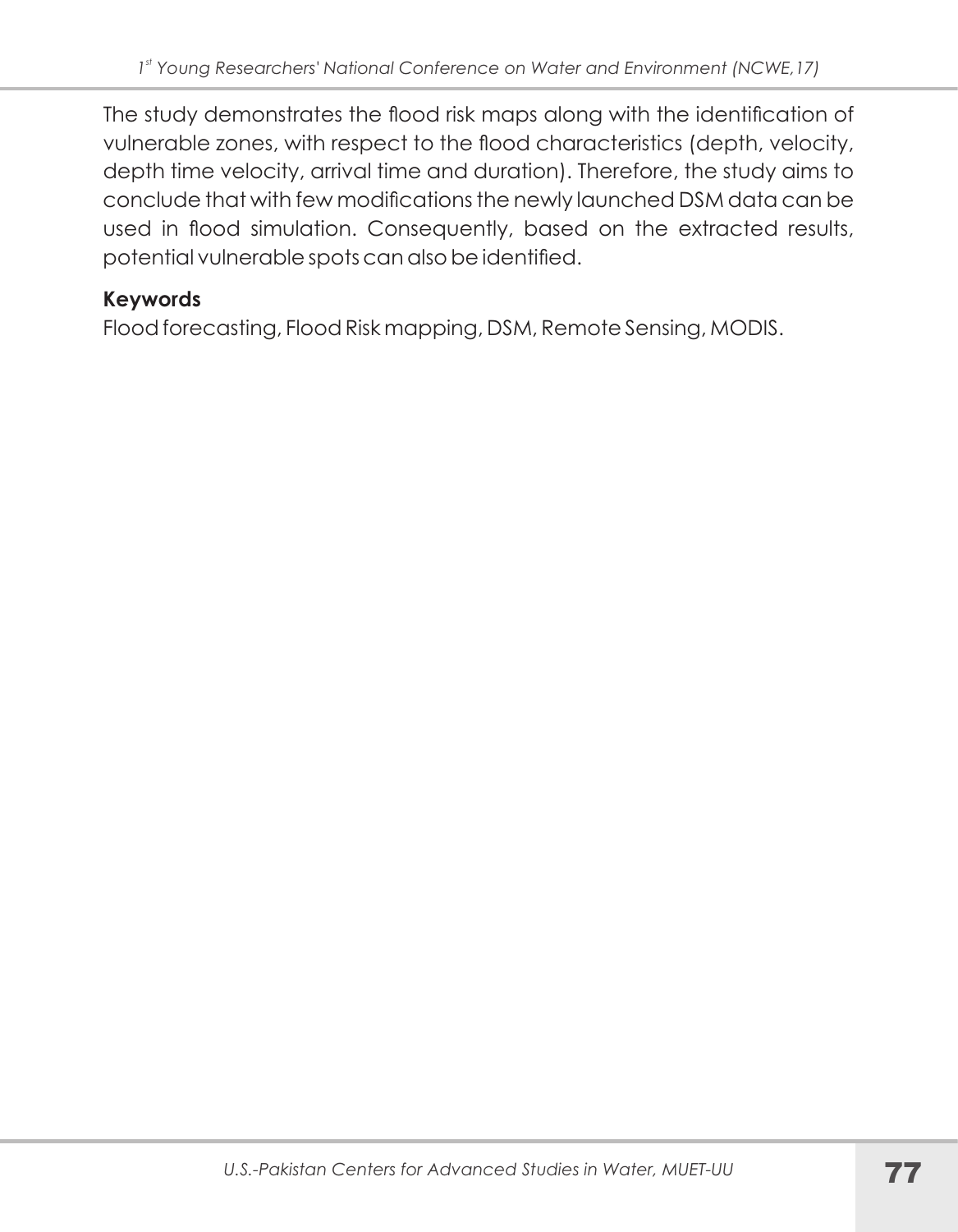The study demonstrates the flood risk maps along with the identification of vulnerable zones, with respect to the flood characteristics (depth, velocity, depth time velocity, arrival time and duration). Therefore, the study aims to conclude that with few modifications the newly launched DSM data can be used in flood simulation. Consequently, based on the extracted results, potential vulnerable spots can also be identified.

**Keywords**

Flood forecasting, Flood Risk mapping, DSM, Remote Sensing, MODIS.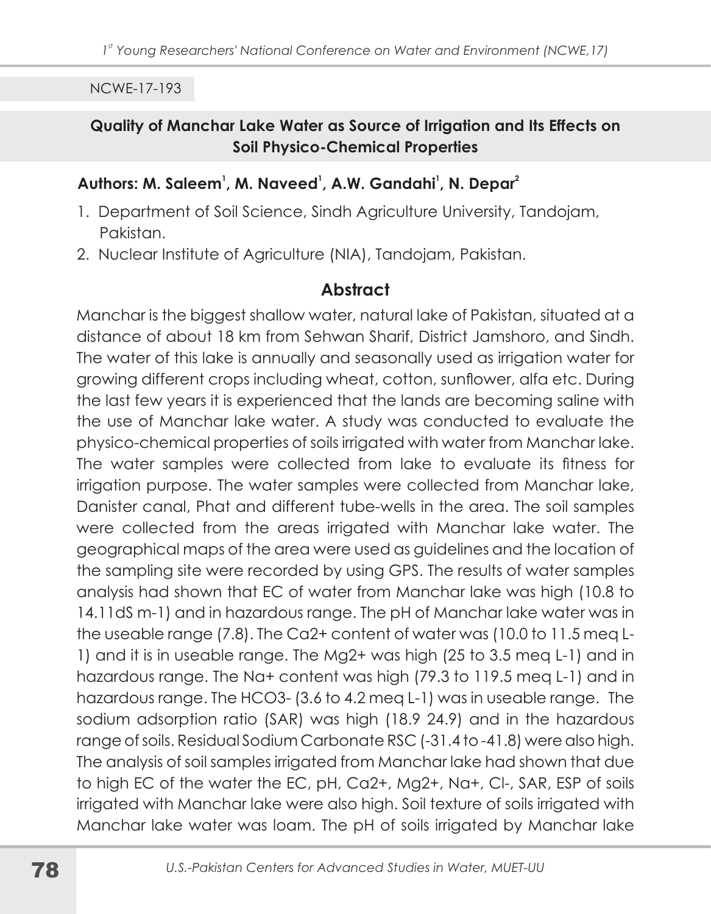NCWE-17-193

## Quality of Manchar Lake Water as Source of Irrigation and Its Effects on Soil Physico-Chemical Properties

**Authors: M. Saleem[1], M. Naveed[1], A.W. Gandahi[1], N. Depar[2]**

1. Department of Soil Science, Sindh Agriculture University, Tandojam, Pakistan.
2. Nuclear Institute of Agriculture (NIA), Tandojam, Pakistan.

### Abstract

Manchar is the biggest shallow water, natural lake of Pakistan, situated at a distance of about 18 km from Sehwan Sharif, District Jamshoro, and Sindh. The water of this lake is annually and seasonally used as irrigation water for growing different crops including wheat, cotton, sunflower, alfa etc. During the last few years it is experienced that the lands are becoming saline with the use of Manchar lake water. A study was conducted to evaluate the physico-chemical properties of soils irrigated with water from Manchar lake. The water samples were collected from lake to evaluate its fitness for irrigation purpose. The water samples were collected from Manchar lake, Danister canal, Phat and different tube-wells in the area. The soil samples were collected from the areas irrigated with Manchar lake water. The geographical maps of the area were used as guidelines and the location of the sampling site were recorded by using GPS. The results of water samples analysis had shown that EC of water from Manchar lake was high (10.8 to 14.11dS $m^{-1}$) and in hazardous range. The pH of Manchar lake water was in the useable range (7.8). The $Ca^{2+}$ content of water was (10.0 to 11.5 meq $L^{-1}$) and it is in useable range. The $Mg^{2+}$ was high (25 to 3.5 meq $L^{-1}$) and in hazardous range. The $Na^{+}$ content was high (79.3 to 119.5 meq $L^{-1}$) and in hazardous range. The $HCO_3^-$ (3.6 to 4.2 meq $L^{-1}$) was in useable range. The sodium adsorption ratio (SAR) was high (18.9 24.9) and in the hazardous range of soils. Residual Sodium Carbonate RSC (-31.4 to -41.8) were also high. The analysis of soil samples irrigated from Manchar lake had shown that due to high EC of the water the EC, pH, $Ca^{2+}$, $Mg^{2+}$, $Na^{+}$, $Cl^{-}$, SAR, ESP of soils irrigated with Manchar lake were also high. Soil texture of soils irrigated with Manchar lake water was loam. The pH of soils irrigated by Manchar lake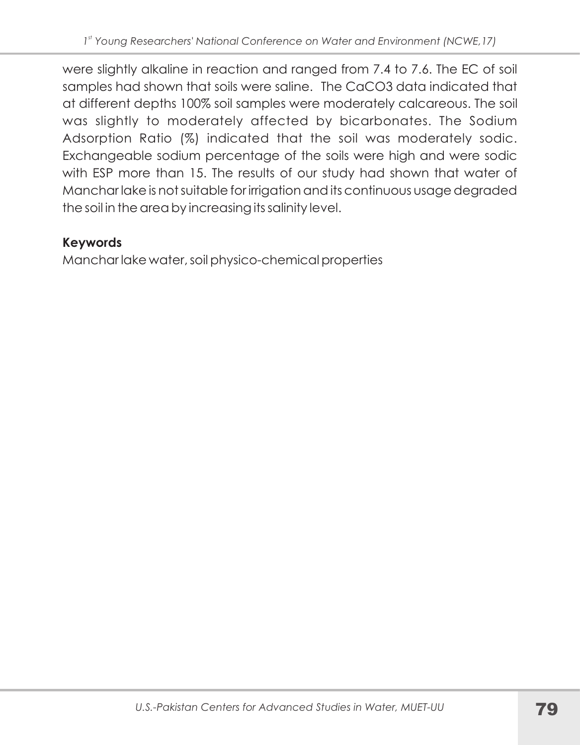were slightly alkaline in reaction and ranged from 7.4 to 7.6. The EC of soil samples had shown that soils were saline. The $CaCO_3$ data indicated that at different depths 100% soil samples were moderately calcareous. The soil was slightly to moderately affected by bicarbonates. The Sodium Adsorption Ratio (%) indicated that the soil was moderately sodic. Exchangeable sodium percentage of the soils were high and were sodic with ESP more than 15. The results of our study had shown that water of Manchar lake is not suitable for irrigation and its continuous usage degraded the soil in the area by increasing its salinity level.

**Keywords**

Manchar lake water, soil physico-chemical properties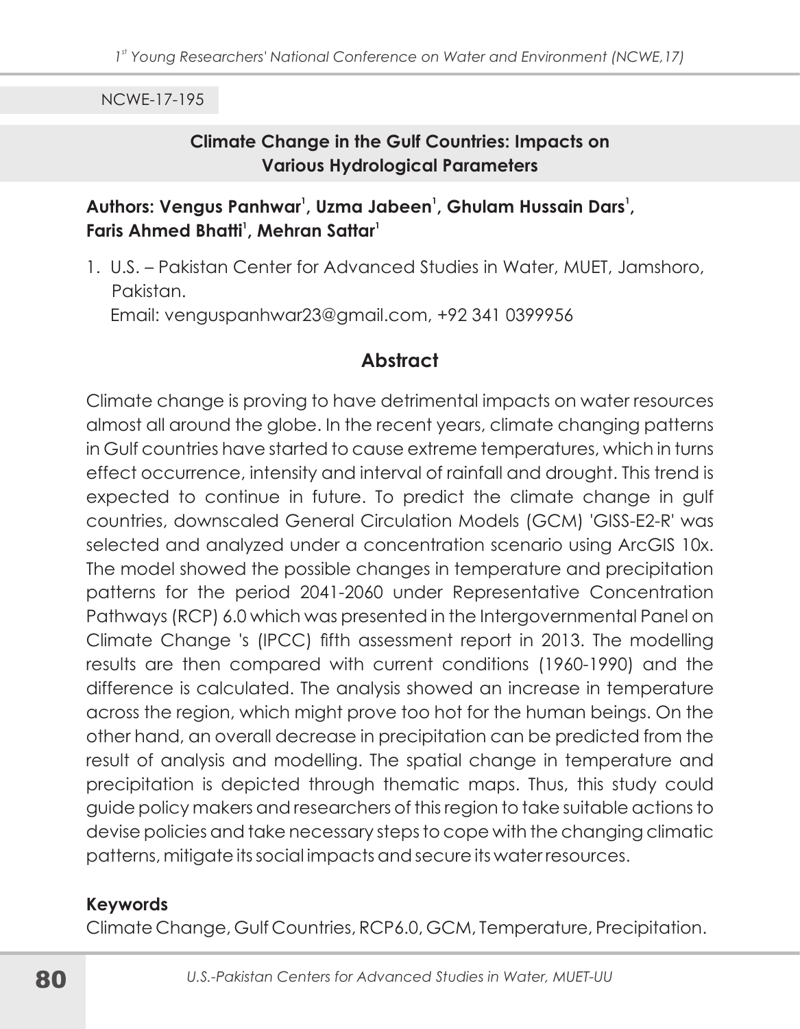NCWE-17-195

## Climate Change in the Gulf Countries: Impacts on Various Hydrological Parameters

**Authors: Vengus Panhwar[1], Uzma Jabeen[1], Ghulam Hussain Dars[1], Faris Ahmed Bhatti[1], Mehran Sattar[1]**

1. U.S. – Pakistan Center for Advanced Studies in Water, MUET, Jamshoro, Pakistan.
   Email: venguspanhwar23@gmail.com, +92 341 0399956

### Abstract

Climate change is proving to have detrimental impacts on water resources almost all around the globe. In the recent years, climate changing patterns in Gulf countries have started to cause extreme temperatures, which in turns effect occurrence, intensity and interval of rainfall and drought. This trend is expected to continue in future. To predict the climate change in gulf countries, downscaled General Circulation Models (GCM) 'GISS-E2-R' was selected and analyzed under a concentration scenario using ArcGIS 10x. The model showed the possible changes in temperature and precipitation patterns for the period 2041-2060 under Representative Concentration Pathways (RCP) 6.0 which was presented in the Intergovernmental Panel on Climate Change 's (IPCC) fifth assessment report in 2013. The modelling results are then compared with current conditions (1960-1990) and the difference is calculated. The analysis showed an increase in temperature across the region, which might prove too hot for the human beings. On the other hand, an overall decrease in precipitation can be predicted from the result of analysis and modelling. The spatial change in temperature and precipitation is depicted through thematic maps. Thus, this study could guide policy makers and researchers of this region to take suitable actions to devise policies and take necessary steps to cope with the changing climatic patterns, mitigate its social impacts and secure its water resources.

**Keywords**

Climate Change, Gulf Countries, RCP6.0, GCM, Temperature, Precipitation.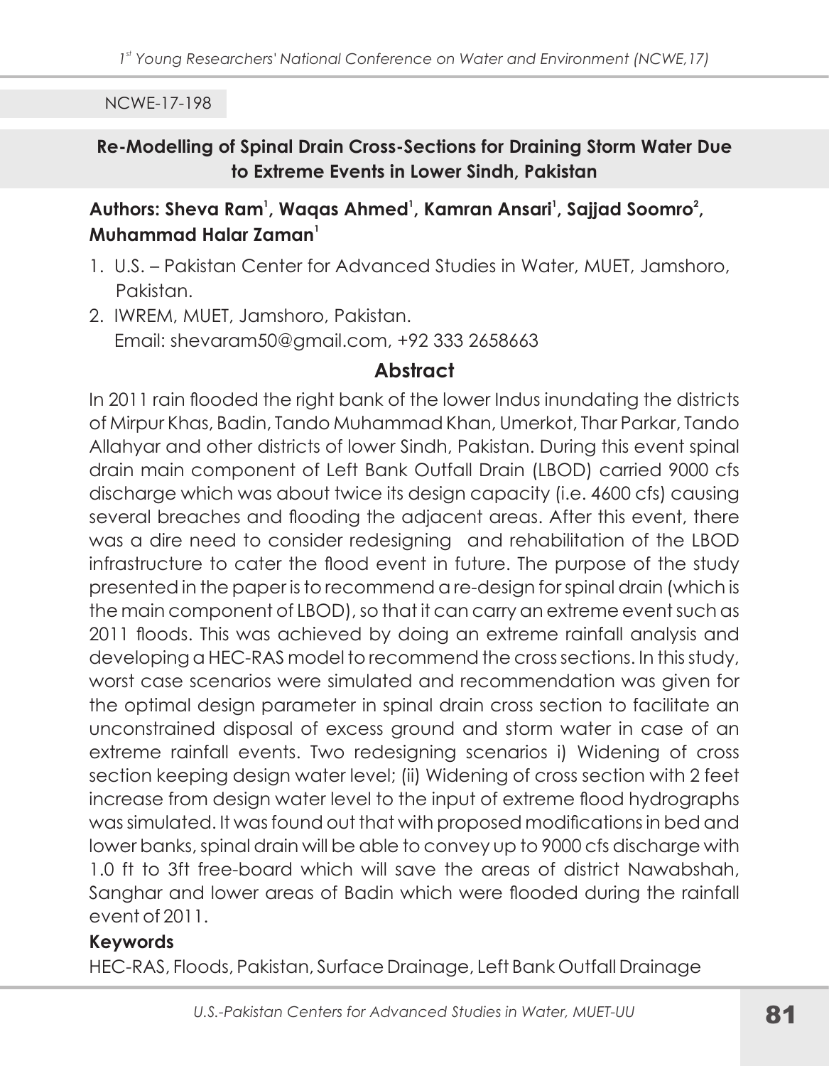NCWE-17-198

## Re-Modelling of Spinal Drain Cross-Sections for Draining Storm Water Due to Extreme Events in Lower Sindh, Pakistan

**Authors: Sheva Ram[1], Waqas Ahmed[1], Kamran Ansari[1], Sajjad Soomro[2], Muhammad Halar Zaman[1]**

1. U.S. – Pakistan Center for Advanced Studies in Water, MUET, Jamshoro, Pakistan.
2. IWREM, MUET, Jamshoro, Pakistan.
   Email: shevaram50@gmail.com, +92 333 2658663

### Abstract

In 2011 rain flooded the right bank of the lower Indus inundating the districts of Mirpur Khas, Badin, Tando Muhammad Khan, Umerkot, Thar Parkar, Tando Allahyar and other districts of lower Sindh, Pakistan. During this event spinal drain main component of Left Bank Outfall Drain (LBOD) carried 9000 cfs discharge which was about twice its design capacity (i.e. 4600 cfs) causing several breaches and flooding the adjacent areas. After this event, there was a dire need to consider redesigning and rehabilitation of the LBOD infrastructure to cater the flood event in future. The purpose of the study presented in the paper is to recommend a re-design for spinal drain (which is the main component of LBOD), so that it can carry an extreme event such as 2011 floods. This was achieved by doing an extreme rainfall analysis and developing a HEC-RAS model to recommend the cross sections. In this study, worst case scenarios were simulated and recommendation was given for the optimal design parameter in spinal drain cross section to facilitate an unconstrained disposal of excess ground and storm water in case of an extreme rainfall events. Two redesigning scenarios i) Widening of cross section keeping design water level; (ii) Widening of cross section with 2 feet increase from design water level to the input of extreme flood hydrographs was simulated. It was found out that with proposed modifications in bed and lower banks, spinal drain will be able to convey up to 9000 cfs discharge with 1.0 ft to 3ft free-board which will save the areas of district Nawabshah, Sanghar and lower areas of Badin which were flooded during the rainfall event of 2011.

**Keywords**

HEC-RAS, Floods, Pakistan, Surface Drainage, Left Bank Outfall Drainage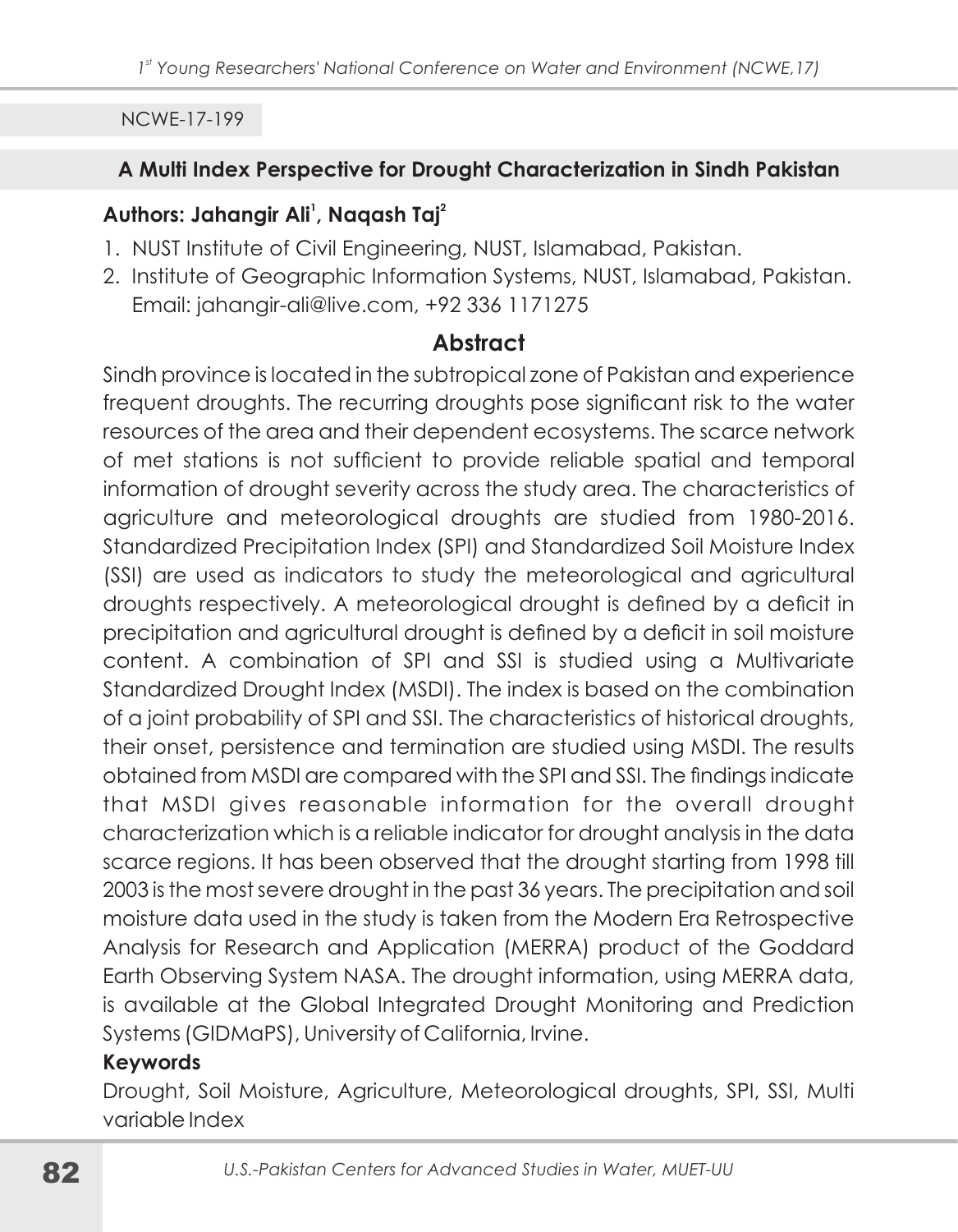NCWE-17-199

## A Multi Index Perspective for Drought Characterization in Sindh Pakistan

**Authors: Jahangir Ali[1], Naqash Taj[2]**

1. NUST Institute of Civil Engineering, NUST, Islamabad, Pakistan.
2. Institute of Geographic Information Systems, NUST, Islamabad, Pakistan.
   Email: jahangir-ali@live.com, +92 336 1171275

### Abstract

Sindh province is located in the subtropical zone of Pakistan and experience frequent droughts. The recurring droughts pose significant risk to the water resources of the area and their dependent ecosystems. The scarce network of met stations is not sufficient to provide reliable spatial and temporal information of drought severity across the study area. The characteristics of agriculture and meteorological droughts are studied from 1980-2016. Standardized Precipitation Index (SPI) and Standardized Soil Moisture Index (SSI) are used as indicators to study the meteorological and agricultural droughts respectively. A meteorological drought is defined by a deficit in precipitation and agricultural drought is defined by a deficit in soil moisture content. A combination of SPI and SSI is studied using a Multivariate Standardized Drought Index (MSDI). The index is based on the combination of a joint probability of SPI and SSI. The characteristics of historical droughts, their onset, persistence and termination are studied using MSDI. The results obtained from MSDI are compared with the SPI and SSI. The findings indicate that MSDI gives reasonable information for the overall drought characterization which is a reliable indicator for drought analysis in the data scarce regions. It has been observed that the drought starting from 1998 till 2003 is the most severe drought in the past 36 years. The precipitation and soil moisture data used in the study is taken from the Modern Era Retrospective Analysis for Research and Application (MERRA) product of the Goddard Earth Observing System NASA. The drought information, using MERRA data, is available at the Global Integrated Drought Monitoring and Prediction Systems (GIDMaPS), University of California, Irvine.

**Keywords**

Drought, Soil Moisture, Agriculture, Meteorological droughts, SPI, SSI, Multi variable Index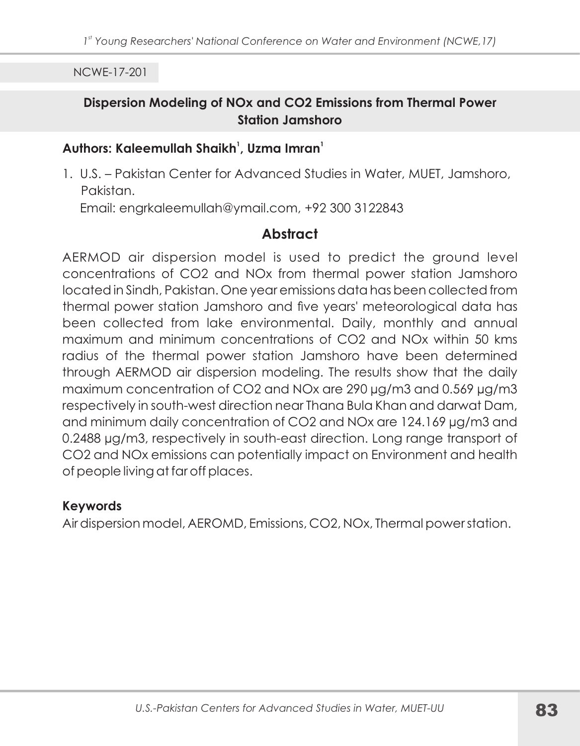NCWE-17-201

## Dispersion Modeling of NOx and CO2 Emissions from Thermal Power Station Jamshoro

**Authors: Kaleemullah Shaikh[1], Uzma Imran[1]**

1. U.S. – Pakistan Center for Advanced Studies in Water, MUET, Jamshoro, Pakistan.
   Email: engrkaleemullah@ymail.com, +92 300 3122843

### Abstract

AERMOD air dispersion model is used to predict the ground level concentrations of $CO_2$ and NOx from thermal power station Jamshoro located in Sindh, Pakistan. One year emissions data has been collected from thermal power station Jamshoro and five years' meteorological data has been collected from lake environmental. Daily, monthly and annual maximum and minimum concentrations of $CO_2$ and NOx within 50 kms radius of the thermal power station Jamshoro have been determined through AERMOD air dispersion modeling. The results show that the daily maximum concentration of $CO_2$ and NOx are 290 μg/m3 and 0.569 μg/m3 respectively in south-west direction near Thana Bula Khan and darwat Dam, and minimum daily concentration of $CO_2$ and NOx are 124.169 μg/m3 and 0.2488 μg/m3, respectively in south-east direction. Long range transport of $CO_2$ and NOx emissions can potentially impact on Environment and health of people living at far off places.

**Keywords**

Air dispersion model, AEROMD, Emissions, $CO_2$, NOx, Thermal power station.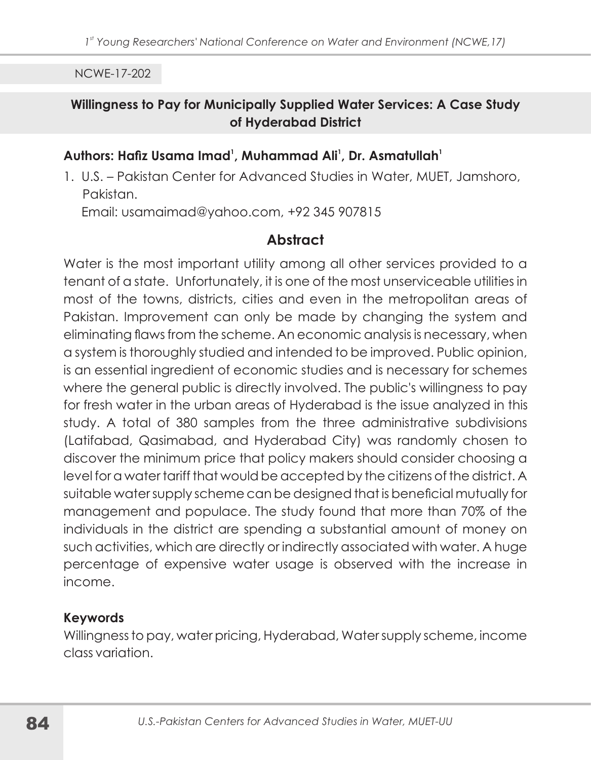NCWE-17-202

## Willingness to Pay for Municipally Supplied Water Services: A Case Study of Hyderabad District

**Authors: Hafiz Usama Imad[1], Muhammad Ali[1], Dr. Asmatullah[1]**

1. U.S. – Pakistan Center for Advanced Studies in Water, MUET, Jamshoro, Pakistan.
   Email: usamaimad@yahoo.com, +92 345 907815

### Abstract

Water is the most important utility among all other services provided to a tenant of a state. Unfortunately, it is one of the most unserviceable utilities in most of the towns, districts, cities and even in the metropolitan areas of Pakistan. Improvement can only be made by changing the system and eliminating flaws from the scheme. An economic analysis is necessary, when a system is thoroughly studied and intended to be improved. Public opinion, is an essential ingredient of economic studies and is necessary for schemes where the general public is directly involved. The public's willingness to pay for fresh water in the urban areas of Hyderabad is the issue analyzed in this study. A total of 380 samples from the three administrative subdivisions (Latifabad, Qasimabad, and Hyderabad City) was randomly chosen to discover the minimum price that policy makers should consider choosing a level for a water tariff that would be accepted by the citizens of the district. A suitable water supply scheme can be designed that is beneficial mutually for management and populace. The study found that more than 70% of the individuals in the district are spending a substantial amount of money on such activities, which are directly or indirectly associated with water. A huge percentage of expensive water usage is observed with the increase in income.

**Keywords**

Willingness to pay, water pricing, Hyderabad, Water supply scheme, income class variation.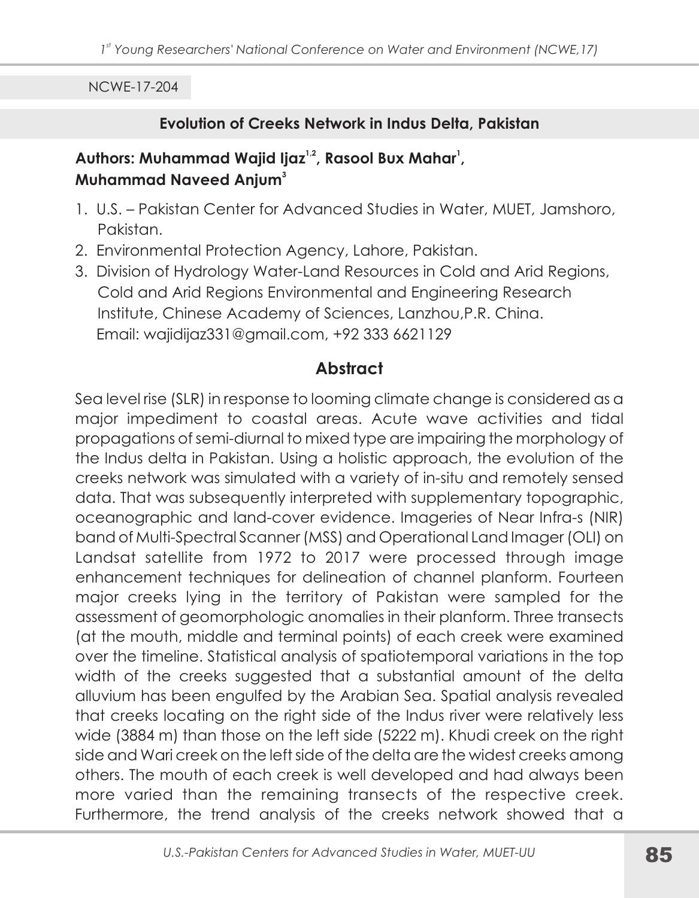NCWE-17-204

## Evolution of Creeks Network in Indus Delta, Pakistan

**Authors: Muhammad Wajid Ijaz[1,2], Rasool Bux Mahar[1], Muhammad Naveed Anjum[3]**

1. U.S. – Pakistan Center for Advanced Studies in Water, MUET, Jamshoro, Pakistan.
2. Environmental Protection Agency, Lahore, Pakistan.
3. Division of Hydrology Water-Land Resources in Cold and Arid Regions, Cold and Arid Regions Environmental and Engineering Research Institute, Chinese Academy of Sciences, Lanzhou,P.R. China.
   Email: wajidijaz331@gmail.com, +92 333 6621129

### Abstract

Sea level rise (SLR) in response to looming climate change is considered as a major impediment to coastal areas. Acute wave activities and tidal propagations of semi-diurnal to mixed type are impairing the morphology of the Indus delta in Pakistan. Using a holistic approach, the evolution of the creeks network was simulated with a variety of in-situ and remotely sensed data. That was subsequently interpreted with supplementary topographic, oceanographic and land-cover evidence. Imageries of Near Infra-s (NIR) band of Multi-Spectral Scanner (MSS) and Operational Land Imager (OLI) on Landsat satellite from 1972 to 2017 were processed through image enhancement techniques for delineation of channel planform. Fourteen major creeks lying in the territory of Pakistan were sampled for the assessment of geomorphologic anomalies in their planform. Three transects (at the mouth, middle and terminal points) of each creek were examined over the timeline. Statistical analysis of spatiotemporal variations in the top width of the creeks suggested that a substantial amount of the delta alluvium has been engulfed by the Arabian Sea. Spatial analysis revealed that creeks locating on the right side of the Indus river were relatively less wide (3884 m) than those on the left side (5222 m). Khudi creek on the right side and Wari creek on the left side of the delta are the widest creeks among others. The mouth of each creek is well developed and had always been more varied than the remaining transects of the respective creek. Furthermore, the trend analysis of the creeks network showed that a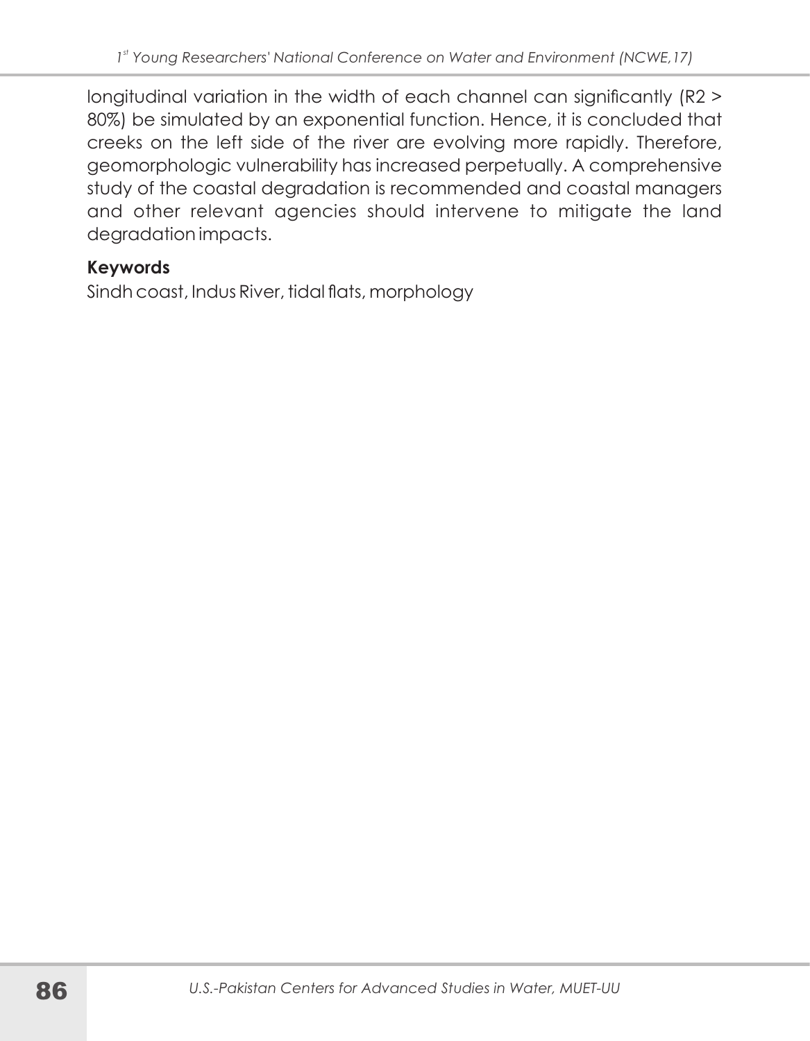longitudinal variation in the width of each channel can significantly ($R2 > 80\%$) be simulated by an exponential function. Hence, it is concluded that creeks on the left side of the river are evolving more rapidly. Therefore, geomorphologic vulnerability has increased perpetually. A comprehensive study of the coastal degradation is recommended and coastal managers and other relevant agencies should intervene to mitigate the land degradation impacts.

**Keywords**

Sindh coast, Indus River, tidal flats, morphology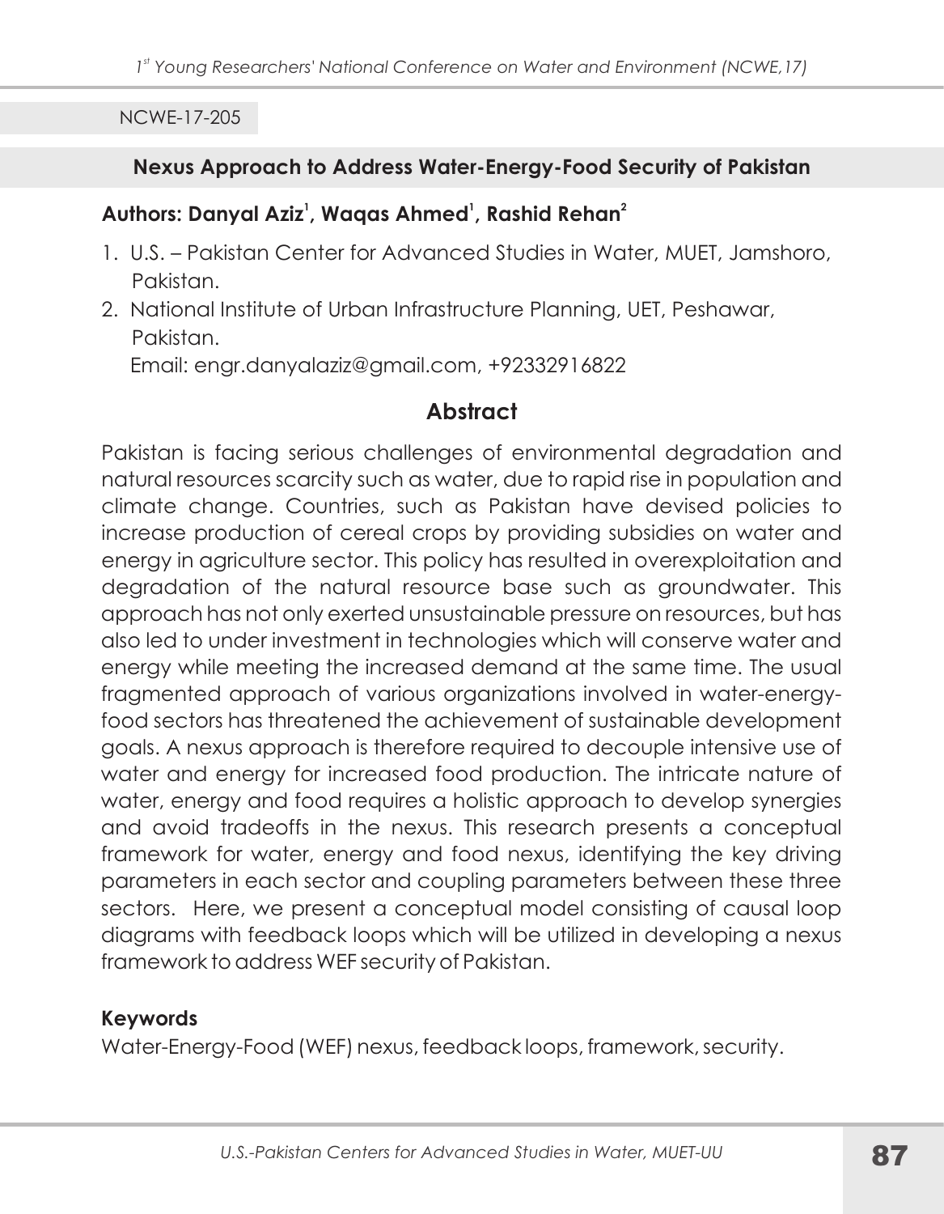NCWE-17-205

## Nexus Approach to Address Water-Energy-Food Security of Pakistan

**Authors: Danyal Aziz[1], Waqas Ahmed[1], Rashid Rehan[2]**

1. U.S. – Pakistan Center for Advanced Studies in Water, MUET, Jamshoro, Pakistan.
2. National Institute of Urban Infrastructure Planning, UET, Peshawar, Pakistan.

Email: engr.danyalaziz@gmail.com, +92332916822

### Abstract

Pakistan is facing serious challenges of environmental degradation and natural resources scarcity such as water, due to rapid rise in population and climate change. Countries, such as Pakistan have devised policies to increase production of cereal crops by providing subsidies on water and energy in agriculture sector. This policy has resulted in overexploitation and degradation of the natural resource base such as groundwater. This approach has not only exerted unsustainable pressure on resources, but has also led to under investment in technologies which will conserve water and energy while meeting the increased demand at the same time. The usual fragmented approach of various organizations involved in water-energy-food sectors has threatened the achievement of sustainable development goals. A nexus approach is therefore required to decouple intensive use of water and energy for increased food production. The intricate nature of water, energy and food requires a holistic approach to develop synergies and avoid tradeoffs in the nexus. This research presents a conceptual framework for water, energy and food nexus, identifying the key driving parameters in each sector and coupling parameters between these three sectors. Here, we present a conceptual model consisting of causal loop diagrams with feedback loops which will be utilized in developing a nexus framework to address WEF security of Pakistan.

### Keywords

Water-Energy-Food (WEF) nexus, feedback loops, framework, security.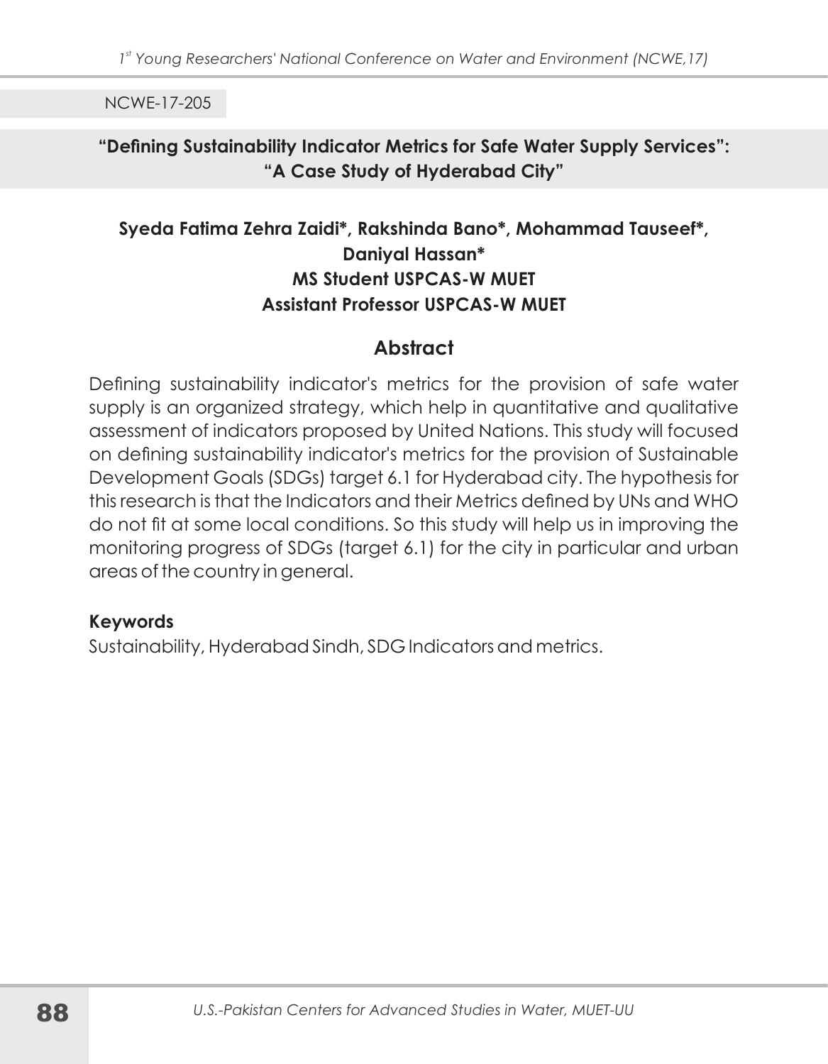NCWE-17-205

## "Defining Sustainability Indicator Metrics for Safe Water Supply Services": "A Case Study of Hyderabad City"

**Syeda Fatima Zehra Zaidi*, Rakshinda Bano*, Mohammad Tauseef*, Daniyal Hassan***
**MS Student USPCAS-W MUET**
**Assistant Professor USPCAS-W MUET**

### Abstract

Defining sustainability indicator's metrics for the provision of safe water supply is an organized strategy, which help in quantitative and qualitative assessment of indicators proposed by United Nations. This study will focused on defining sustainability indicator's metrics for the provision of Sustainable Development Goals (SDGs) target 6.1 for Hyderabad city. The hypothesis for this research is that the Indicators and their Metrics defined by UNs and WHO do not fit at some local conditions. So this study will help us in improving the monitoring progress of SDGs (target 6.1) for the city in particular and urban areas of the country in general.

**Keywords**

Sustainability, Hyderabad Sindh, SDG Indicators and metrics.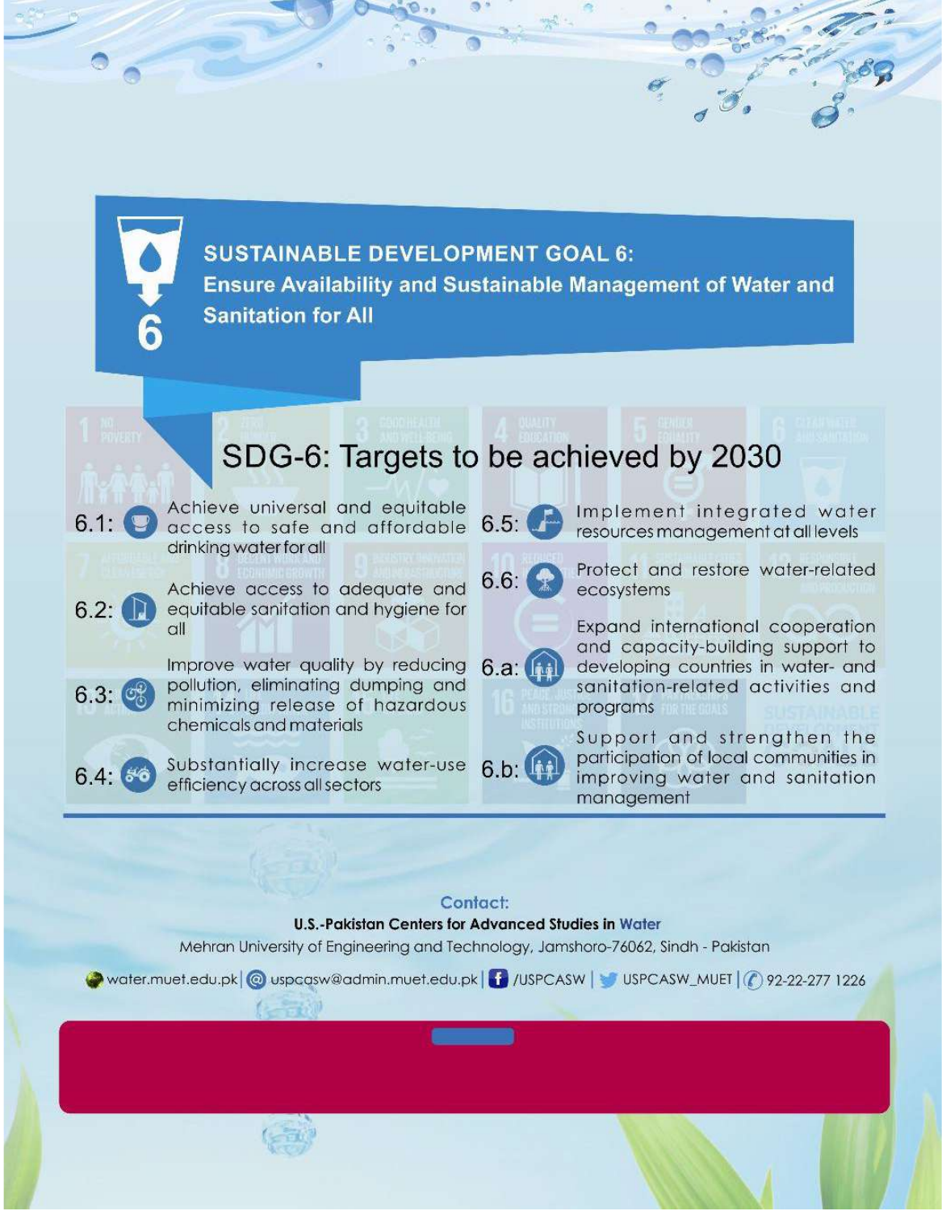## SUSTAINABLE DEVELOPMENT GOAL 6: Ensure Availability and Sustainable Management of Water and Sanitation for All

### SDG-6: Targets to be achieved by 2030

- **6.1:** Achieve universal and equitable access to safe and affordable drinking water for all
- **6.2:** Achieve access to adequate and equitable sanitation and hygiene for all
- **6.3:** Improve water quality by reducing pollution, eliminating dumping and minimizing release of hazardous chemicals and materials
- **6.4:** Substantially increase water-use efficiency across all sectors
- **6.5:** Implement integrated water resources management at all levels
- **6.6:** Protect and restore water-related ecosystems
- **6.a:** Expand international cooperation and capacity-building support to developing countries in water- and sanitation-related activities and programs
- **6.b:** Support and strengthen the participation of local communities in improving water and sanitation management

**Contact:**

**U.S.-Pakistan Centers for Advanced Studies in Water**

Mehran University of Engineering and Technology, Jamshoro-76062, Sindh - Pakistan

water.muet.edu.pk | uspcasw@admin.muet.edu.pk | /USPCASW | USPCASW_MUET | 92-22-277 1226